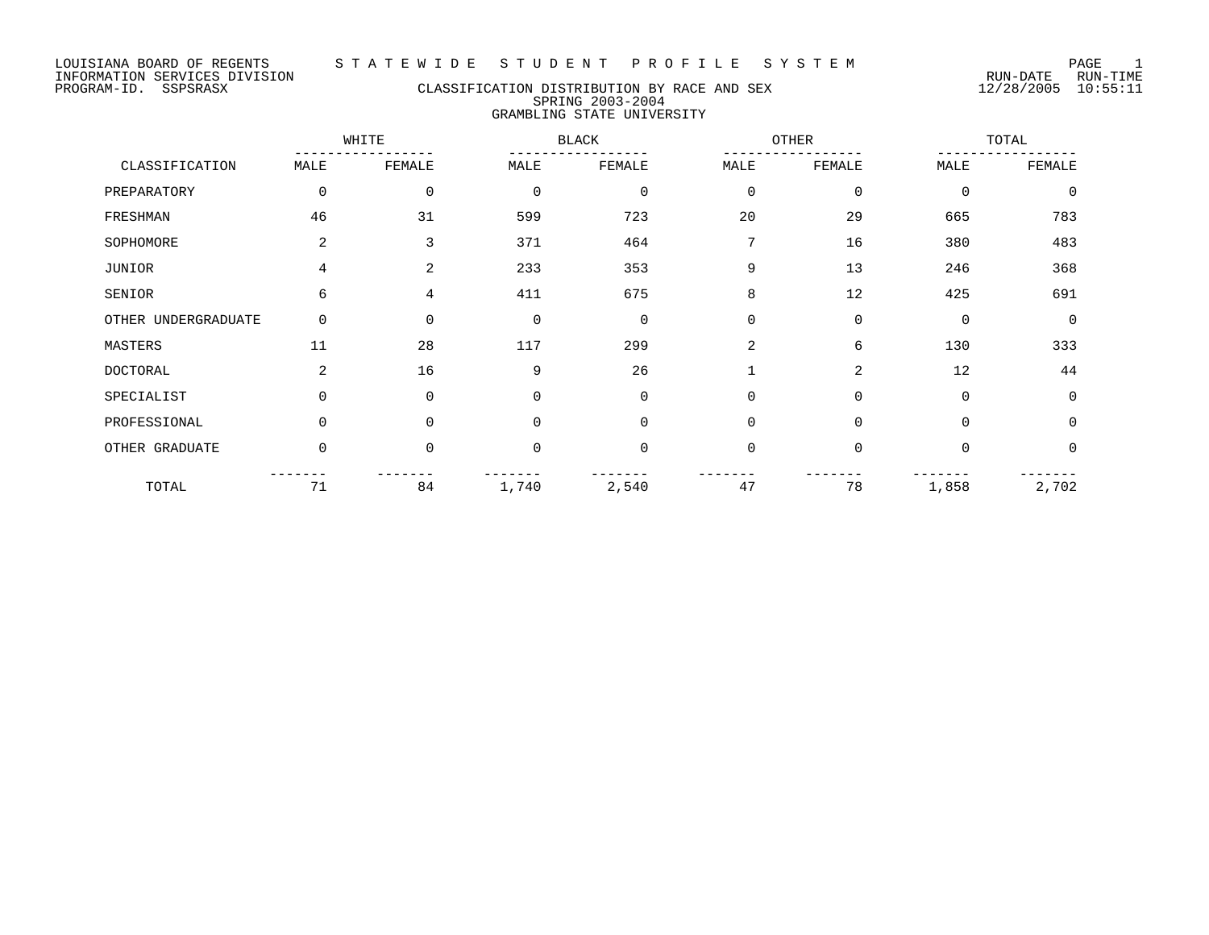LOUISIANA BOARD OF REGENTS
INFORMATION SERVICES DIVISION
PROGRAM-ID. SSPSRASX

STATEWIDE STUDENT PROFILE SYSTEM

RUN-DATE 12/28/2005 RUN-TIME 10:55:11

## CLASSIFICATION DISTRIBUTION BY RACE AND SEX
### SPRING 2003-2004
### GRAMBLING STATE UNIVERSITY

| CLASSIFICATION | WHITE | | BLACK | | OTHER | | TOTAL | |
|---|---|---|---|---|---|---|---|---|
| | MALE | FEMALE | MALE | FEMALE | MALE | FEMALE | MALE | FEMALE |
| PREPARATORY | 0 | 0 | 0 | 0 | 0 | 0 | 0 | 0 |
| FRESHMAN | 46 | 31 | 599 | 723 | 20 | 29 | 665 | 783 |
| SOPHOMORE | 2 | 3 | 371 | 464 | 7 | 16 | 380 | 483 |
| JUNIOR | 4 | 2 | 233 | 353 | 9 | 13 | 246 | 368 |
| SENIOR | 6 | 4 | 411 | 675 | 8 | 12 | 425 | 691 |
| OTHER UNDERGRADUATE | 0 | 0 | 0 | 0 | 0 | 0 | 0 | 0 |
| MASTERS | 11 | 28 | 117 | 299 | 2 | 6 | 130 | 333 |
| DOCTORAL | 2 | 16 | 9 | 26 | 1 | 2 | 12 | 44 |
| SPECIALIST | 0 | 0 | 0 | 0 | 0 | 0 | 0 | 0 |
| PROFESSIONAL | 0 | 0 | 0 | 0 | 0 | 0 | 0 | 0 |
| OTHER GRADUATE | 0 | 0 | 0 | 0 | 0 | 0 | 0 | 0 |
| TOTAL | 71 | 84 | 1,740 | 2,540 | 47 | 78 | 1,858 | 2,702 |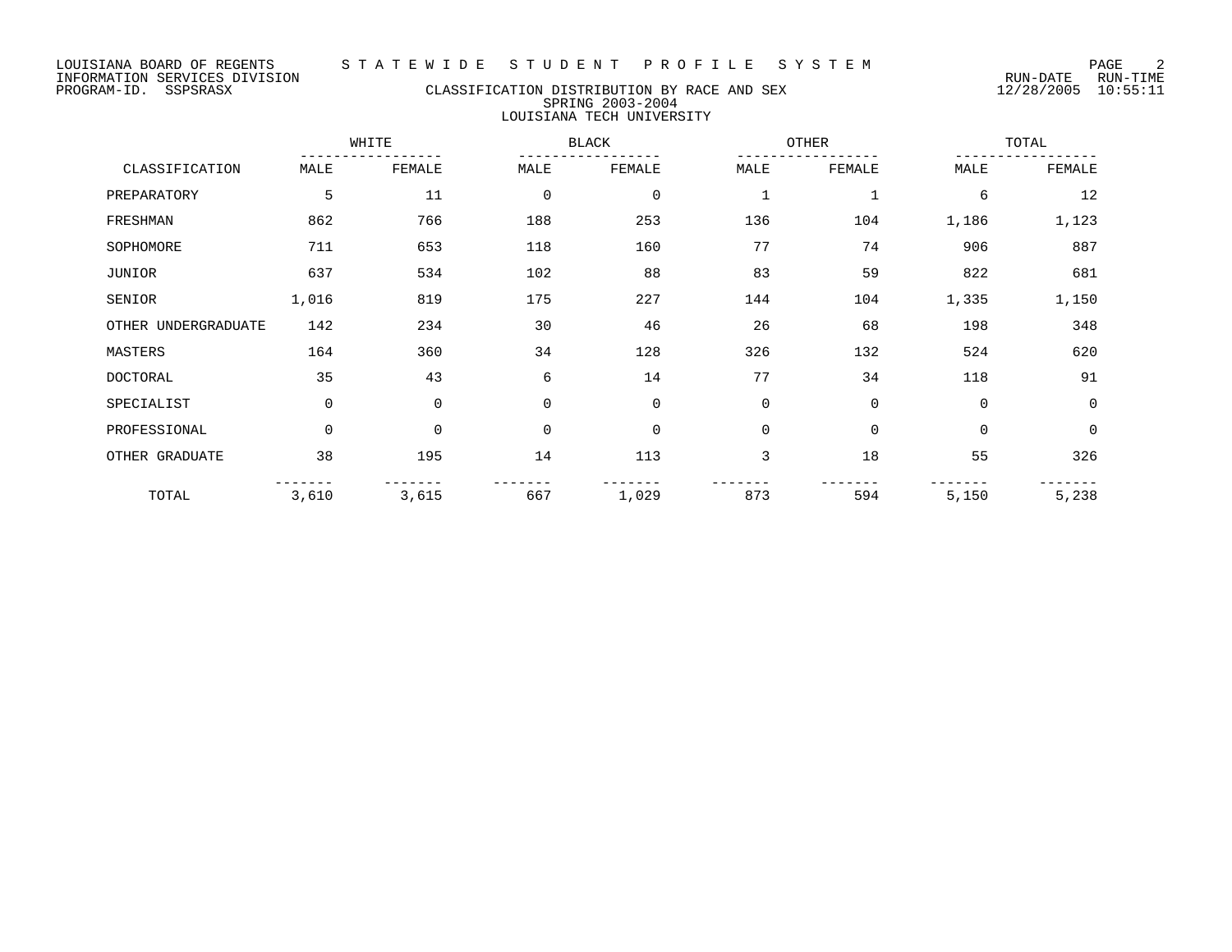# CLASSIFICATION DISTRIBUTION BY RACE AND SEX

## SPRING 2003-2004

## LOUISIANA TECH UNIVERSITY

| CLASSIFICATION | WHITE | | BLACK | | OTHER | | TOTAL | |
|---|---|---|---|---|---|---|---|---|
| | MALE | FEMALE | MALE | FEMALE | MALE | FEMALE | MALE | FEMALE |
| PREPARATORY | 5 | 11 | 0 | 0 | 1 | 1 | 6 | 12 |
| FRESHMAN | 862 | 766 | 188 | 253 | 136 | 104 | 1,186 | 1,123 |
| SOPHOMORE | 711 | 653 | 118 | 160 | 77 | 74 | 906 | 887 |
| JUNIOR | 637 | 534 | 102 | 88 | 83 | 59 | 822 | 681 |
| SENIOR | 1,016 | 819 | 175 | 227 | 144 | 104 | 1,335 | 1,150 |
| OTHER UNDERGRADUATE | 142 | 234 | 30 | 46 | 26 | 68 | 198 | 348 |
| MASTERS | 164 | 360 | 34 | 128 | 326 | 132 | 524 | 620 |
| DOCTORAL | 35 | 43 | 6 | 14 | 77 | 34 | 118 | 91 |
| SPECIALIST | 0 | 0 | 0 | 0 | 0 | 0 | 0 | 0 |
| PROFESSIONAL | 0 | 0 | 0 | 0 | 0 | 0 | 0 | 0 |
| OTHER GRADUATE | 38 | 195 | 14 | 113 | 3 | 18 | 55 | 326 |
| TOTAL | 3,610 | 3,615 | 667 | 1,029 | 873 | 594 | 5,150 | 5,238 |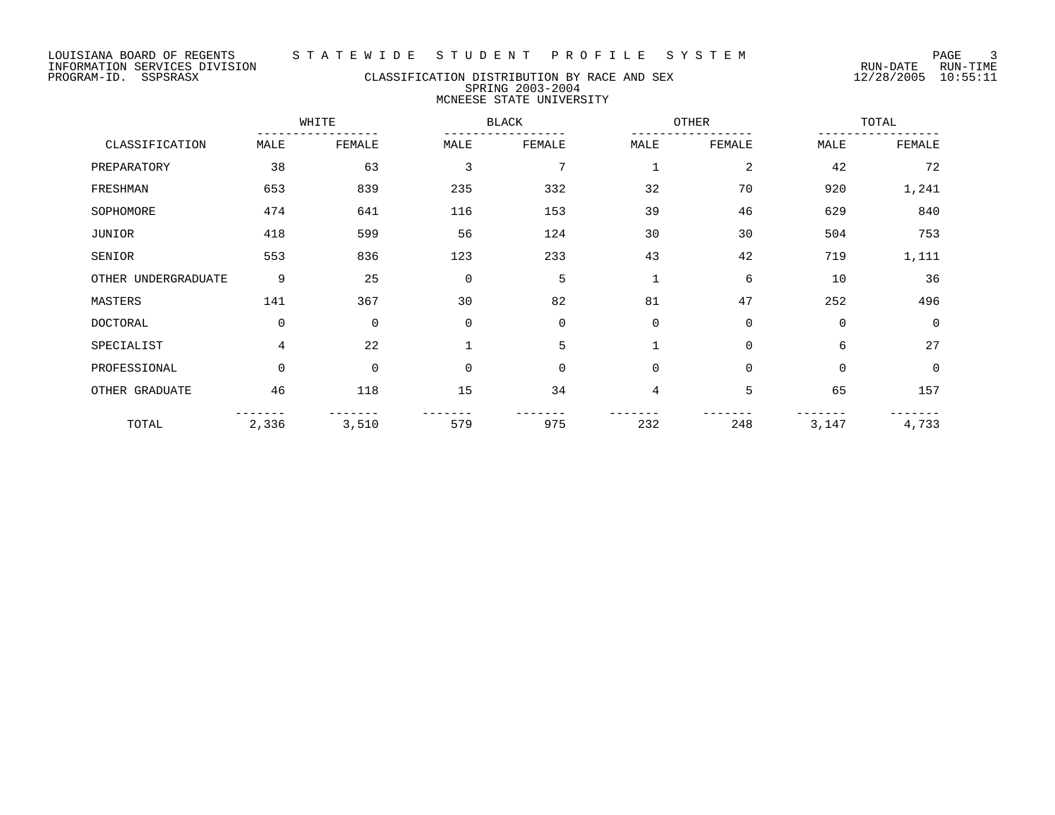LOUISIANA BOARD OF REGENTS — STATEWIDE STUDENT PROFILE SYSTEM
INFORMATION SERVICES DIVISION — RUN-DATE 12/28/2005 RUN-TIME 10:55:11
PROGRAM-ID. SSPSRASX

## CLASSIFICATION DISTRIBUTION BY RACE AND SEX
### SPRING 2003-2004
### MCNEESE STATE UNIVERSITY

| | WHITE | | BLACK | | OTHER | | TOTAL | |
|---|---|---|---|---|---|---|---|---|
| CLASSIFICATION | MALE | FEMALE | MALE | FEMALE | MALE | FEMALE | MALE | FEMALE |
| PREPARATORY | 38 | 63 | 3 | 7 | 1 | 2 | 42 | 72 |
| FRESHMAN | 653 | 839 | 235 | 332 | 32 | 70 | 920 | 1,241 |
| SOPHOMORE | 474 | 641 | 116 | 153 | 39 | 46 | 629 | 840 |
| JUNIOR | 418 | 599 | 56 | 124 | 30 | 30 | 504 | 753 |
| SENIOR | 553 | 836 | 123 | 233 | 43 | 42 | 719 | 1,111 |
| OTHER UNDERGRADUATE | 9 | 25 | 0 | 5 | 1 | 6 | 10 | 36 |
| MASTERS | 141 | 367 | 30 | 82 | 81 | 47 | 252 | 496 |
| DOCTORAL | 0 | 0 | 0 | 0 | 0 | 0 | 0 | 0 |
| SPECIALIST | 4 | 22 | 1 | 5 | 1 | 0 | 6 | 27 |
| PROFESSIONAL | 0 | 0 | 0 | 0 | 0 | 0 | 0 | 0 |
| OTHER GRADUATE | 46 | 118 | 15 | 34 | 4 | 5 | 65 | 157 |
| TOTAL | 2,336 | 3,510 | 579 | 975 | 232 | 248 | 3,147 | 4,733 |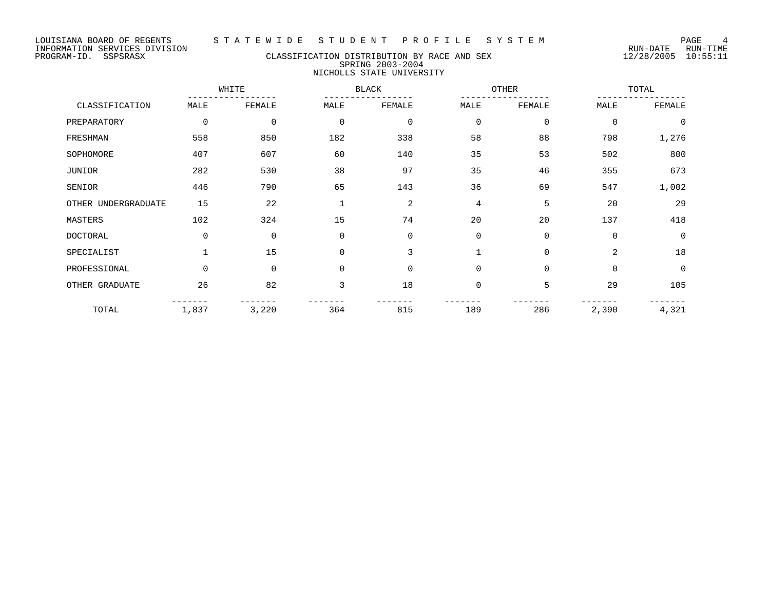LOUISIANA BOARD OF REGENTS — STATEWIDE STUDENT PROFILE SYSTEM
INFORMATION SERVICES DIVISION — RUN-DATE 12/28/2005 RUN-TIME 10:55:11
PROGRAM-ID. SSPSRASX

## CLASSIFICATION DISTRIBUTION BY RACE AND SEX
### SPRING 2003-2004
### NICHOLLS STATE UNIVERSITY

| CLASSIFICATION | WHITE | | BLACK | | OTHER | | TOTAL | |
|---|---|---|---|---|---|---|---|---|
| | MALE | FEMALE | MALE | FEMALE | MALE | FEMALE | MALE | FEMALE |
| PREPARATORY | 0 | 0 | 0 | 0 | 0 | 0 | 0 | 0 |
| FRESHMAN | 558 | 850 | 182 | 338 | 58 | 88 | 798 | 1,276 |
| SOPHOMORE | 407 | 607 | 60 | 140 | 35 | 53 | 502 | 800 |
| JUNIOR | 282 | 530 | 38 | 97 | 35 | 46 | 355 | 673 |
| SENIOR | 446 | 790 | 65 | 143 | 36 | 69 | 547 | 1,002 |
| OTHER UNDERGRADUATE | 15 | 22 | 1 | 2 | 4 | 5 | 20 | 29 |
| MASTERS | 102 | 324 | 15 | 74 | 20 | 20 | 137 | 418 |
| DOCTORAL | 0 | 0 | 0 | 0 | 0 | 0 | 0 | 0 |
| SPECIALIST | 1 | 15 | 0 | 3 | 1 | 0 | 2 | 18 |
| PROFESSIONAL | 0 | 0 | 0 | 0 | 0 | 0 | 0 | 0 |
| OTHER GRADUATE | 26 | 82 | 3 | 18 | 0 | 5 | 29 | 105 |
| TOTAL | 1,837 | 3,220 | 364 | 815 | 189 | 286 | 2,390 | 4,321 |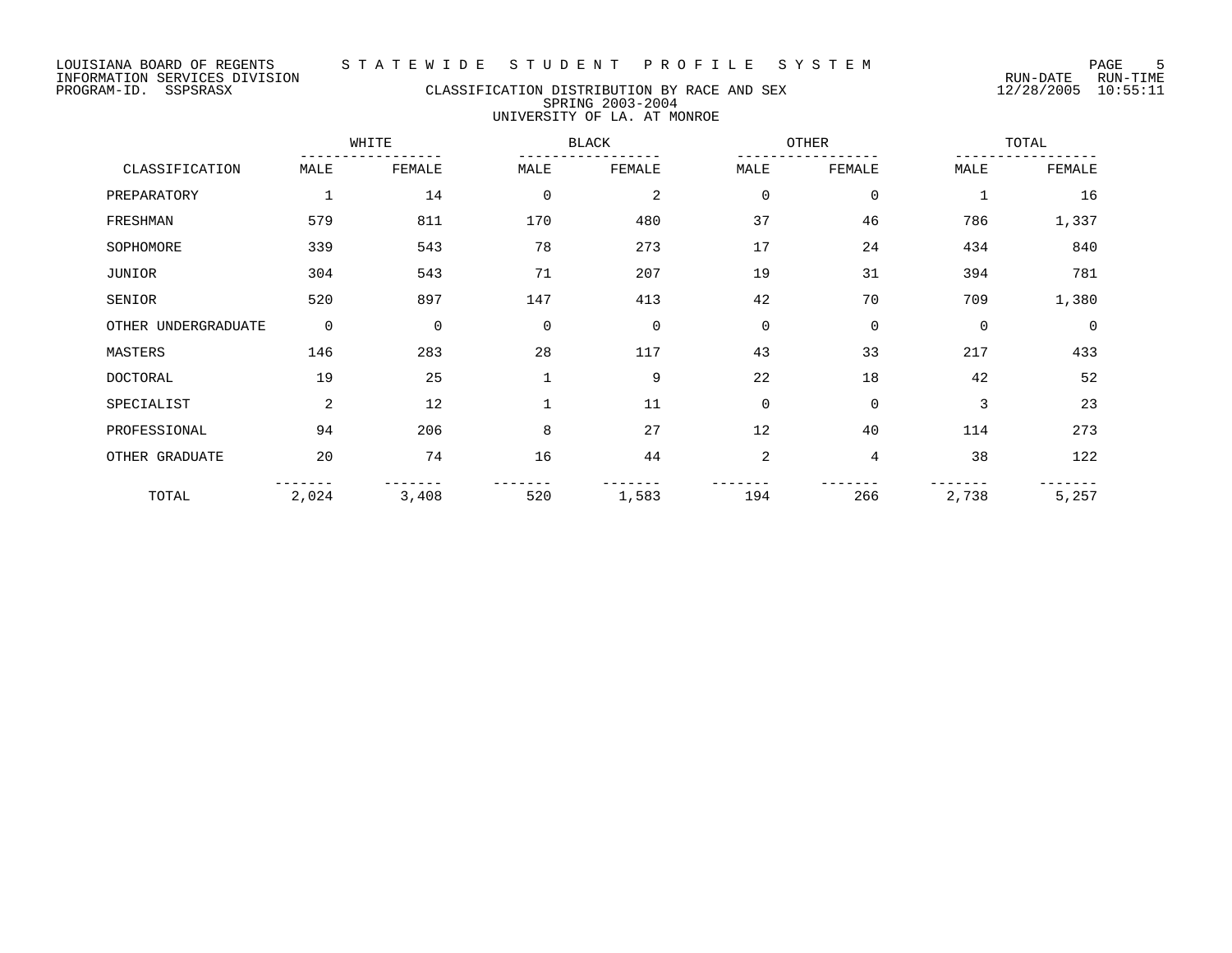LOUISIANA BOARD OF REGENTS — STATEWIDE STUDENT PROFILE SYSTEM
INFORMATION SERVICES DIVISION — RUN-DATE 12/28/2005 RUN-TIME 10:55:11
PROGRAM-ID. SSPSRASX

## CLASSIFICATION DISTRIBUTION BY RACE AND SEX
### SPRING 2003-2004
### UNIVERSITY OF LA. AT MONROE

| | WHITE | | BLACK | | OTHER | | TOTAL | |
|---|---|---|---|---|---|---|---|---|
| CLASSIFICATION | MALE | FEMALE | MALE | FEMALE | MALE | FEMALE | MALE | FEMALE |
| PREPARATORY | 1 | 14 | 0 | 2 | 0 | 0 | 1 | 16 |
| FRESHMAN | 579 | 811 | 170 | 480 | 37 | 46 | 786 | 1,337 |
| SOPHOMORE | 339 | 543 | 78 | 273 | 17 | 24 | 434 | 840 |
| JUNIOR | 304 | 543 | 71 | 207 | 19 | 31 | 394 | 781 |
| SENIOR | 520 | 897 | 147 | 413 | 42 | 70 | 709 | 1,380 |
| OTHER UNDERGRADUATE | 0 | 0 | 0 | 0 | 0 | 0 | 0 | 0 |
| MASTERS | 146 | 283 | 28 | 117 | 43 | 33 | 217 | 433 |
| DOCTORAL | 19 | 25 | 1 | 9 | 22 | 18 | 42 | 52 |
| SPECIALIST | 2 | 12 | 1 | 11 | 0 | 0 | 3 | 23 |
| PROFESSIONAL | 94 | 206 | 8 | 27 | 12 | 40 | 114 | 273 |
| OTHER GRADUATE | 20 | 74 | 16 | 44 | 2 | 4 | 38 | 122 |
| TOTAL | 2,024 | 3,408 | 520 | 1,583 | 194 | 266 | 2,738 | 5,257 |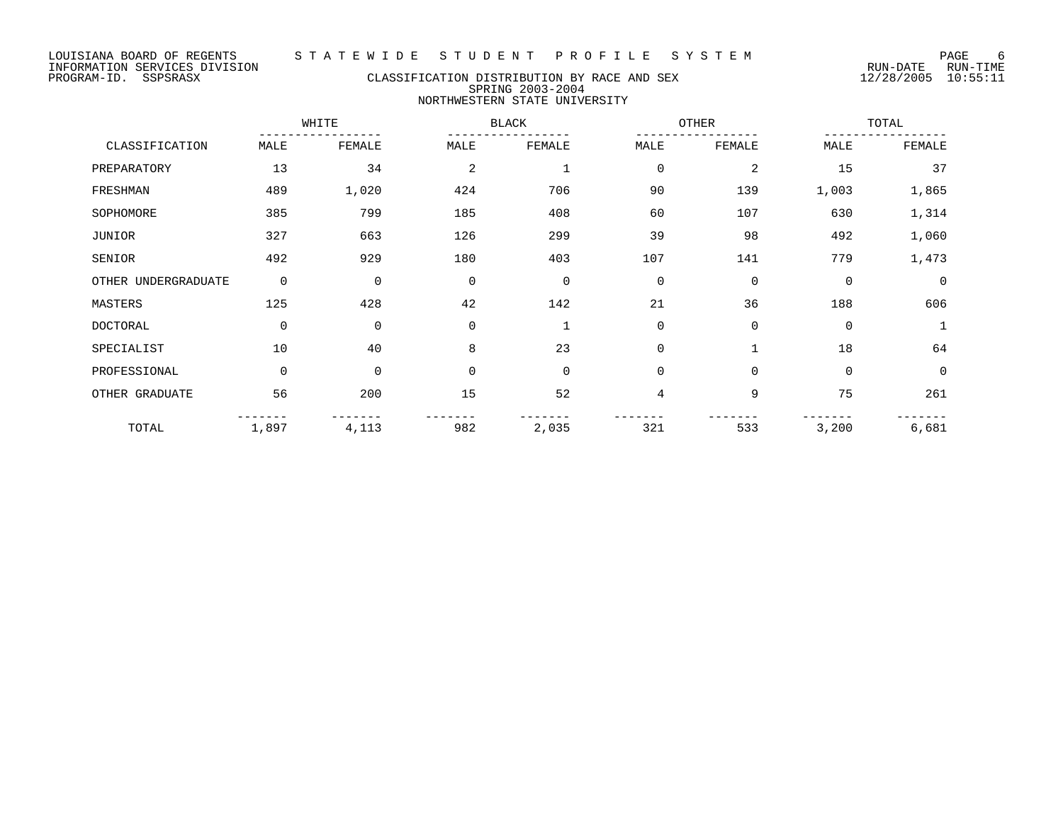LOUISIANA BOARD OF REGENTS — STATEWIDE STUDENT PROFILE SYSTEM
INFORMATION SERVICES DIVISION — RUN-DATE 12/28/2005 RUN-TIME 10:55:11
PROGRAM-ID. SSPSRASX

## CLASSIFICATION DISTRIBUTION BY RACE AND SEX
### SPRING 2003-2004
### NORTHWESTERN STATE UNIVERSITY

| | WHITE | | BLACK | | OTHER | | TOTAL | |
|---|---|---|---|---|---|---|---|---|
| CLASSIFICATION | MALE | FEMALE | MALE | FEMALE | MALE | FEMALE | MALE | FEMALE |
| PREPARATORY | 13 | 34 | 2 | 1 | 0 | 2 | 15 | 37 |
| FRESHMAN | 489 | 1,020 | 424 | 706 | 90 | 139 | 1,003 | 1,865 |
| SOPHOMORE | 385 | 799 | 185 | 408 | 60 | 107 | 630 | 1,314 |
| JUNIOR | 327 | 663 | 126 | 299 | 39 | 98 | 492 | 1,060 |
| SENIOR | 492 | 929 | 180 | 403 | 107 | 141 | 779 | 1,473 |
| OTHER UNDERGRADUATE | 0 | 0 | 0 | 0 | 0 | 0 | 0 | 0 |
| MASTERS | 125 | 428 | 42 | 142 | 21 | 36 | 188 | 606 |
| DOCTORAL | 0 | 0 | 0 | 1 | 0 | 0 | 0 | 1 |
| SPECIALIST | 10 | 40 | 8 | 23 | 0 | 1 | 18 | 64 |
| PROFESSIONAL | 0 | 0 | 0 | 0 | 0 | 0 | 0 | 0 |
| OTHER GRADUATE | 56 | 200 | 15 | 52 | 4 | 9 | 75 | 261 |
| TOTAL | 1,897 | 4,113 | 982 | 2,035 | 321 | 533 | 3,200 | 6,681 |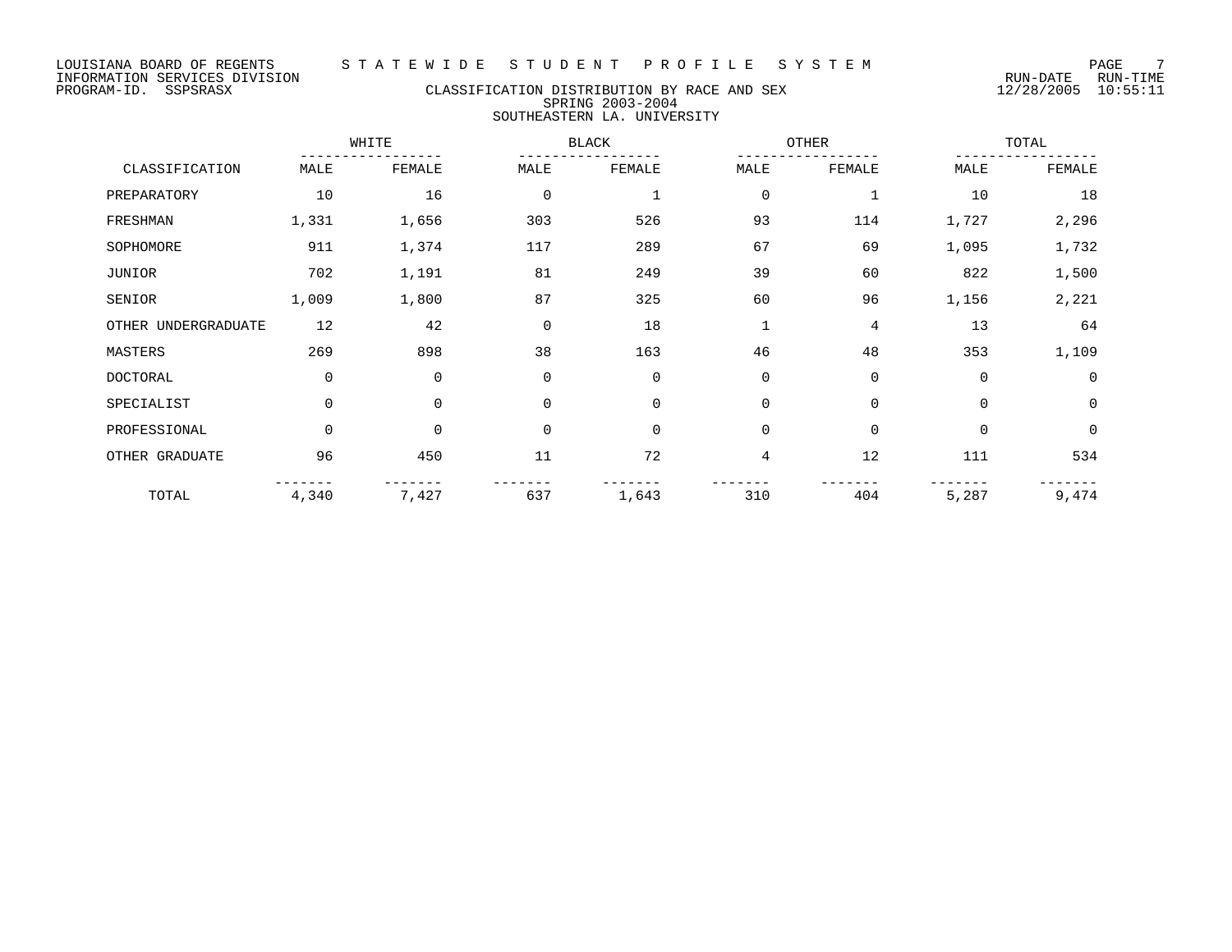LOUISIANA BOARD OF REGENTS — STATEWIDE STUDENT PROFILE SYSTEM
INFORMATION SERVICES DIVISION — RUN-DATE 12/28/2005 RUN-TIME 10:55:11
PROGRAM-ID. SSPSRASX

# CLASSIFICATION DISTRIBUTION BY RACE AND SEX
## SPRING 2003-2004
## SOUTHEASTERN LA. UNIVERSITY

| CLASSIFICATION | WHITE | | BLACK | | OTHER | | TOTAL | |
|---|---|---|---|---|---|---|---|---|
| | MALE | FEMALE | MALE | FEMALE | MALE | FEMALE | MALE | FEMALE |
| PREPARATORY | 10 | 16 | 0 | 1 | 0 | 1 | 10 | 18 |
| FRESHMAN | 1,331 | 1,656 | 303 | 526 | 93 | 114 | 1,727 | 2,296 |
| SOPHOMORE | 911 | 1,374 | 117 | 289 | 67 | 69 | 1,095 | 1,732 |
| JUNIOR | 702 | 1,191 | 81 | 249 | 39 | 60 | 822 | 1,500 |
| SENIOR | 1,009 | 1,800 | 87 | 325 | 60 | 96 | 1,156 | 2,221 |
| OTHER UNDERGRADUATE | 12 | 42 | 0 | 18 | 1 | 4 | 13 | 64 |
| MASTERS | 269 | 898 | 38 | 163 | 46 | 48 | 353 | 1,109 |
| DOCTORAL | 0 | 0 | 0 | 0 | 0 | 0 | 0 | 0 |
| SPECIALIST | 0 | 0 | 0 | 0 | 0 | 0 | 0 | 0 |
| PROFESSIONAL | 0 | 0 | 0 | 0 | 0 | 0 | 0 | 0 |
| OTHER GRADUATE | 96 | 450 | 11 | 72 | 4 | 12 | 111 | 534 |
| TOTAL | 4,340 | 7,427 | 637 | 1,643 | 310 | 404 | 5,287 | 9,474 |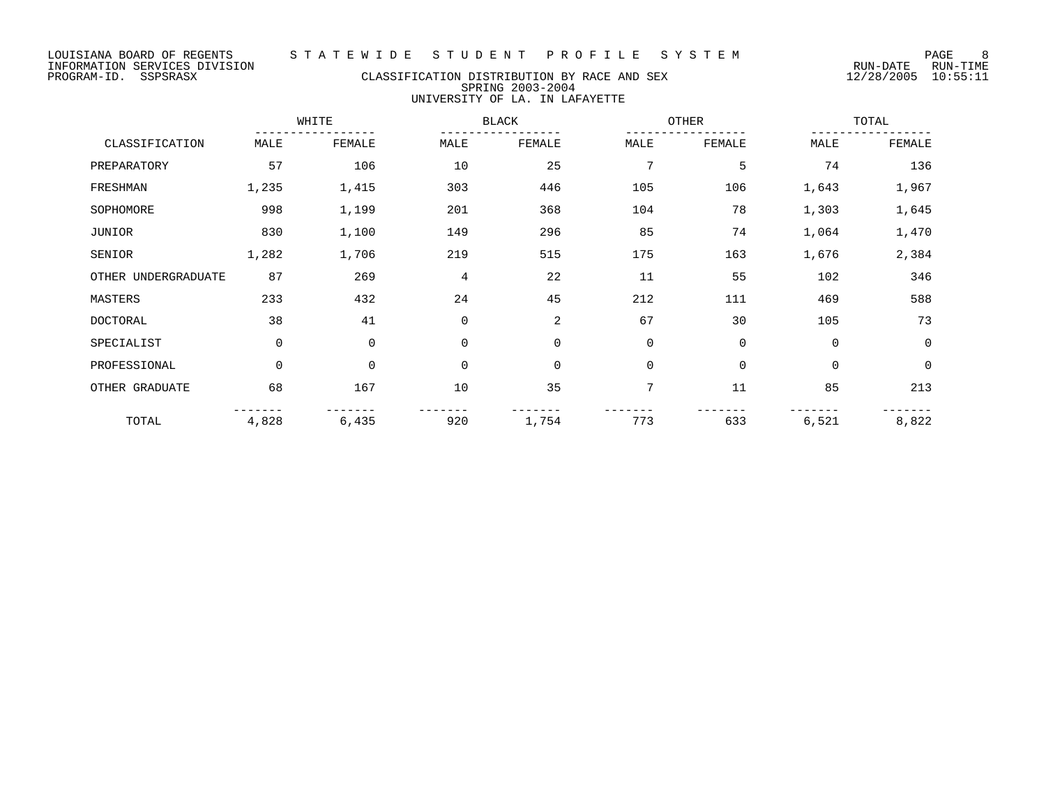LOUISIANA BOARD OF REGENTS — STATEWIDE STUDENT PROFILE SYSTEM
INFORMATION SERVICES DIVISION — RUN-DATE 12/28/2005 RUN-TIME 10:55:11
PROGRAM-ID. SSPSRASX

## CLASSIFICATION DISTRIBUTION BY RACE AND SEX
### SPRING 2003-2004
### UNIVERSITY OF LA. IN LAFAYETTE

| | WHITE | | BLACK | | OTHER | | TOTAL | |
|---|---|---|---|---|---|---|---|---|
| CLASSIFICATION | MALE | FEMALE | MALE | FEMALE | MALE | FEMALE | MALE | FEMALE |
| PREPARATORY | 57 | 106 | 10 | 25 | 7 | 5 | 74 | 136 |
| FRESHMAN | 1,235 | 1,415 | 303 | 446 | 105 | 106 | 1,643 | 1,967 |
| SOPHOMORE | 998 | 1,199 | 201 | 368 | 104 | 78 | 1,303 | 1,645 |
| JUNIOR | 830 | 1,100 | 149 | 296 | 85 | 74 | 1,064 | 1,470 |
| SENIOR | 1,282 | 1,706 | 219 | 515 | 175 | 163 | 1,676 | 2,384 |
| OTHER UNDERGRADUATE | 87 | 269 | 4 | 22 | 11 | 55 | 102 | 346 |
| MASTERS | 233 | 432 | 24 | 45 | 212 | 111 | 469 | 588 |
| DOCTORAL | 38 | 41 | 0 | 2 | 67 | 30 | 105 | 73 |
| SPECIALIST | 0 | 0 | 0 | 0 | 0 | 0 | 0 | 0 |
| PROFESSIONAL | 0 | 0 | 0 | 0 | 0 | 0 | 0 | 0 |
| OTHER GRADUATE | 68 | 167 | 10 | 35 | 7 | 11 | 85 | 213 |
| TOTAL | 4,828 | 6,435 | 920 | 1,754 | 773 | 633 | 6,521 | 8,822 |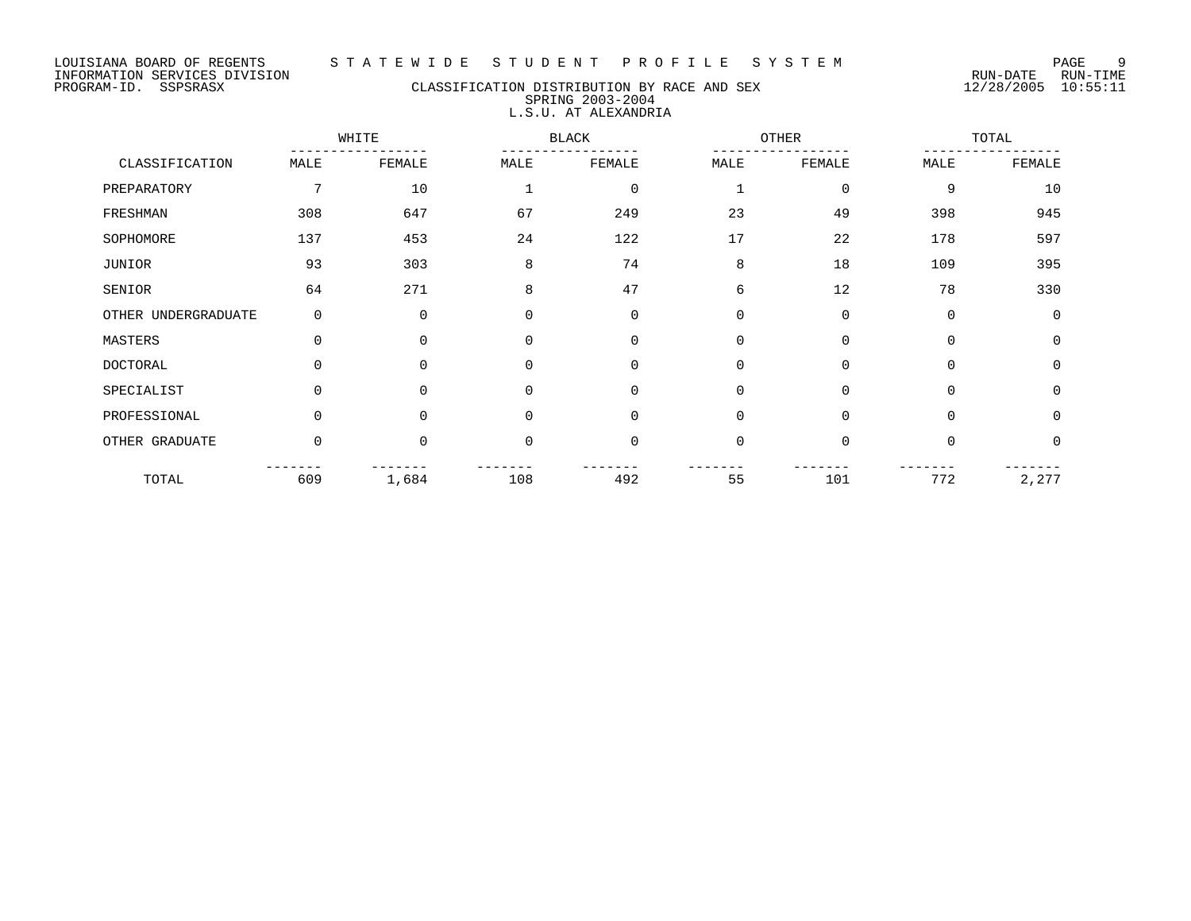LOUISIANA BOARD OF REGENTS — STATEWIDE STUDENT PROFILE SYSTEM
INFORMATION SERVICES DIVISION — RUN-DATE 12/28/2005 RUN-TIME 10:55:11
PROGRAM-ID. SSPSRASX

## CLASSIFICATION DISTRIBUTION BY RACE AND SEX
### SPRING 2003-2004
### L.S.U. AT ALEXANDRIA

| CLASSIFICATION | WHITE | | BLACK | | OTHER | | TOTAL | |
|---|---|---|---|---|---|---|---|---|
| | MALE | FEMALE | MALE | FEMALE | MALE | FEMALE | MALE | FEMALE |
| PREPARATORY | 7 | 10 | 1 | 0 | 1 | 0 | 9 | 10 |
| FRESHMAN | 308 | 647 | 67 | 249 | 23 | 49 | 398 | 945 |
| SOPHOMORE | 137 | 453 | 24 | 122 | 17 | 22 | 178 | 597 |
| JUNIOR | 93 | 303 | 8 | 74 | 8 | 18 | 109 | 395 |
| SENIOR | 64 | 271 | 8 | 47 | 6 | 12 | 78 | 330 |
| OTHER UNDERGRADUATE | 0 | 0 | 0 | 0 | 0 | 0 | 0 | 0 |
| MASTERS | 0 | 0 | 0 | 0 | 0 | 0 | 0 | 0 |
| DOCTORAL | 0 | 0 | 0 | 0 | 0 | 0 | 0 | 0 |
| SPECIALIST | 0 | 0 | 0 | 0 | 0 | 0 | 0 | 0 |
| PROFESSIONAL | 0 | 0 | 0 | 0 | 0 | 0 | 0 | 0 |
| OTHER GRADUATE | 0 | 0 | 0 | 0 | 0 | 0 | 0 | 0 |
| TOTAL | 609 | 1,684 | 108 | 492 | 55 | 101 | 772 | 2,277 |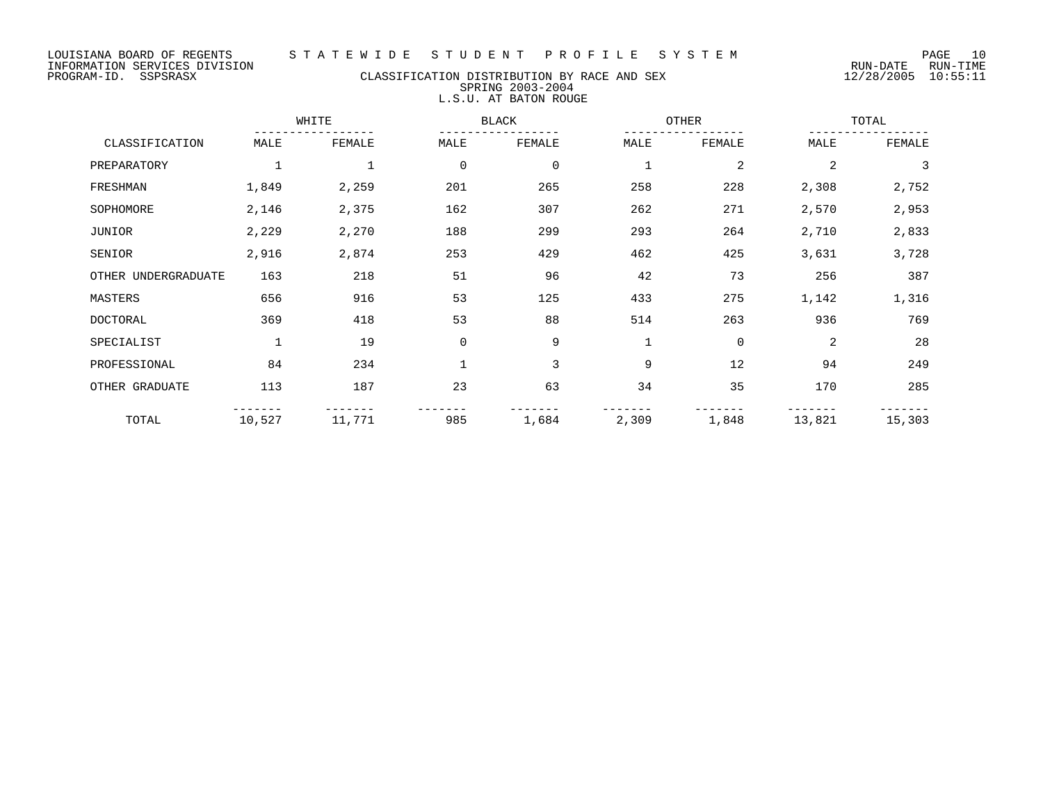LOUISIANA BOARD OF REGENTS — STATEWIDE STUDENT PROFILE SYSTEM
INFORMATION SERVICES DIVISION
PROGRAM-ID. SSPSRASX

RUN-DATE 12/28/2005 RUN-TIME 10:55:11

## CLASSIFICATION DISTRIBUTION BY RACE AND SEX
### SPRING 2003-2004
### L.S.U. AT BATON ROUGE

| | WHITE | | BLACK | | OTHER | | TOTAL | |
|---|---|---|---|---|---|---|---|---|
| CLASSIFICATION | MALE | FEMALE | MALE | FEMALE | MALE | FEMALE | MALE | FEMALE |
| PREPARATORY | 1 | 1 | 0 | 0 | 1 | 2 | 2 | 3 |
| FRESHMAN | 1,849 | 2,259 | 201 | 265 | 258 | 228 | 2,308 | 2,752 |
| SOPHOMORE | 2,146 | 2,375 | 162 | 307 | 262 | 271 | 2,570 | 2,953 |
| JUNIOR | 2,229 | 2,270 | 188 | 299 | 293 | 264 | 2,710 | 2,833 |
| SENIOR | 2,916 | 2,874 | 253 | 429 | 462 | 425 | 3,631 | 3,728 |
| OTHER UNDERGRADUATE | 163 | 218 | 51 | 96 | 42 | 73 | 256 | 387 |
| MASTERS | 656 | 916 | 53 | 125 | 433 | 275 | 1,142 | 1,316 |
| DOCTORAL | 369 | 418 | 53 | 88 | 514 | 263 | 936 | 769 |
| SPECIALIST | 1 | 19 | 0 | 9 | 1 | 0 | 2 | 28 |
| PROFESSIONAL | 84 | 234 | 1 | 3 | 9 | 12 | 94 | 249 |
| OTHER GRADUATE | 113 | 187 | 23 | 63 | 34 | 35 | 170 | 285 |
| TOTAL | 10,527 | 11,771 | 985 | 1,684 | 2,309 | 1,848 | 13,821 | 15,303 |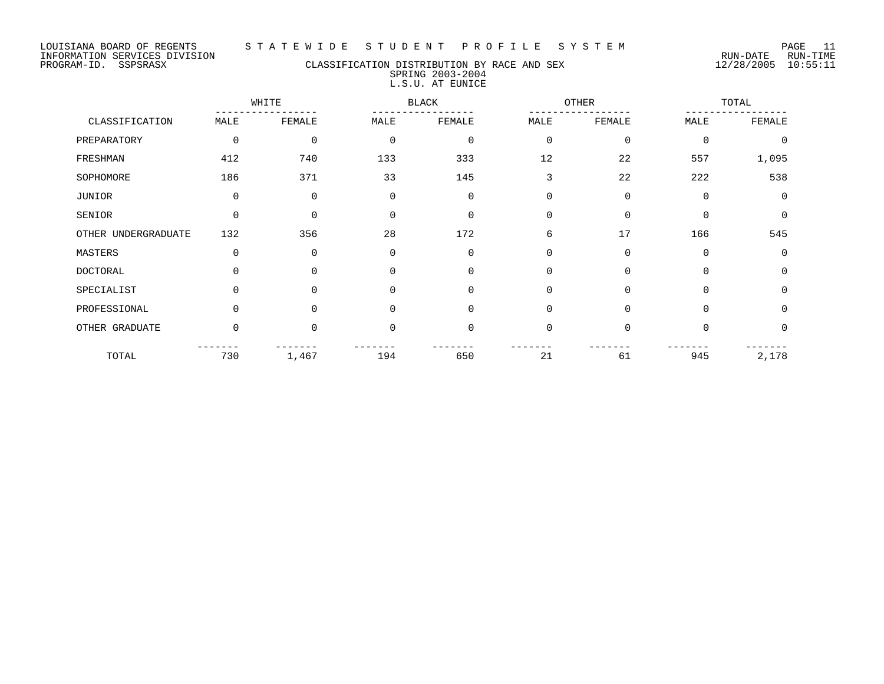LOUISIANA BOARD OF REGENTS — STATEWIDE STUDENT PROFILE SYSTEM
INFORMATION SERVICES DIVISION
PROGRAM-ID. SSPSRASX

RUN-DATE 12/28/2005 RUN-TIME 10:55:11

## CLASSIFICATION DISTRIBUTION BY RACE AND SEX
### SPRING 2003-2004
### L.S.U. AT EUNICE

| CLASSIFICATION | WHITE | | BLACK | | OTHER | | TOTAL | |
|---|---|---|---|---|---|---|---|---|
| | MALE | FEMALE | MALE | FEMALE | MALE | FEMALE | MALE | FEMALE |
| PREPARATORY | 0 | 0 | 0 | 0 | 0 | 0 | 0 | 0 |
| FRESHMAN | 412 | 740 | 133 | 333 | 12 | 22 | 557 | 1,095 |
| SOPHOMORE | 186 | 371 | 33 | 145 | 3 | 22 | 222 | 538 |
| JUNIOR | 0 | 0 | 0 | 0 | 0 | 0 | 0 | 0 |
| SENIOR | 0 | 0 | 0 | 0 | 0 | 0 | 0 | 0 |
| OTHER UNDERGRADUATE | 132 | 356 | 28 | 172 | 6 | 17 | 166 | 545 |
| MASTERS | 0 | 0 | 0 | 0 | 0 | 0 | 0 | 0 |
| DOCTORAL | 0 | 0 | 0 | 0 | 0 | 0 | 0 | 0 |
| SPECIALIST | 0 | 0 | 0 | 0 | 0 | 0 | 0 | 0 |
| PROFESSIONAL | 0 | 0 | 0 | 0 | 0 | 0 | 0 | 0 |
| OTHER GRADUATE | 0 | 0 | 0 | 0 | 0 | 0 | 0 | 0 |
| TOTAL | 730 | 1,467 | 194 | 650 | 21 | 61 | 945 | 2,178 |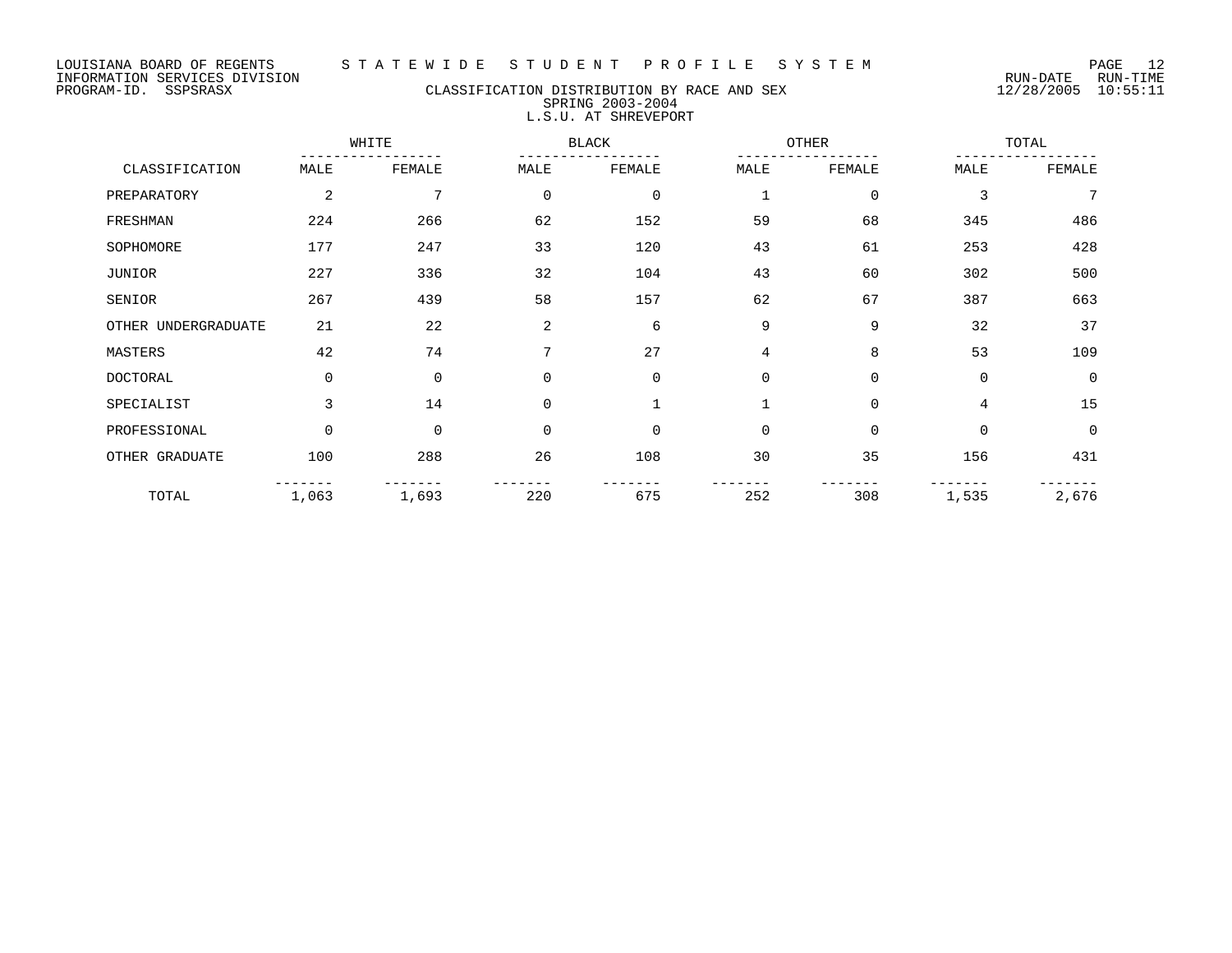LOUISIANA BOARD OF REGENTS — STATEWIDE STUDENT PROFILE SYSTEM
INFORMATION SERVICES DIVISION
PROGRAM-ID. SSPSRASX

RUN-DATE 12/28/2005 RUN-TIME 10:55:11

## CLASSIFICATION DISTRIBUTION BY RACE AND SEX
### SPRING 2003-2004
### L.S.U. AT SHREVEPORT

| | WHITE | | BLACK | | OTHER | | TOTAL | |
|---|---|---|---|---|---|---|---|---|
| CLASSIFICATION | MALE | FEMALE | MALE | FEMALE | MALE | FEMALE | MALE | FEMALE |
| PREPARATORY | 2 | 7 | 0 | 0 | 1 | 0 | 3 | 7 |
| FRESHMAN | 224 | 266 | 62 | 152 | 59 | 68 | 345 | 486 |
| SOPHOMORE | 177 | 247 | 33 | 120 | 43 | 61 | 253 | 428 |
| JUNIOR | 227 | 336 | 32 | 104 | 43 | 60 | 302 | 500 |
| SENIOR | 267 | 439 | 58 | 157 | 62 | 67 | 387 | 663 |
| OTHER UNDERGRADUATE | 21 | 22 | 2 | 6 | 9 | 9 | 32 | 37 |
| MASTERS | 42 | 74 | 7 | 27 | 4 | 8 | 53 | 109 |
| DOCTORAL | 0 | 0 | 0 | 0 | 0 | 0 | 0 | 0 |
| SPECIALIST | 3 | 14 | 0 | 1 | 1 | 0 | 4 | 15 |
| PROFESSIONAL | 0 | 0 | 0 | 0 | 0 | 0 | 0 | 0 |
| OTHER GRADUATE | 100 | 288 | 26 | 108 | 30 | 35 | 156 | 431 |
| TOTAL | 1,063 | 1,693 | 220 | 675 | 252 | 308 | 1,535 | 2,676 |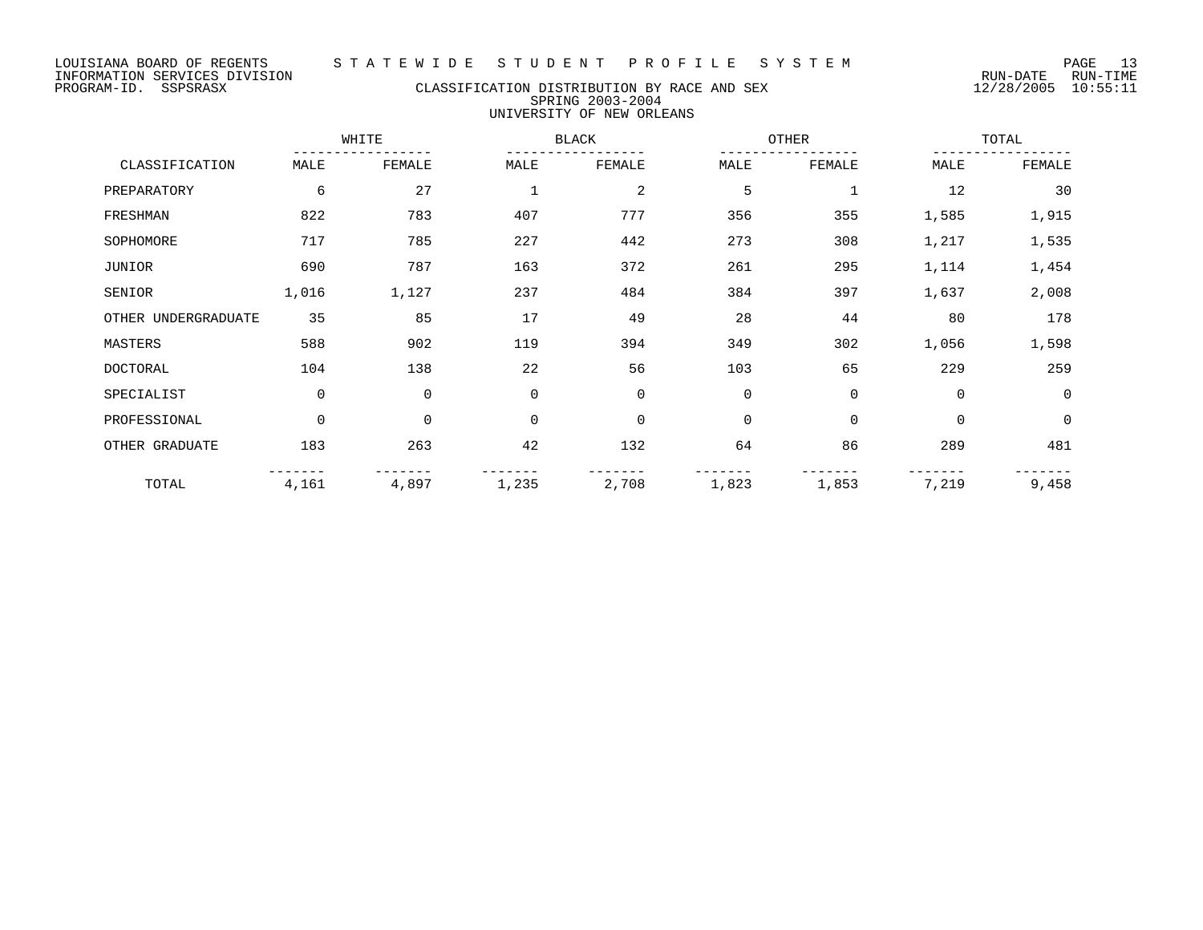LOUISIANA BOARD OF REGENTS
INFORMATION SERVICES DIVISION
PROGRAM-ID. SSPSRASX

# STATEWIDE STUDENT PROFILE SYSTEM

## CLASSIFICATION DISTRIBUTION BY RACE AND SEX
### SPRING 2003-2004
### UNIVERSITY OF NEW ORLEANS

RUN-DATE 12/28/2005 RUN-TIME 10:55:11

| CLASSIFICATION | WHITE | | BLACK | | OTHER | | TOTAL | |
|---|---|---|---|---|---|---|---|---|
| | MALE | FEMALE | MALE | FEMALE | MALE | FEMALE | MALE | FEMALE |
| PREPARATORY | 6 | 27 | 1 | 2 | 5 | 1 | 12 | 30 |
| FRESHMAN | 822 | 783 | 407 | 777 | 356 | 355 | 1,585 | 1,915 |
| SOPHOMORE | 717 | 785 | 227 | 442 | 273 | 308 | 1,217 | 1,535 |
| JUNIOR | 690 | 787 | 163 | 372 | 261 | 295 | 1,114 | 1,454 |
| SENIOR | 1,016 | 1,127 | 237 | 484 | 384 | 397 | 1,637 | 2,008 |
| OTHER UNDERGRADUATE | 35 | 85 | 17 | 49 | 28 | 44 | 80 | 178 |
| MASTERS | 588 | 902 | 119 | 394 | 349 | 302 | 1,056 | 1,598 |
| DOCTORAL | 104 | 138 | 22 | 56 | 103 | 65 | 229 | 259 |
| SPECIALIST | 0 | 0 | 0 | 0 | 0 | 0 | 0 | 0 |
| PROFESSIONAL | 0 | 0 | 0 | 0 | 0 | 0 | 0 | 0 |
| OTHER GRADUATE | 183 | 263 | 42 | 132 | 64 | 86 | 289 | 481 |
| TOTAL | 4,161 | 4,897 | 1,235 | 2,708 | 1,823 | 1,853 | 7,219 | 9,458 |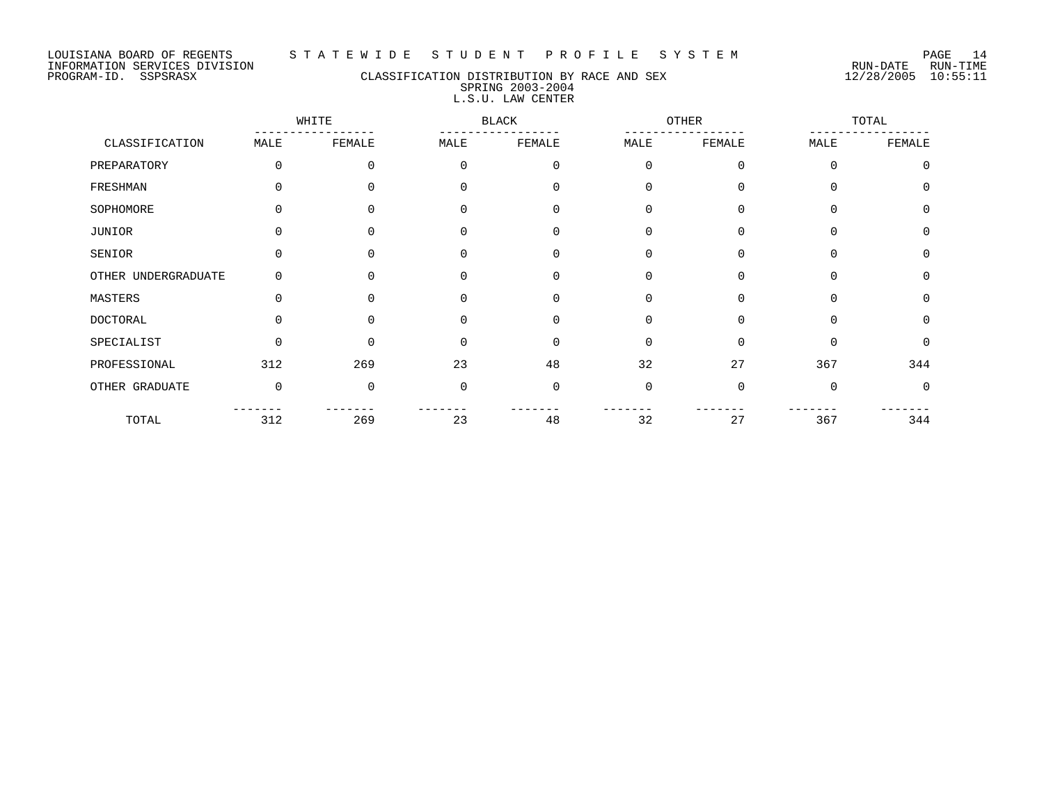LOUISIANA BOARD OF REGENTS — STATEWIDE STUDENT PROFILE SYSTEM
INFORMATION SERVICES DIVISION — RUN-DATE 12/28/2005 RUN-TIME 10:55:11
PROGRAM-ID. SSPSRASX

## CLASSIFICATION DISTRIBUTION BY RACE AND SEX
### SPRING 2003-2004
### L.S.U. LAW CENTER

| CLASSIFICATION | WHITE | | BLACK | | OTHER | | TOTAL | |
|---|---|---|---|---|---|---|---|---|
| | MALE | FEMALE | MALE | FEMALE | MALE | FEMALE | MALE | FEMALE |
| PREPARATORY | 0 | 0 | 0 | 0 | 0 | 0 | 0 | 0 |
| FRESHMAN | 0 | 0 | 0 | 0 | 0 | 0 | 0 | 0 |
| SOPHOMORE | 0 | 0 | 0 | 0 | 0 | 0 | 0 | 0 |
| JUNIOR | 0 | 0 | 0 | 0 | 0 | 0 | 0 | 0 |
| SENIOR | 0 | 0 | 0 | 0 | 0 | 0 | 0 | 0 |
| OTHER UNDERGRADUATE | 0 | 0 | 0 | 0 | 0 | 0 | 0 | 0 |
| MASTERS | 0 | 0 | 0 | 0 | 0 | 0 | 0 | 0 |
| DOCTORAL | 0 | 0 | 0 | 0 | 0 | 0 | 0 | 0 |
| SPECIALIST | 0 | 0 | 0 | 0 | 0 | 0 | 0 | 0 |
| PROFESSIONAL | 312 | 269 | 23 | 48 | 32 | 27 | 367 | 344 |
| OTHER GRADUATE | 0 | 0 | 0 | 0 | 0 | 0 | 0 | 0 |
| TOTAL | 312 | 269 | 23 | 48 | 32 | 27 | 367 | 344 |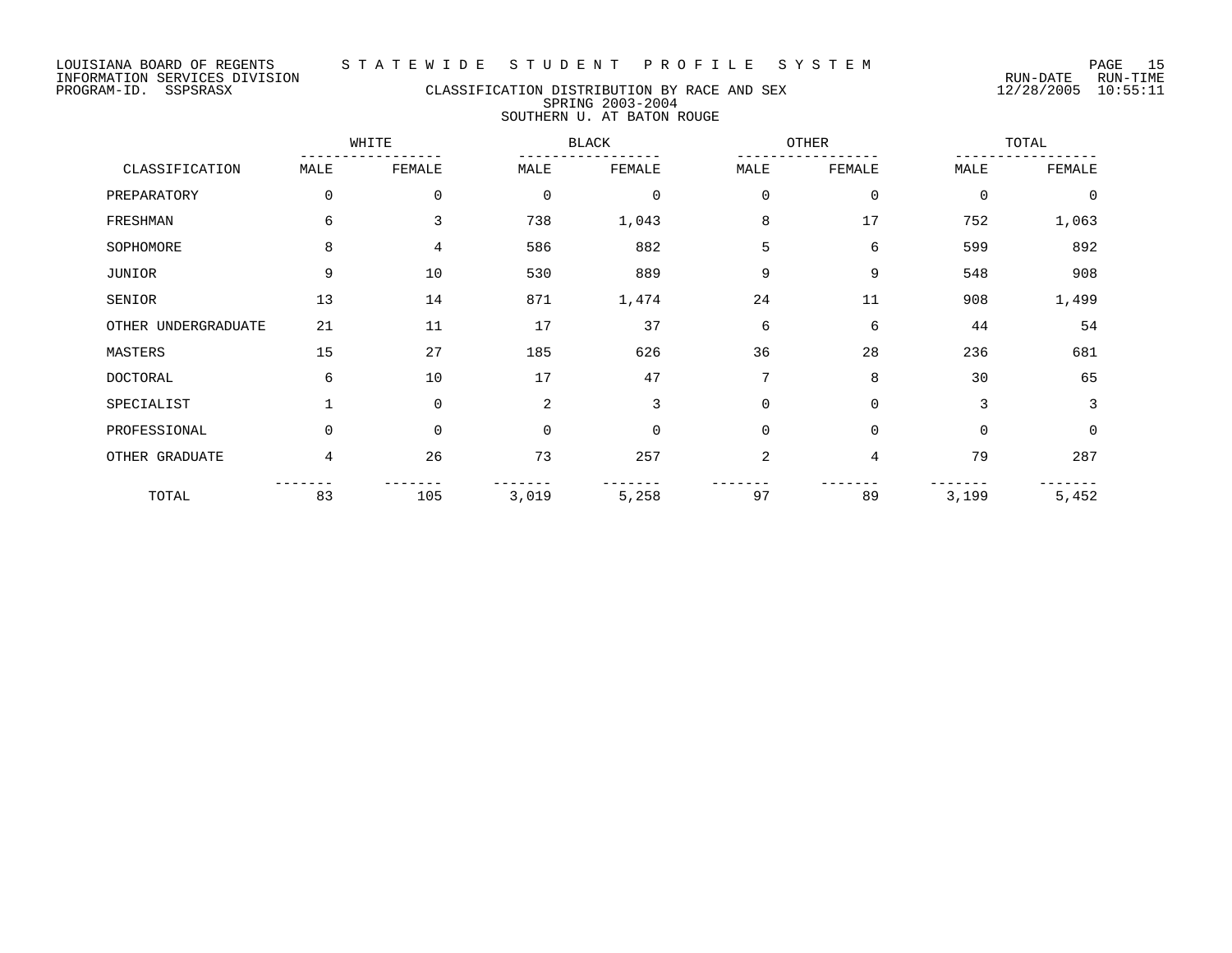LOUISIANA BOARD OF REGENTS — STATEWIDE STUDENT PROFILE SYSTEM
INFORMATION SERVICES DIVISION
PROGRAM-ID. SSPSRASX

RUN-DATE 12/28/2005 RUN-TIME 10:55:11

# CLASSIFICATION DISTRIBUTION BY RACE AND SEX
## SPRING 2003-2004
## SOUTHERN U. AT BATON ROUGE

| CLASSIFICATION | WHITE | | BLACK | | OTHER | | TOTAL | |
|---|---|---|---|---|---|---|---|---|
| | MALE | FEMALE | MALE | FEMALE | MALE | FEMALE | MALE | FEMALE |
| PREPARATORY | 0 | 0 | 0 | 0 | 0 | 0 | 0 | 0 |
| FRESHMAN | 6 | 3 | 738 | 1,043 | 8 | 17 | 752 | 1,063 |
| SOPHOMORE | 8 | 4 | 586 | 882 | 5 | 6 | 599 | 892 |
| JUNIOR | 9 | 10 | 530 | 889 | 9 | 9 | 548 | 908 |
| SENIOR | 13 | 14 | 871 | 1,474 | 24 | 11 | 908 | 1,499 |
| OTHER UNDERGRADUATE | 21 | 11 | 17 | 37 | 6 | 6 | 44 | 54 |
| MASTERS | 15 | 27 | 185 | 626 | 36 | 28 | 236 | 681 |
| DOCTORAL | 6 | 10 | 17 | 47 | 7 | 8 | 30 | 65 |
| SPECIALIST | 1 | 0 | 2 | 3 | 0 | 0 | 3 | 3 |
| PROFESSIONAL | 0 | 0 | 0 | 0 | 0 | 0 | 0 | 0 |
| OTHER GRADUATE | 4 | 26 | 73 | 257 | 2 | 4 | 79 | 287 |
| TOTAL | 83 | 105 | 3,019 | 5,258 | 97 | 89 | 3,199 | 5,452 |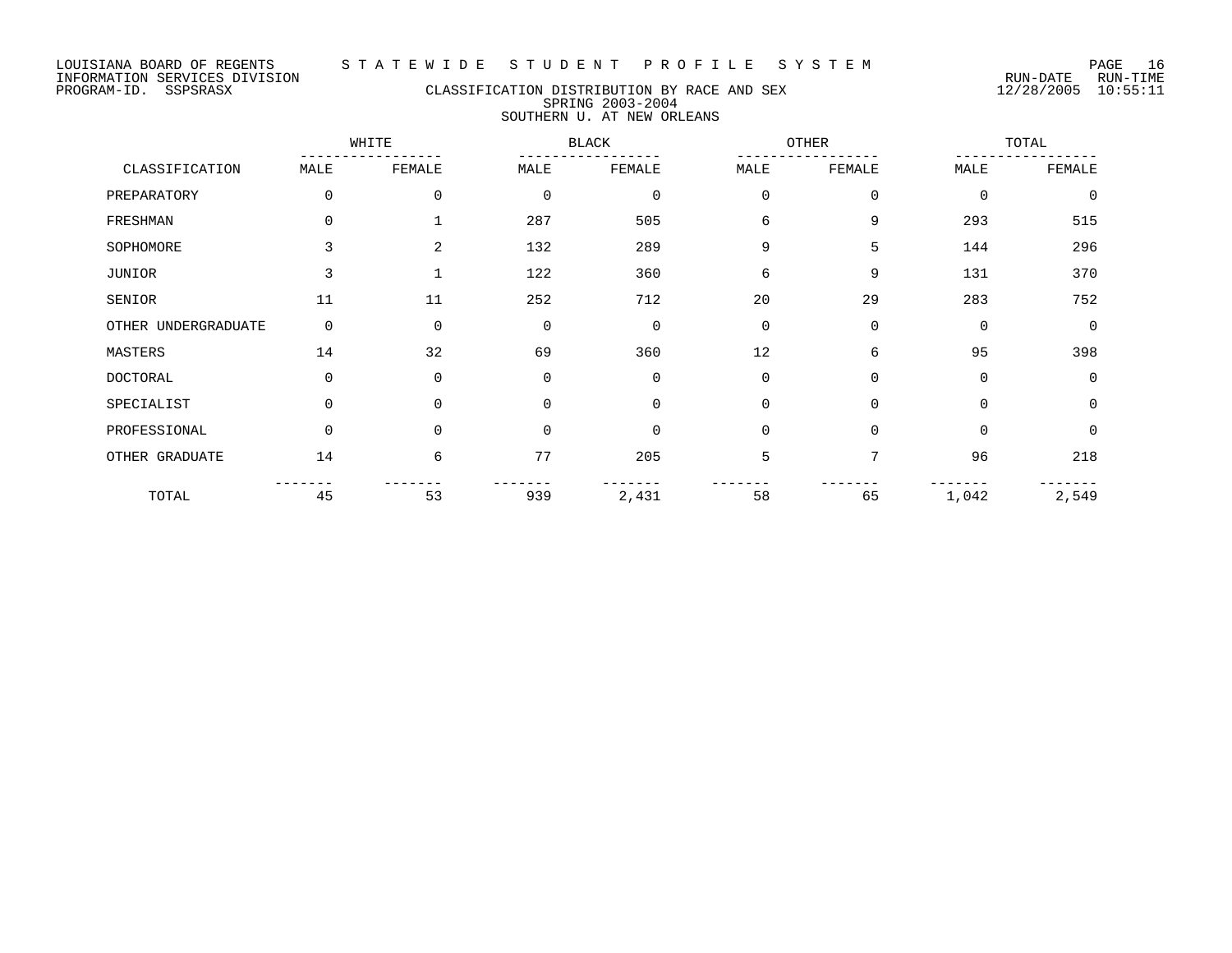LOUISIANA BOARD OF REGENTS
INFORMATION SERVICES DIVISION
PROGRAM-ID. SSPSRASX

S T A T E W I D E   S T U D E N T   P R O F I L E   S Y S T E M

RUN-DATE 12/28/2005   RUN-TIME 10:55:11

## CLASSIFICATION DISTRIBUTION BY RACE AND SEX
### SPRING 2003-2004
### SOUTHERN U. AT NEW ORLEANS

| | WHITE | | BLACK | | OTHER | | TOTAL | |
|---|---|---|---|---|---|---|---|---|
| CLASSIFICATION | MALE | FEMALE | MALE | FEMALE | MALE | FEMALE | MALE | FEMALE |
| PREPARATORY | 0 | 0 | 0 | 0 | 0 | 0 | 0 | 0 |
| FRESHMAN | 0 | 1 | 287 | 505 | 6 | 9 | 293 | 515 |
| SOPHOMORE | 3 | 2 | 132 | 289 | 9 | 5 | 144 | 296 |
| JUNIOR | 3 | 1 | 122 | 360 | 6 | 9 | 131 | 370 |
| SENIOR | 11 | 11 | 252 | 712 | 20 | 29 | 283 | 752 |
| OTHER UNDERGRADUATE | 0 | 0 | 0 | 0 | 0 | 0 | 0 | 0 |
| MASTERS | 14 | 32 | 69 | 360 | 12 | 6 | 95 | 398 |
| DOCTORAL | 0 | 0 | 0 | 0 | 0 | 0 | 0 | 0 |
| SPECIALIST | 0 | 0 | 0 | 0 | 0 | 0 | 0 | 0 |
| PROFESSIONAL | 0 | 0 | 0 | 0 | 0 | 0 | 0 | 0 |
| OTHER GRADUATE | 14 | 6 | 77 | 205 | 5 | 7 | 96 | 218 |
| TOTAL | 45 | 53 | 939 | 2,431 | 58 | 65 | 1,042 | 2,549 |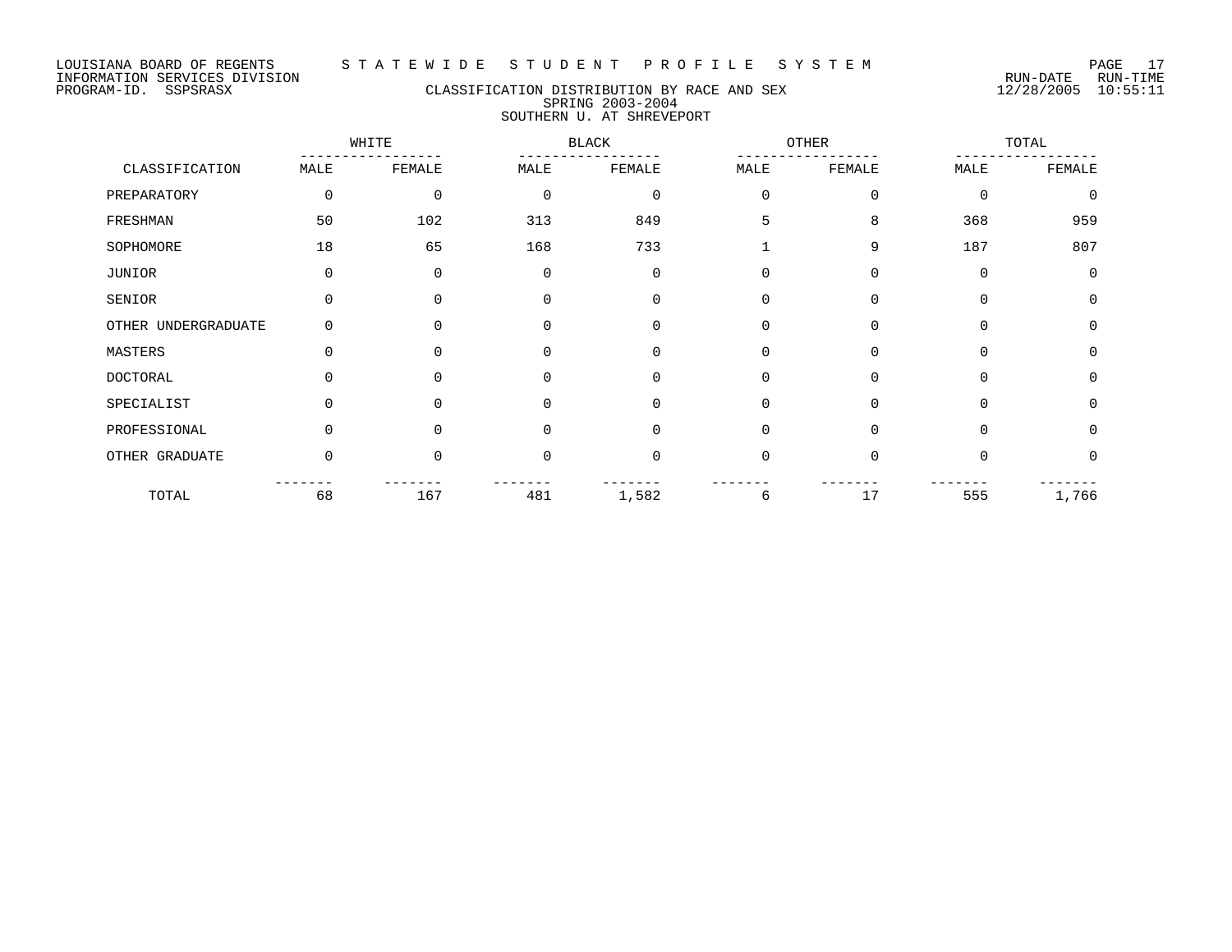LOUISIANA BOARD OF REGENTS — STATEWIDE STUDENT PROFILE SYSTEM
INFORMATION SERVICES DIVISION
PROGRAM-ID. SSPSRASX

RUN-DATE 12/28/2005 RUN-TIME 10:55:11

# CLASSIFICATION DISTRIBUTION BY RACE AND SEX
## SPRING 2003-2004
## SOUTHERN U. AT SHREVEPORT

| CLASSIFICATION | WHITE | | BLACK | | OTHER | | TOTAL | |
|---|---|---|---|---|---|---|---|---|
| | MALE | FEMALE | MALE | FEMALE | MALE | FEMALE | MALE | FEMALE |
| PREPARATORY | 0 | 0 | 0 | 0 | 0 | 0 | 0 | 0 |
| FRESHMAN | 50 | 102 | 313 | 849 | 5 | 8 | 368 | 959 |
| SOPHOMORE | 18 | 65 | 168 | 733 | 1 | 9 | 187 | 807 |
| JUNIOR | 0 | 0 | 0 | 0 | 0 | 0 | 0 | 0 |
| SENIOR | 0 | 0 | 0 | 0 | 0 | 0 | 0 | 0 |
| OTHER UNDERGRADUATE | 0 | 0 | 0 | 0 | 0 | 0 | 0 | 0 |
| MASTERS | 0 | 0 | 0 | 0 | 0 | 0 | 0 | 0 |
| DOCTORAL | 0 | 0 | 0 | 0 | 0 | 0 | 0 | 0 |
| SPECIALIST | 0 | 0 | 0 | 0 | 0 | 0 | 0 | 0 |
| PROFESSIONAL | 0 | 0 | 0 | 0 | 0 | 0 | 0 | 0 |
| OTHER GRADUATE | 0 | 0 | 0 | 0 | 0 | 0 | 0 | 0 |
| TOTAL | 68 | 167 | 481 | 1,582 | 6 | 17 | 555 | 1,766 |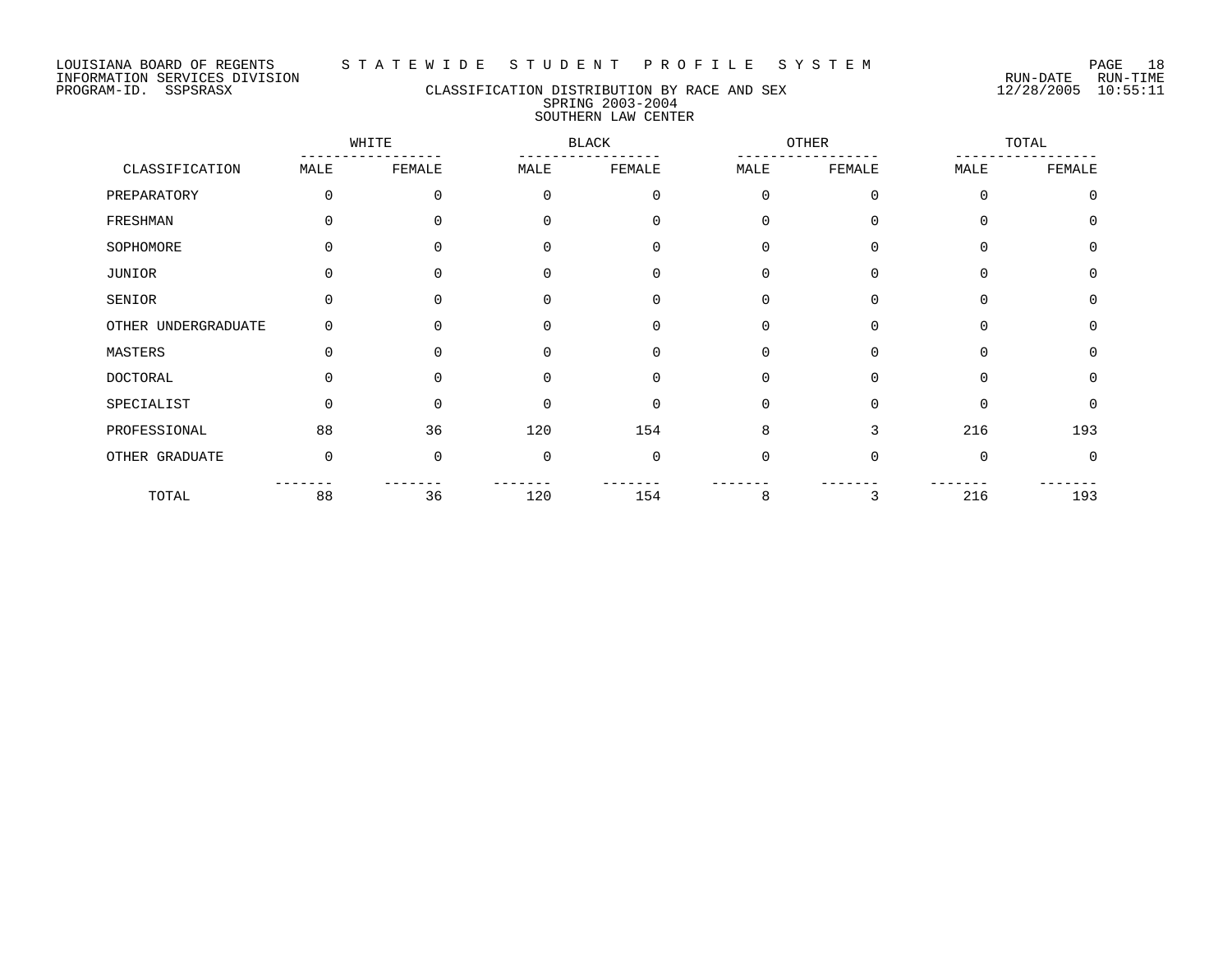LOUISIANA BOARD OF REGENTS — STATEWIDE STUDENT PROFILE SYSTEM
INFORMATION SERVICES DIVISION — RUN-DATE 12/28/2005 RUN-TIME 10:55:11
PROGRAM-ID. SSPSRASX

## CLASSIFICATION DISTRIBUTION BY RACE AND SEX
### SPRING 2003-2004
### SOUTHERN LAW CENTER

| CLASSIFICATION | WHITE | | BLACK | | OTHER | | TOTAL | |
|---|---|---|---|---|---|---|---|---|
| | MALE | FEMALE | MALE | FEMALE | MALE | FEMALE | MALE | FEMALE |
| PREPARATORY | 0 | 0 | 0 | 0 | 0 | 0 | 0 | 0 |
| FRESHMAN | 0 | 0 | 0 | 0 | 0 | 0 | 0 | 0 |
| SOPHOMORE | 0 | 0 | 0 | 0 | 0 | 0 | 0 | 0 |
| JUNIOR | 0 | 0 | 0 | 0 | 0 | 0 | 0 | 0 |
| SENIOR | 0 | 0 | 0 | 0 | 0 | 0 | 0 | 0 |
| OTHER UNDERGRADUATE | 0 | 0 | 0 | 0 | 0 | 0 | 0 | 0 |
| MASTERS | 0 | 0 | 0 | 0 | 0 | 0 | 0 | 0 |
| DOCTORAL | 0 | 0 | 0 | 0 | 0 | 0 | 0 | 0 |
| SPECIALIST | 0 | 0 | 0 | 0 | 0 | 0 | 0 | 0 |
| PROFESSIONAL | 88 | 36 | 120 | 154 | 8 | 3 | 216 | 193 |
| OTHER GRADUATE | 0 | 0 | 0 | 0 | 0 | 0 | 0 | 0 |
| TOTAL | 88 | 36 | 120 | 154 | 8 | 3 | 216 | 193 |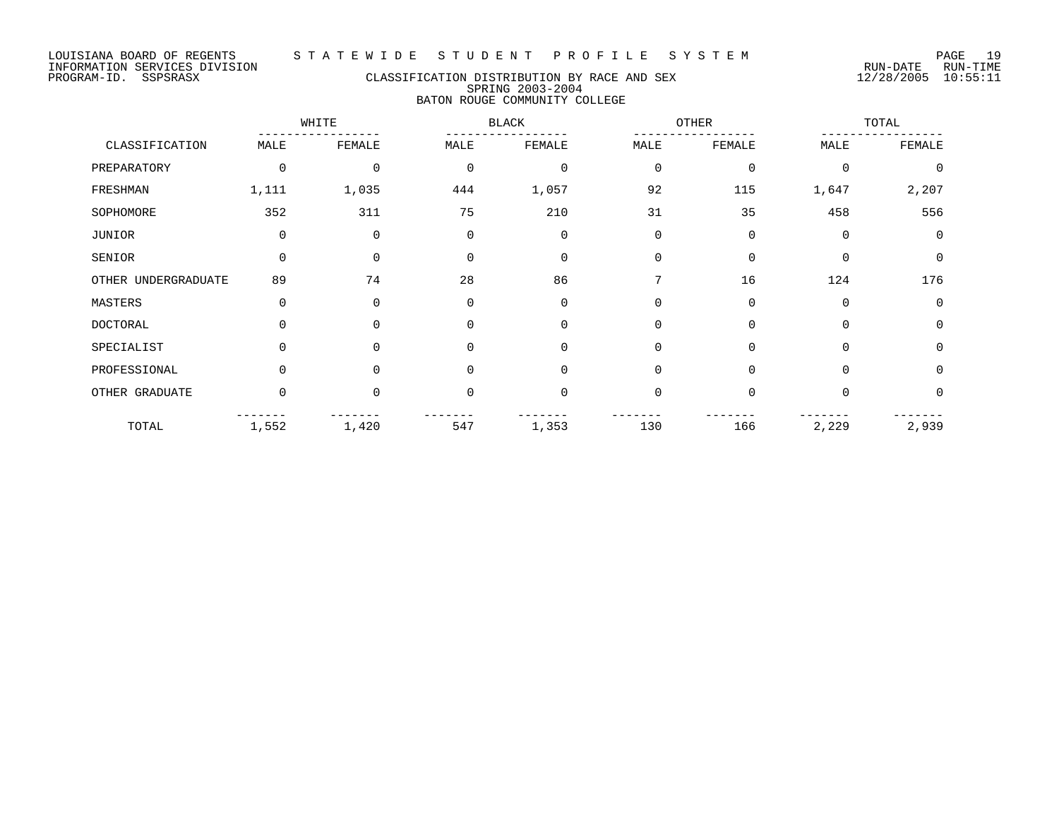LOUISIANA BOARD OF REGENTS STATEWIDE STUDENT PROFILE SYSTEM
INFORMATION SERVICES DIVISION RUN-DATE RUN-TIME
PROGRAM-ID. SSPSRASX 12/28/2005 10:55:11

## CLASSIFICATION DISTRIBUTION BY RACE AND SEX
### SPRING 2003-2004
### BATON ROUGE COMMUNITY COLLEGE

| | WHITE | | BLACK | | OTHER | | TOTAL | |
|---|---|---|---|---|---|---|---|---|
| CLASSIFICATION | MALE | FEMALE | MALE | FEMALE | MALE | FEMALE | MALE | FEMALE |
| PREPARATORY | 0 | 0 | 0 | 0 | 0 | 0 | 0 | 0 |
| FRESHMAN | 1,111 | 1,035 | 444 | 1,057 | 92 | 115 | 1,647 | 2,207 |
| SOPHOMORE | 352 | 311 | 75 | 210 | 31 | 35 | 458 | 556 |
| JUNIOR | 0 | 0 | 0 | 0 | 0 | 0 | 0 | 0 |
| SENIOR | 0 | 0 | 0 | 0 | 0 | 0 | 0 | 0 |
| OTHER UNDERGRADUATE | 89 | 74 | 28 | 86 | 7 | 16 | 124 | 176 |
| MASTERS | 0 | 0 | 0 | 0 | 0 | 0 | 0 | 0 |
| DOCTORAL | 0 | 0 | 0 | 0 | 0 | 0 | 0 | 0 |
| SPECIALIST | 0 | 0 | 0 | 0 | 0 | 0 | 0 | 0 |
| PROFESSIONAL | 0 | 0 | 0 | 0 | 0 | 0 | 0 | 0 |
| OTHER GRADUATE | 0 | 0 | 0 | 0 | 0 | 0 | 0 | 0 |
| TOTAL | 1,552 | 1,420 | 547 | 1,353 | 130 | 166 | 2,229 | 2,939 |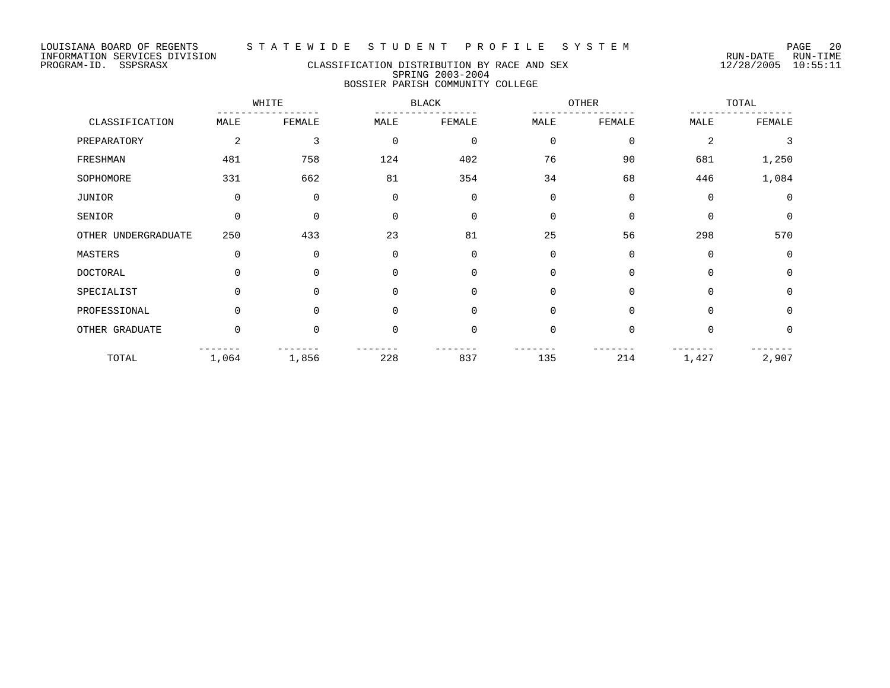LOUISIANA BOARD OF REGENTS — STATEWIDE STUDENT PROFILE SYSTEM
INFORMATION SERVICES DIVISION — RUN-DATE 12/28/2005 RUN-TIME 10:55:11
PROGRAM-ID. SSPSRASX

## CLASSIFICATION DISTRIBUTION BY RACE AND SEX
### SPRING 2003-2004
### BOSSIER PARISH COMMUNITY COLLEGE

| CLASSIFICATION | WHITE | | BLACK | | OTHER | | TOTAL | |
|---|---|---|---|---|---|---|---|---|
| | MALE | FEMALE | MALE | FEMALE | MALE | FEMALE | MALE | FEMALE |
| PREPARATORY | 2 | 3 | 0 | 0 | 0 | 0 | 2 | 3 |
| FRESHMAN | 481 | 758 | 124 | 402 | 76 | 90 | 681 | 1,250 |
| SOPHOMORE | 331 | 662 | 81 | 354 | 34 | 68 | 446 | 1,084 |
| JUNIOR | 0 | 0 | 0 | 0 | 0 | 0 | 0 | 0 |
| SENIOR | 0 | 0 | 0 | 0 | 0 | 0 | 0 | 0 |
| OTHER UNDERGRADUATE | 250 | 433 | 23 | 81 | 25 | 56 | 298 | 570 |
| MASTERS | 0 | 0 | 0 | 0 | 0 | 0 | 0 | 0 |
| DOCTORAL | 0 | 0 | 0 | 0 | 0 | 0 | 0 | 0 |
| SPECIALIST | 0 | 0 | 0 | 0 | 0 | 0 | 0 | 0 |
| PROFESSIONAL | 0 | 0 | 0 | 0 | 0 | 0 | 0 | 0 |
| OTHER GRADUATE | 0 | 0 | 0 | 0 | 0 | 0 | 0 | 0 |
| TOTAL | 1,064 | 1,856 | 228 | 837 | 135 | 214 | 1,427 | 2,907 |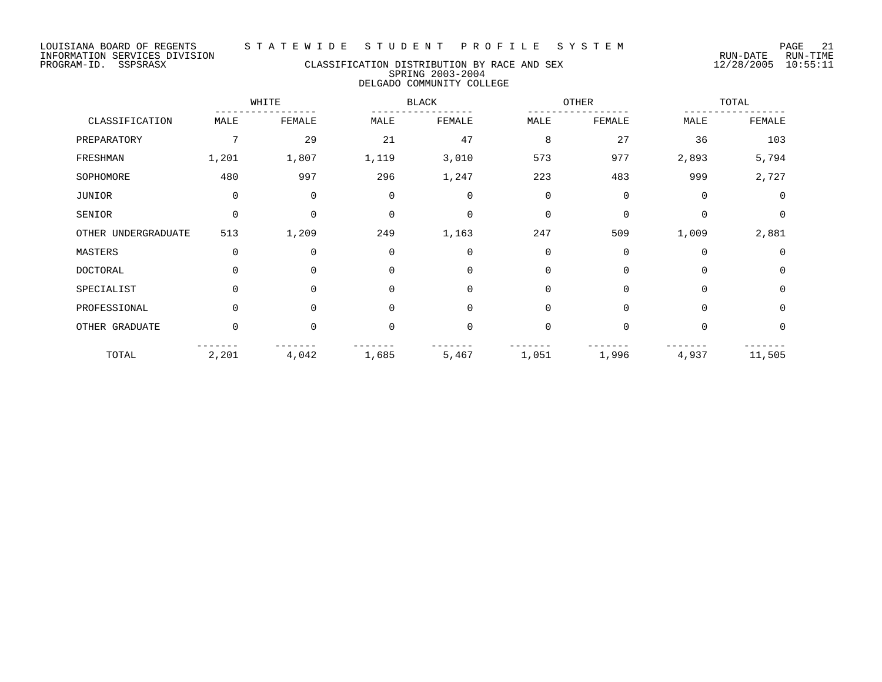LOUISIANA BOARD OF REGENTS — STATEWIDE STUDENT PROFILE SYSTEM

INFORMATION SERVICES DIVISION — RUN-DATE 12/28/2005 RUN-TIME 10:55:11

PROGRAM-ID. SSPSRASX

## CLASSIFICATION DISTRIBUTION BY RACE AND SEX
### SPRING 2003-2004
### DELGADO COMMUNITY COLLEGE

| CLASSIFICATION | WHITE | | BLACK | | OTHER | | TOTAL | |
|---|---|---|---|---|---|---|---|---|
| | MALE | FEMALE | MALE | FEMALE | MALE | FEMALE | MALE | FEMALE |
| PREPARATORY | 7 | 29 | 21 | 47 | 8 | 27 | 36 | 103 |
| FRESHMAN | 1,201 | 1,807 | 1,119 | 3,010 | 573 | 977 | 2,893 | 5,794 |
| SOPHOMORE | 480 | 997 | 296 | 1,247 | 223 | 483 | 999 | 2,727 |
| JUNIOR | 0 | 0 | 0 | 0 | 0 | 0 | 0 | 0 |
| SENIOR | 0 | 0 | 0 | 0 | 0 | 0 | 0 | 0 |
| OTHER UNDERGRADUATE | 513 | 1,209 | 249 | 1,163 | 247 | 509 | 1,009 | 2,881 |
| MASTERS | 0 | 0 | 0 | 0 | 0 | 0 | 0 | 0 |
| DOCTORAL | 0 | 0 | 0 | 0 | 0 | 0 | 0 | 0 |
| SPECIALIST | 0 | 0 | 0 | 0 | 0 | 0 | 0 | 0 |
| PROFESSIONAL | 0 | 0 | 0 | 0 | 0 | 0 | 0 | 0 |
| OTHER GRADUATE | 0 | 0 | 0 | 0 | 0 | 0 | 0 | 0 |
| TOTAL | 2,201 | 4,042 | 1,685 | 5,467 | 1,051 | 1,996 | 4,937 | 11,505 |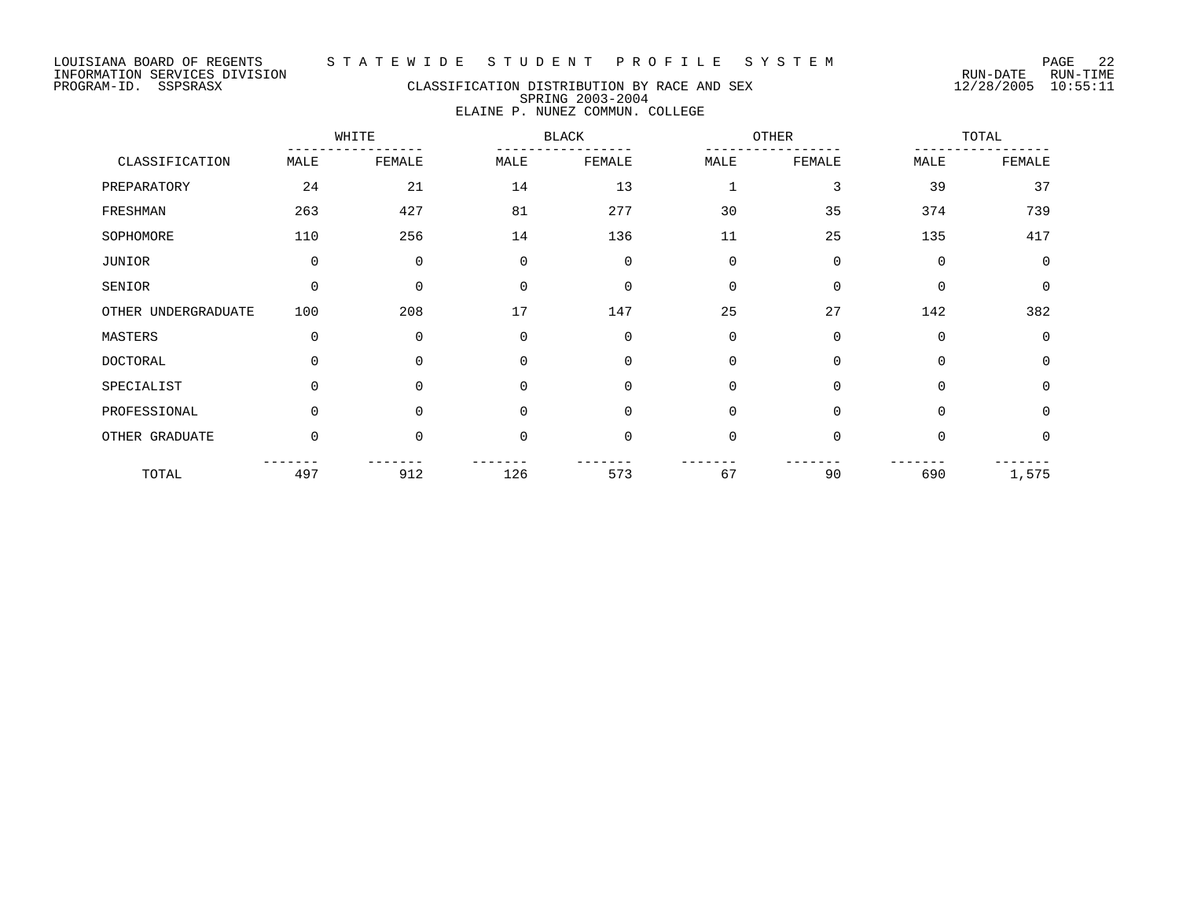LOUISIANA BOARD OF REGENTS — STATEWIDE STUDENT PROFILE SYSTEM
INFORMATION SERVICES DIVISION — RUN-DATE 12/28/2005 RUN-TIME 10:55:11
PROGRAM-ID. SSPSRASX

## CLASSIFICATION DISTRIBUTION BY RACE AND SEX
### SPRING 2003-2004
### ELAINE P. NUNEZ COMMUN. COLLEGE

| CLASSIFICATION | WHITE | | BLACK | | OTHER | | TOTAL | |
|---|---|---|---|---|---|---|---|---|
| | MALE | FEMALE | MALE | FEMALE | MALE | FEMALE | MALE | FEMALE |
| PREPARATORY | 24 | 21 | 14 | 13 | 1 | 3 | 39 | 37 |
| FRESHMAN | 263 | 427 | 81 | 277 | 30 | 35 | 374 | 739 |
| SOPHOMORE | 110 | 256 | 14 | 136 | 11 | 25 | 135 | 417 |
| JUNIOR | 0 | 0 | 0 | 0 | 0 | 0 | 0 | 0 |
| SENIOR | 0 | 0 | 0 | 0 | 0 | 0 | 0 | 0 |
| OTHER UNDERGRADUATE | 100 | 208 | 17 | 147 | 25 | 27 | 142 | 382 |
| MASTERS | 0 | 0 | 0 | 0 | 0 | 0 | 0 | 0 |
| DOCTORAL | 0 | 0 | 0 | 0 | 0 | 0 | 0 | 0 |
| SPECIALIST | 0 | 0 | 0 | 0 | 0 | 0 | 0 | 0 |
| PROFESSIONAL | 0 | 0 | 0 | 0 | 0 | 0 | 0 | 0 |
| OTHER GRADUATE | 0 | 0 | 0 | 0 | 0 | 0 | 0 | 0 |
| TOTAL | 497 | 912 | 126 | 573 | 67 | 90 | 690 | 1,575 |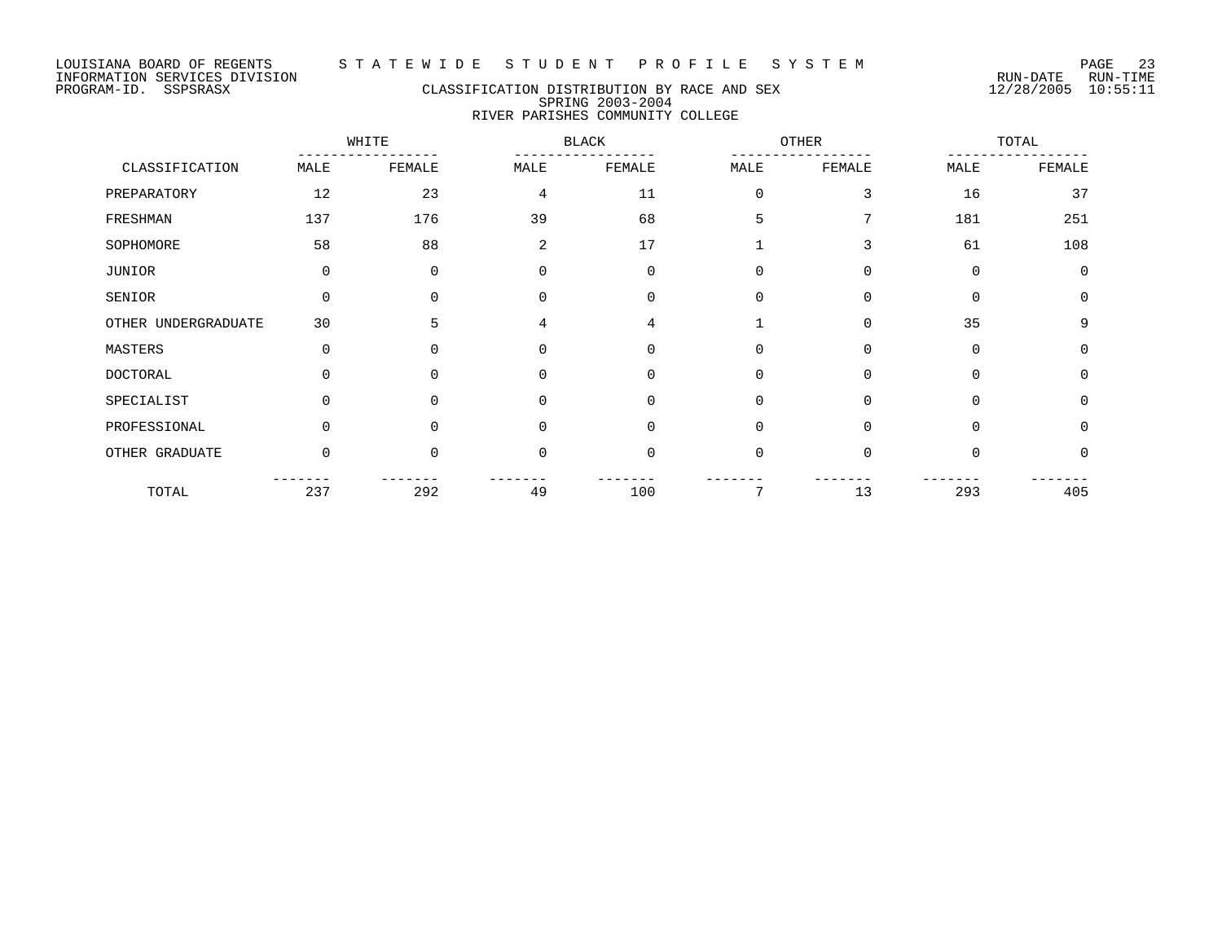LOUISIANA BOARD OF REGENTS — STATEWIDE STUDENT PROFILE SYSTEM
INFORMATION SERVICES DIVISION
PROGRAM-ID. SSPSRASX

RUN-DATE 12/28/2005 RUN-TIME 10:55:11

## CLASSIFICATION DISTRIBUTION BY RACE AND SEX
### SPRING 2003-2004
### RIVER PARISHES COMMUNITY COLLEGE

| CLASSIFICATION | WHITE | | BLACK | | OTHER | | TOTAL | |
|---|---|---|---|---|---|---|---|---|
| | MALE | FEMALE | MALE | FEMALE | MALE | FEMALE | MALE | FEMALE |
| PREPARATORY | 12 | 23 | 4 | 11 | 0 | 3 | 16 | 37 |
| FRESHMAN | 137 | 176 | 39 | 68 | 5 | 7 | 181 | 251 |
| SOPHOMORE | 58 | 88 | 2 | 17 | 1 | 3 | 61 | 108 |
| JUNIOR | 0 | 0 | 0 | 0 | 0 | 0 | 0 | 0 |
| SENIOR | 0 | 0 | 0 | 0 | 0 | 0 | 0 | 0 |
| OTHER UNDERGRADUATE | 30 | 5 | 4 | 4 | 1 | 0 | 35 | 9 |
| MASTERS | 0 | 0 | 0 | 0 | 0 | 0 | 0 | 0 |
| DOCTORAL | 0 | 0 | 0 | 0 | 0 | 0 | 0 | 0 |
| SPECIALIST | 0 | 0 | 0 | 0 | 0 | 0 | 0 | 0 |
| PROFESSIONAL | 0 | 0 | 0 | 0 | 0 | 0 | 0 | 0 |
| OTHER GRADUATE | 0 | 0 | 0 | 0 | 0 | 0 | 0 | 0 |
| TOTAL | 237 | 292 | 49 | 100 | 7 | 13 | 293 | 405 |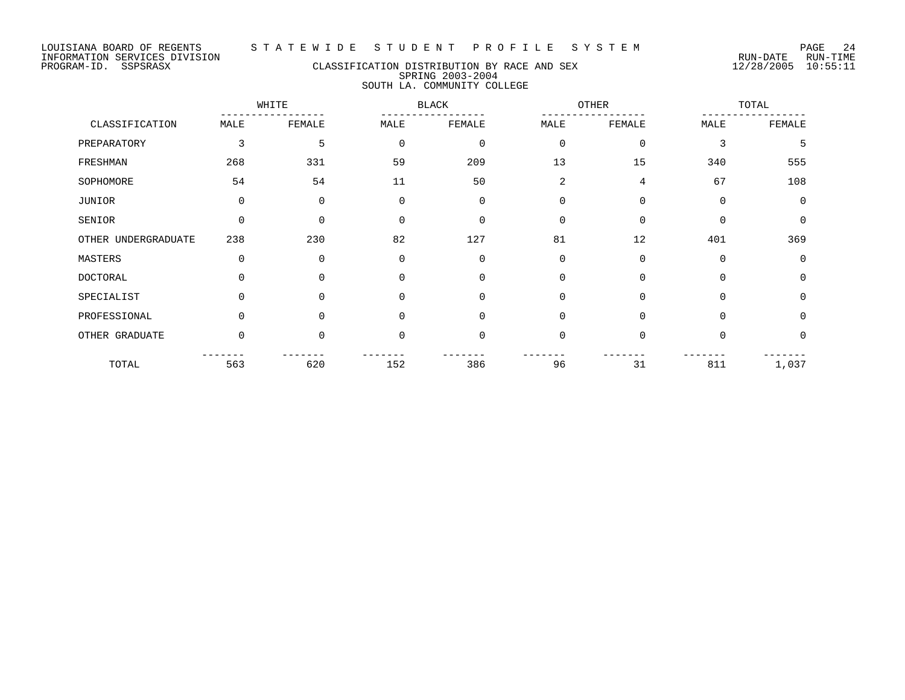LOUISIANA BOARD OF REGENTS — STATEWIDE STUDENT PROFILE SYSTEM
INFORMATION SERVICES DIVISION — RUN-DATE 12/28/2005 RUN-TIME 10:55:11
PROGRAM-ID. SSPSRASX

# CLASSIFICATION DISTRIBUTION BY RACE AND SEX
## SPRING 2003-2004
## SOUTH LA. COMMUNITY COLLEGE

| CLASSIFICATION | WHITE | | BLACK | | OTHER | | TOTAL | |
|---|---|---|---|---|---|---|---|---|
| | MALE | FEMALE | MALE | FEMALE | MALE | FEMALE | MALE | FEMALE |
| PREPARATORY | 3 | 5 | 0 | 0 | 0 | 0 | 3 | 5 |
| FRESHMAN | 268 | 331 | 59 | 209 | 13 | 15 | 340 | 555 |
| SOPHOMORE | 54 | 54 | 11 | 50 | 2 | 4 | 67 | 108 |
| JUNIOR | 0 | 0 | 0 | 0 | 0 | 0 | 0 | 0 |
| SENIOR | 0 | 0 | 0 | 0 | 0 | 0 | 0 | 0 |
| OTHER UNDERGRADUATE | 238 | 230 | 82 | 127 | 81 | 12 | 401 | 369 |
| MASTERS | 0 | 0 | 0 | 0 | 0 | 0 | 0 | 0 |
| DOCTORAL | 0 | 0 | 0 | 0 | 0 | 0 | 0 | 0 |
| SPECIALIST | 0 | 0 | 0 | 0 | 0 | 0 | 0 | 0 |
| PROFESSIONAL | 0 | 0 | 0 | 0 | 0 | 0 | 0 | 0 |
| OTHER GRADUATE | 0 | 0 | 0 | 0 | 0 | 0 | 0 | 0 |
| TOTAL | 563 | 620 | 152 | 386 | 96 | 31 | 811 | 1,037 |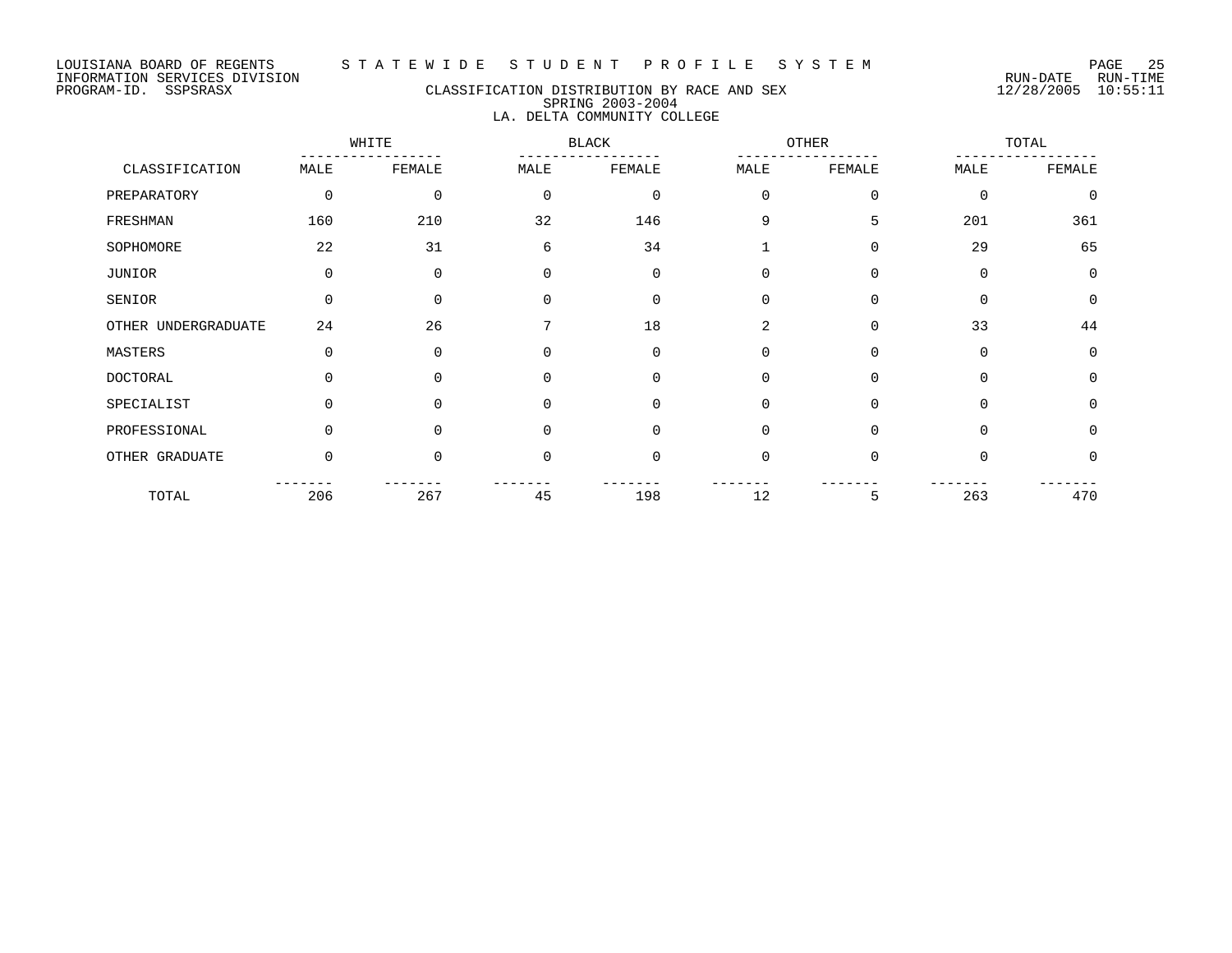LOUISIANA BOARD OF REGENTS — STATEWIDE STUDENT PROFILE SYSTEM
INFORMATION SERVICES DIVISION
PROGRAM-ID. SSPSRASX

RUN-DATE 12/28/2005 RUN-TIME 10:55:11

## CLASSIFICATION DISTRIBUTION BY RACE AND SEX
### SPRING 2003-2004
### LA. DELTA COMMUNITY COLLEGE

| CLASSIFICATION | WHITE | | BLACK | | OTHER | | TOTAL | |
|---|---|---|---|---|---|---|---|---|
| | MALE | FEMALE | MALE | FEMALE | MALE | FEMALE | MALE | FEMALE |
| PREPARATORY | 0 | 0 | 0 | 0 | 0 | 0 | 0 | 0 |
| FRESHMAN | 160 | 210 | 32 | 146 | 9 | 5 | 201 | 361 |
| SOPHOMORE | 22 | 31 | 6 | 34 | 1 | 0 | 29 | 65 |
| JUNIOR | 0 | 0 | 0 | 0 | 0 | 0 | 0 | 0 |
| SENIOR | 0 | 0 | 0 | 0 | 0 | 0 | 0 | 0 |
| OTHER UNDERGRADUATE | 24 | 26 | 7 | 18 | 2 | 0 | 33 | 44 |
| MASTERS | 0 | 0 | 0 | 0 | 0 | 0 | 0 | 0 |
| DOCTORAL | 0 | 0 | 0 | 0 | 0 | 0 | 0 | 0 |
| SPECIALIST | 0 | 0 | 0 | 0 | 0 | 0 | 0 | 0 |
| PROFESSIONAL | 0 | 0 | 0 | 0 | 0 | 0 | 0 | 0 |
| OTHER GRADUATE | 0 | 0 | 0 | 0 | 0 | 0 | 0 | 0 |
| TOTAL | 206 | 267 | 45 | 198 | 12 | 5 | 263 | 470 |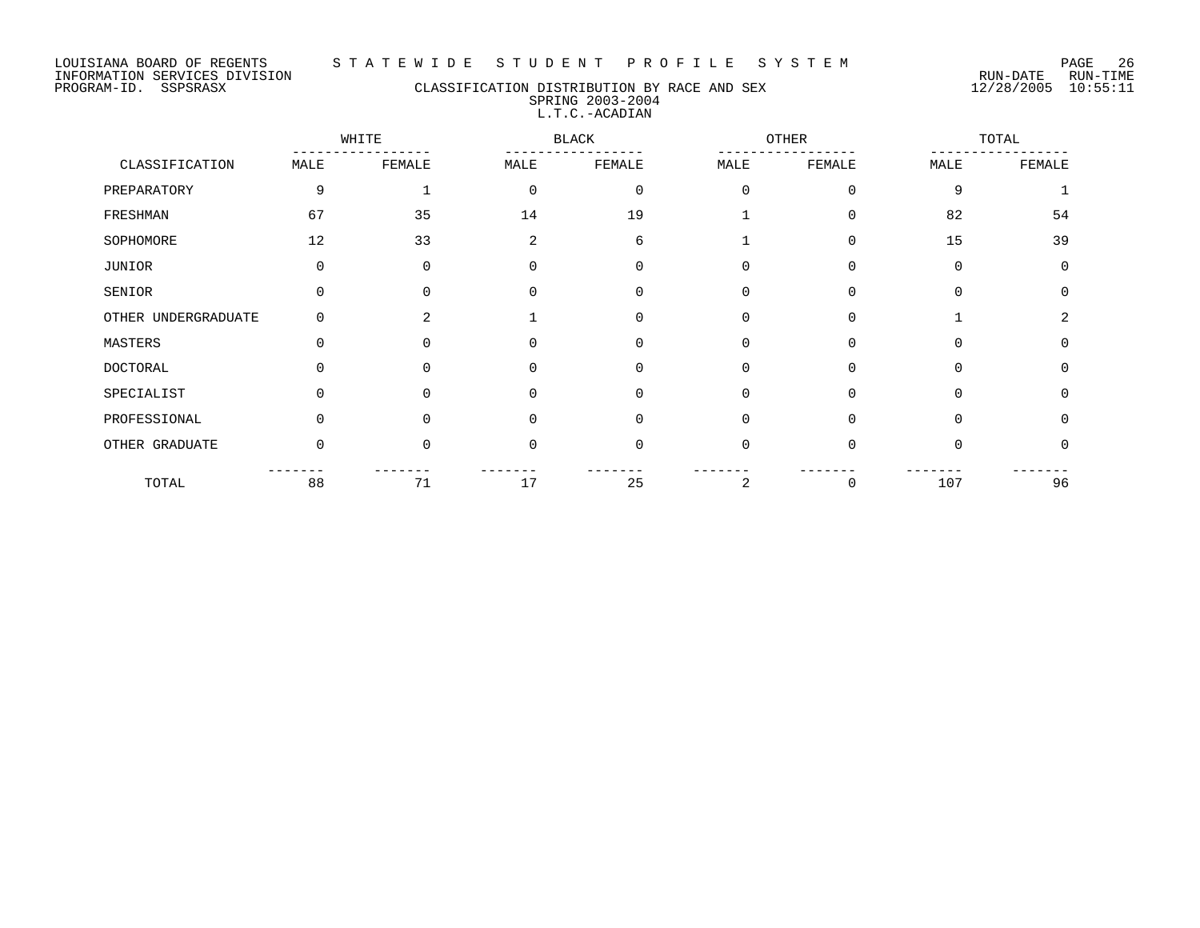LOUISIANA BOARD OF REGENTS — STATEWIDE STUDENT PROFILE SYSTEM
INFORMATION SERVICES DIVISION — RUN-DATE 12/28/2005 RUN-TIME 10:55:11
PROGRAM-ID. SSPSRASX

## CLASSIFICATION DISTRIBUTION BY RACE AND SEX
### SPRING 2003-2004
### L.T.C.-ACADIAN

| CLASSIFICATION | WHITE | | BLACK | | OTHER | | TOTAL | |
|---|---|---|---|---|---|---|---|---|
| | MALE | FEMALE | MALE | FEMALE | MALE | FEMALE | MALE | FEMALE |
| PREPARATORY | 9 | 1 | 0 | 0 | 0 | 0 | 9 | 1 |
| FRESHMAN | 67 | 35 | 14 | 19 | 1 | 0 | 82 | 54 |
| SOPHOMORE | 12 | 33 | 2 | 6 | 1 | 0 | 15 | 39 |
| JUNIOR | 0 | 0 | 0 | 0 | 0 | 0 | 0 | 0 |
| SENIOR | 0 | 0 | 0 | 0 | 0 | 0 | 0 | 0 |
| OTHER UNDERGRADUATE | 0 | 2 | 1 | 0 | 0 | 0 | 1 | 2 |
| MASTERS | 0 | 0 | 0 | 0 | 0 | 0 | 0 | 0 |
| DOCTORAL | 0 | 0 | 0 | 0 | 0 | 0 | 0 | 0 |
| SPECIALIST | 0 | 0 | 0 | 0 | 0 | 0 | 0 | 0 |
| PROFESSIONAL | 0 | 0 | 0 | 0 | 0 | 0 | 0 | 0 |
| OTHER GRADUATE | 0 | 0 | 0 | 0 | 0 | 0 | 0 | 0 |
| TOTAL | 88 | 71 | 17 | 25 | 2 | 0 | 107 | 96 |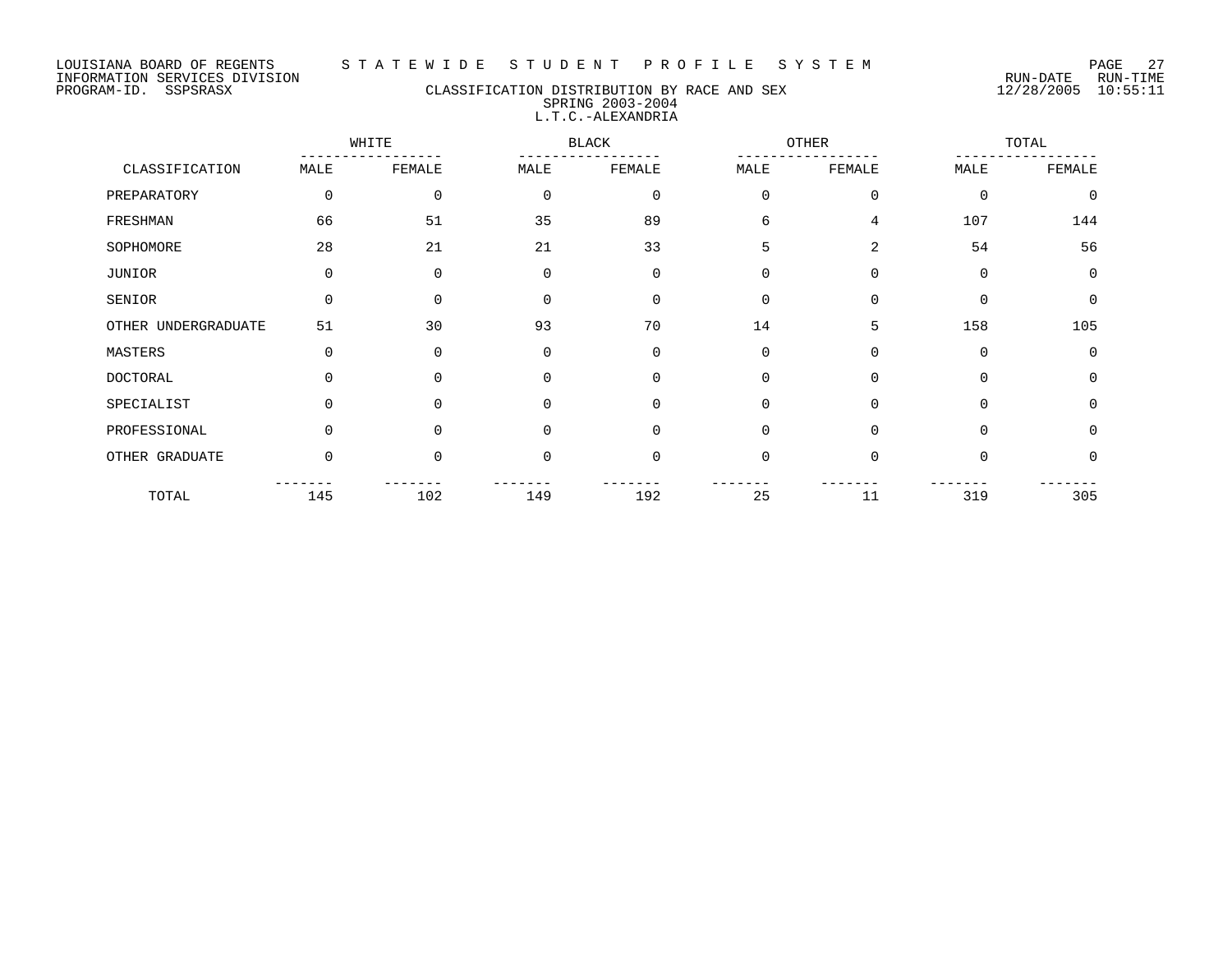LOUISIANA BOARD OF REGENTS — STATEWIDE STUDENT PROFILE SYSTEM
INFORMATION SERVICES DIVISION — RUN-DATE 12/28/2005 RUN-TIME 10:55:11
PROGRAM-ID. SSPSRASX

## CLASSIFICATION DISTRIBUTION BY RACE AND SEX
### SPRING 2003-2004
### L.T.C.-ALEXANDRIA

| CLASSIFICATION | WHITE | | BLACK | | OTHER | | TOTAL | |
|---|---|---|---|---|---|---|---|---|
| | MALE | FEMALE | MALE | FEMALE | MALE | FEMALE | MALE | FEMALE |
| PREPARATORY | 0 | 0 | 0 | 0 | 0 | 0 | 0 | 0 |
| FRESHMAN | 66 | 51 | 35 | 89 | 6 | 4 | 107 | 144 |
| SOPHOMORE | 28 | 21 | 21 | 33 | 5 | 2 | 54 | 56 |
| JUNIOR | 0 | 0 | 0 | 0 | 0 | 0 | 0 | 0 |
| SENIOR | 0 | 0 | 0 | 0 | 0 | 0 | 0 | 0 |
| OTHER UNDERGRADUATE | 51 | 30 | 93 | 70 | 14 | 5 | 158 | 105 |
| MASTERS | 0 | 0 | 0 | 0 | 0 | 0 | 0 | 0 |
| DOCTORAL | 0 | 0 | 0 | 0 | 0 | 0 | 0 | 0 |
| SPECIALIST | 0 | 0 | 0 | 0 | 0 | 0 | 0 | 0 |
| PROFESSIONAL | 0 | 0 | 0 | 0 | 0 | 0 | 0 | 0 |
| OTHER GRADUATE | 0 | 0 | 0 | 0 | 0 | 0 | 0 | 0 |
| TOTAL | 145 | 102 | 149 | 192 | 25 | 11 | 319 | 305 |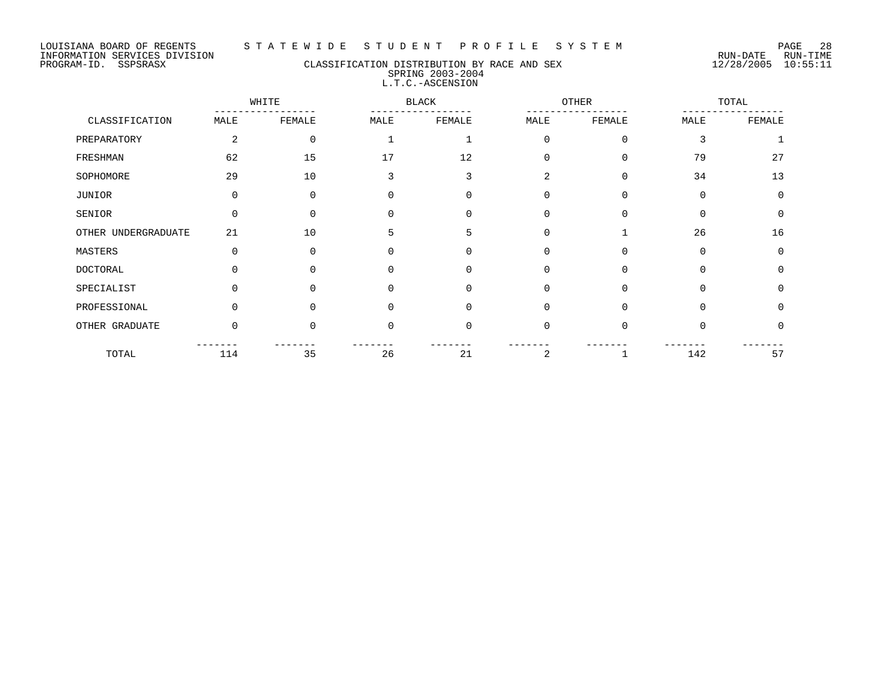LOUISIANA BOARD OF REGENTS
INFORMATION SERVICES DIVISION
PROGRAM-ID. SSPSRASX

# S T A T E W I D E   S T U D E N T   P R O F I L E   S Y S T E M

## CLASSIFICATION DISTRIBUTION BY RACE AND SEX
## SPRING 2003-2004
## L.T.C.-ASCENSION

RUN-DATE 12/28/2005 RUN-TIME 10:55:11

| CLASSIFICATION | WHITE | | BLACK | | OTHER | | TOTAL | |
|---|---|---|---|---|---|---|---|---|
| | MALE | FEMALE | MALE | FEMALE | MALE | FEMALE | MALE | FEMALE |
| PREPARATORY | 2 | 0 | 1 | 1 | 0 | 0 | 3 | 1 |
| FRESHMAN | 62 | 15 | 17 | 12 | 0 | 0 | 79 | 27 |
| SOPHOMORE | 29 | 10 | 3 | 3 | 2 | 0 | 34 | 13 |
| JUNIOR | 0 | 0 | 0 | 0 | 0 | 0 | 0 | 0 |
| SENIOR | 0 | 0 | 0 | 0 | 0 | 0 | 0 | 0 |
| OTHER UNDERGRADUATE | 21 | 10 | 5 | 5 | 0 | 1 | 26 | 16 |
| MASTERS | 0 | 0 | 0 | 0 | 0 | 0 | 0 | 0 |
| DOCTORAL | 0 | 0 | 0 | 0 | 0 | 0 | 0 | 0 |
| SPECIALIST | 0 | 0 | 0 | 0 | 0 | 0 | 0 | 0 |
| PROFESSIONAL | 0 | 0 | 0 | 0 | 0 | 0 | 0 | 0 |
| OTHER GRADUATE | 0 | 0 | 0 | 0 | 0 | 0 | 0 | 0 |
| TOTAL | 114 | 35 | 26 | 21 | 2 | 1 | 142 | 57 |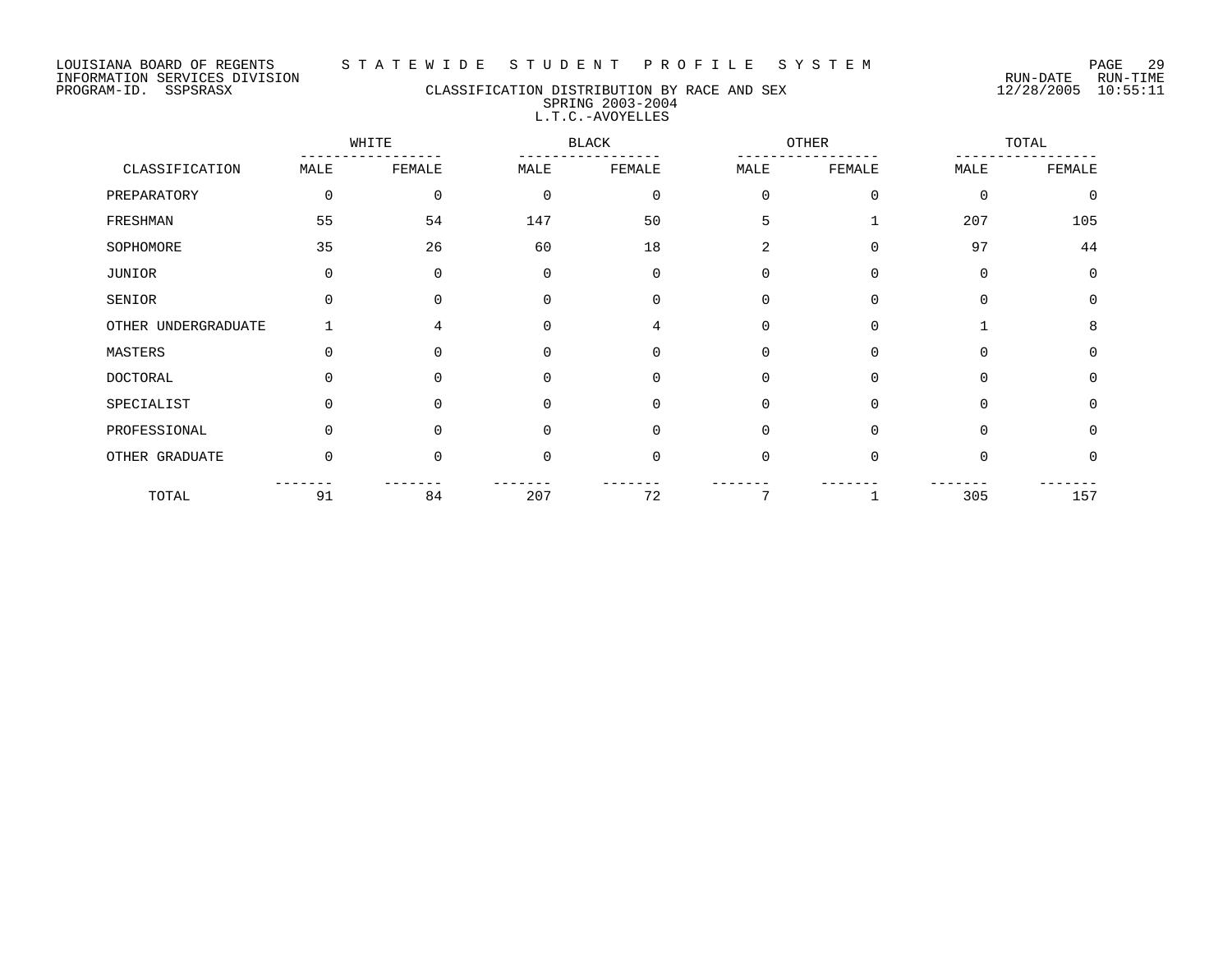LOUISIANA BOARD OF REGENTS — STATEWIDE STUDENT PROFILE SYSTEM
INFORMATION SERVICES DIVISION
PROGRAM-ID. SSPSRASX

RUN-DATE 12/28/2005 RUN-TIME 10:55:11

## CLASSIFICATION DISTRIBUTION BY RACE AND SEX
### SPRING 2003-2004
### L.T.C.-AVOYELLES

| CLASSIFICATION | WHITE | | BLACK | | OTHER | | TOTAL | |
|---|---|---|---|---|---|---|---|---|
| | MALE | FEMALE | MALE | FEMALE | MALE | FEMALE | MALE | FEMALE |
| PREPARATORY | 0 | 0 | 0 | 0 | 0 | 0 | 0 | 0 |
| FRESHMAN | 55 | 54 | 147 | 50 | 5 | 1 | 207 | 105 |
| SOPHOMORE | 35 | 26 | 60 | 18 | 2 | 0 | 97 | 44 |
| JUNIOR | 0 | 0 | 0 | 0 | 0 | 0 | 0 | 0 |
| SENIOR | 0 | 0 | 0 | 0 | 0 | 0 | 0 | 0 |
| OTHER UNDERGRADUATE | 1 | 4 | 0 | 4 | 0 | 0 | 1 | 8 |
| MASTERS | 0 | 0 | 0 | 0 | 0 | 0 | 0 | 0 |
| DOCTORAL | 0 | 0 | 0 | 0 | 0 | 0 | 0 | 0 |
| SPECIALIST | 0 | 0 | 0 | 0 | 0 | 0 | 0 | 0 |
| PROFESSIONAL | 0 | 0 | 0 | 0 | 0 | 0 | 0 | 0 |
| OTHER GRADUATE | 0 | 0 | 0 | 0 | 0 | 0 | 0 | 0 |
| TOTAL | 91 | 84 | 207 | 72 | 7 | 1 | 305 | 157 |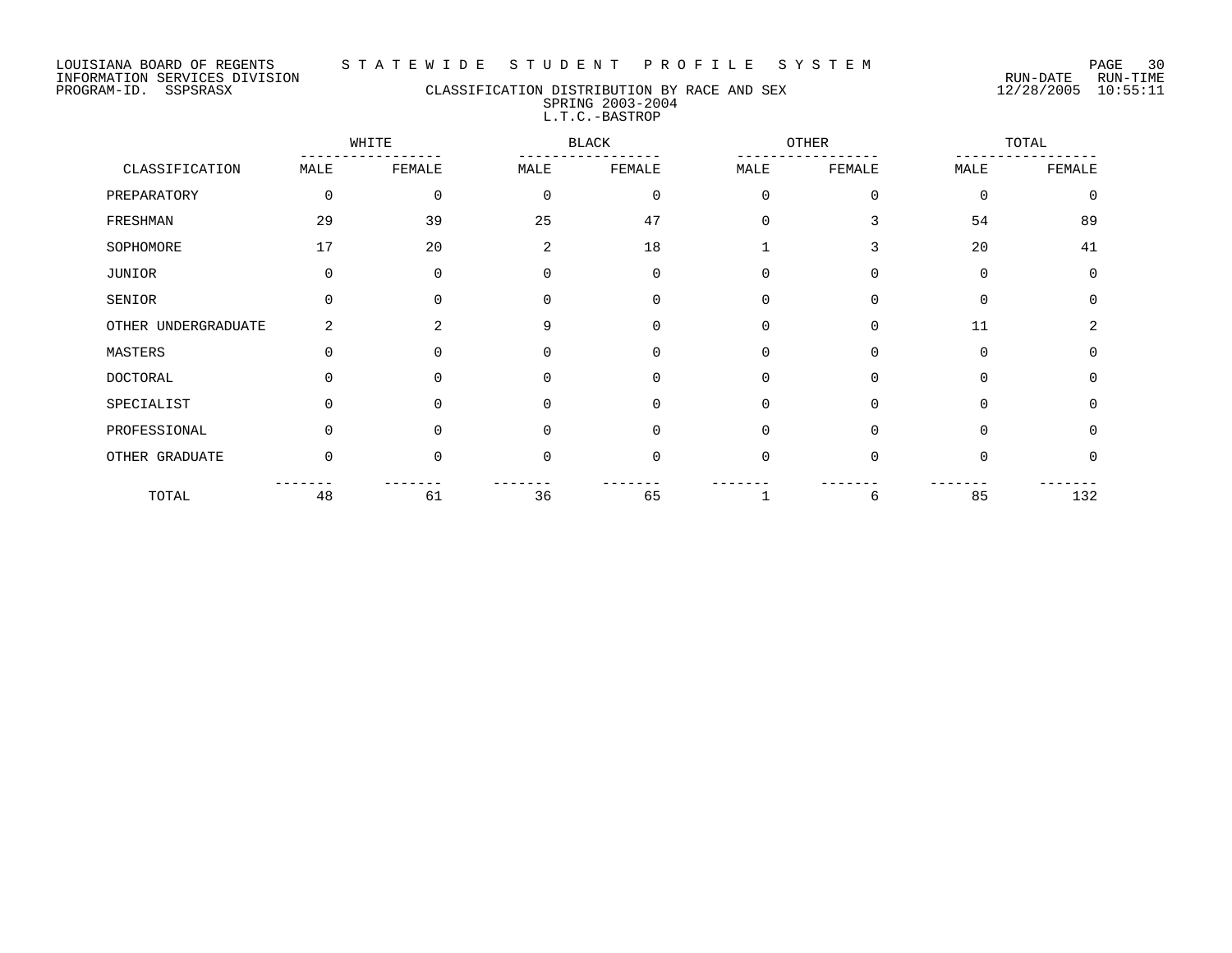LOUISIANA BOARD OF REGENTS — STATEWIDE STUDENT PROFILE SYSTEM
INFORMATION SERVICES DIVISION — RUN-DATE 12/28/2005 RUN-TIME 10:55:11
PROGRAM-ID. SSPSRASX

## CLASSIFICATION DISTRIBUTION BY RACE AND SEX
### SPRING 2003-2004
### L.T.C.-BASTROP

| | WHITE | | BLACK | | OTHER | | TOTAL | |
|---|---|---|---|---|---|---|---|---|
| CLASSIFICATION | MALE | FEMALE | MALE | FEMALE | MALE | FEMALE | MALE | FEMALE |
| PREPARATORY | 0 | 0 | 0 | 0 | 0 | 0 | 0 | 0 |
| FRESHMAN | 29 | 39 | 25 | 47 | 0 | 3 | 54 | 89 |
| SOPHOMORE | 17 | 20 | 2 | 18 | 1 | 3 | 20 | 41 |
| JUNIOR | 0 | 0 | 0 | 0 | 0 | 0 | 0 | 0 |
| SENIOR | 0 | 0 | 0 | 0 | 0 | 0 | 0 | 0 |
| OTHER UNDERGRADUATE | 2 | 2 | 9 | 0 | 0 | 0 | 11 | 2 |
| MASTERS | 0 | 0 | 0 | 0 | 0 | 0 | 0 | 0 |
| DOCTORAL | 0 | 0 | 0 | 0 | 0 | 0 | 0 | 0 |
| SPECIALIST | 0 | 0 | 0 | 0 | 0 | 0 | 0 | 0 |
| PROFESSIONAL | 0 | 0 | 0 | 0 | 0 | 0 | 0 | 0 |
| OTHER GRADUATE | 0 | 0 | 0 | 0 | 0 | 0 | 0 | 0 |
| TOTAL | 48 | 61 | 36 | 65 | 1 | 6 | 85 | 132 |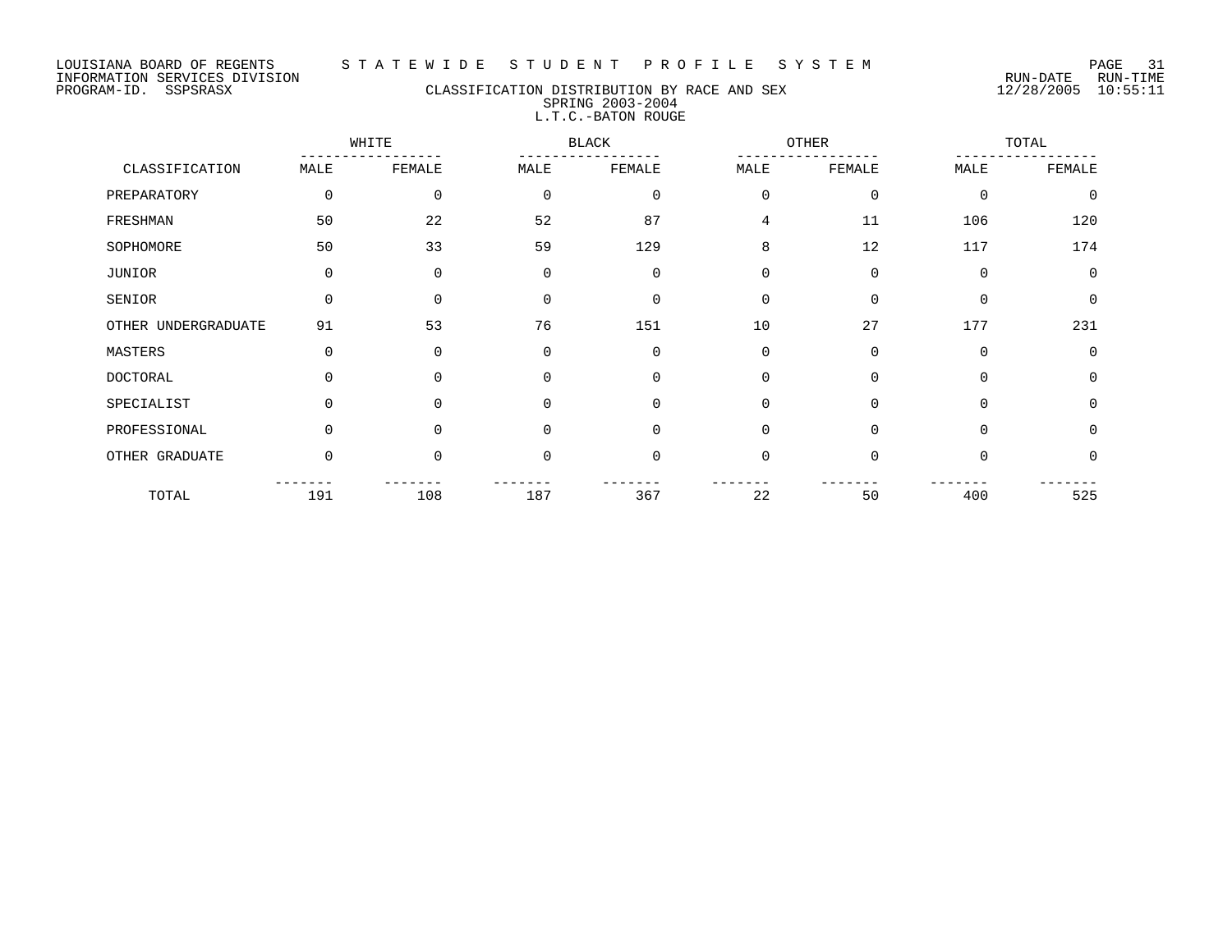LOUISIANA BOARD OF REGENTS — STATEWIDE STUDENT PROFILE SYSTEM
INFORMATION SERVICES DIVISION — RUN-DATE 12/28/2005 RUN-TIME 10:55:11
PROGRAM-ID. SSPSRASX

## CLASSIFICATION DISTRIBUTION BY RACE AND SEX
### SPRING 2003-2004
### L.T.C.-BATON ROUGE

| CLASSIFICATION | WHITE | | BLACK | | OTHER | | TOTAL | |
|---|---|---|---|---|---|---|---|---|
| | MALE | FEMALE | MALE | FEMALE | MALE | FEMALE | MALE | FEMALE |
| PREPARATORY | 0 | 0 | 0 | 0 | 0 | 0 | 0 | 0 |
| FRESHMAN | 50 | 22 | 52 | 87 | 4 | 11 | 106 | 120 |
| SOPHOMORE | 50 | 33 | 59 | 129 | 8 | 12 | 117 | 174 |
| JUNIOR | 0 | 0 | 0 | 0 | 0 | 0 | 0 | 0 |
| SENIOR | 0 | 0 | 0 | 0 | 0 | 0 | 0 | 0 |
| OTHER UNDERGRADUATE | 91 | 53 | 76 | 151 | 10 | 27 | 177 | 231 |
| MASTERS | 0 | 0 | 0 | 0 | 0 | 0 | 0 | 0 |
| DOCTORAL | 0 | 0 | 0 | 0 | 0 | 0 | 0 | 0 |
| SPECIALIST | 0 | 0 | 0 | 0 | 0 | 0 | 0 | 0 |
| PROFESSIONAL | 0 | 0 | 0 | 0 | 0 | 0 | 0 | 0 |
| OTHER GRADUATE | 0 | 0 | 0 | 0 | 0 | 0 | 0 | 0 |
| TOTAL | 191 | 108 | 187 | 367 | 22 | 50 | 400 | 525 |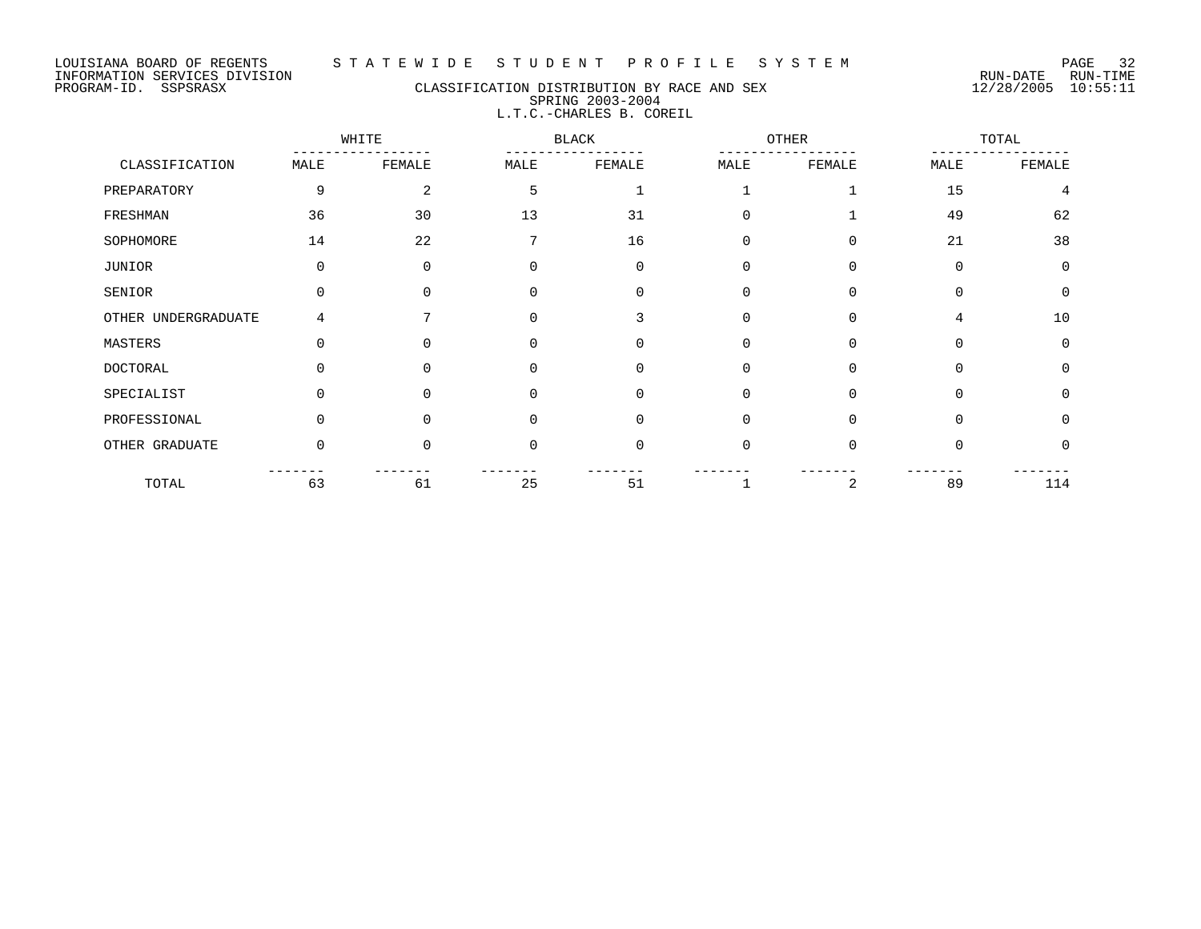LOUISIANA BOARD OF REGENTS — STATEWIDE STUDENT PROFILE SYSTEM
INFORMATION SERVICES DIVISION — RUN-DATE 12/28/2005 RUN-TIME 10:55:11
PROGRAM-ID. SSPSRASX

## CLASSIFICATION DISTRIBUTION BY RACE AND SEX
### SPRING 2003-2004
### L.T.C.-CHARLES B. COREIL

| CLASSIFICATION | WHITE | | BLACK | | OTHER | | TOTAL | |
|---|---|---|---|---|---|---|---|---|
| | MALE | FEMALE | MALE | FEMALE | MALE | FEMALE | MALE | FEMALE |
| PREPARATORY | 9 | 2 | 5 | 1 | 1 | 1 | 15 | 4 |
| FRESHMAN | 36 | 30 | 13 | 31 | 0 | 1 | 49 | 62 |
| SOPHOMORE | 14 | 22 | 7 | 16 | 0 | 0 | 21 | 38 |
| JUNIOR | 0 | 0 | 0 | 0 | 0 | 0 | 0 | 0 |
| SENIOR | 0 | 0 | 0 | 0 | 0 | 0 | 0 | 0 |
| OTHER UNDERGRADUATE | 4 | 7 | 0 | 3 | 0 | 0 | 4 | 10 |
| MASTERS | 0 | 0 | 0 | 0 | 0 | 0 | 0 | 0 |
| DOCTORAL | 0 | 0 | 0 | 0 | 0 | 0 | 0 | 0 |
| SPECIALIST | 0 | 0 | 0 | 0 | 0 | 0 | 0 | 0 |
| PROFESSIONAL | 0 | 0 | 0 | 0 | 0 | 0 | 0 | 0 |
| OTHER GRADUATE | 0 | 0 | 0 | 0 | 0 | 0 | 0 | 0 |
| TOTAL | 63 | 61 | 25 | 51 | 1 | 2 | 89 | 114 |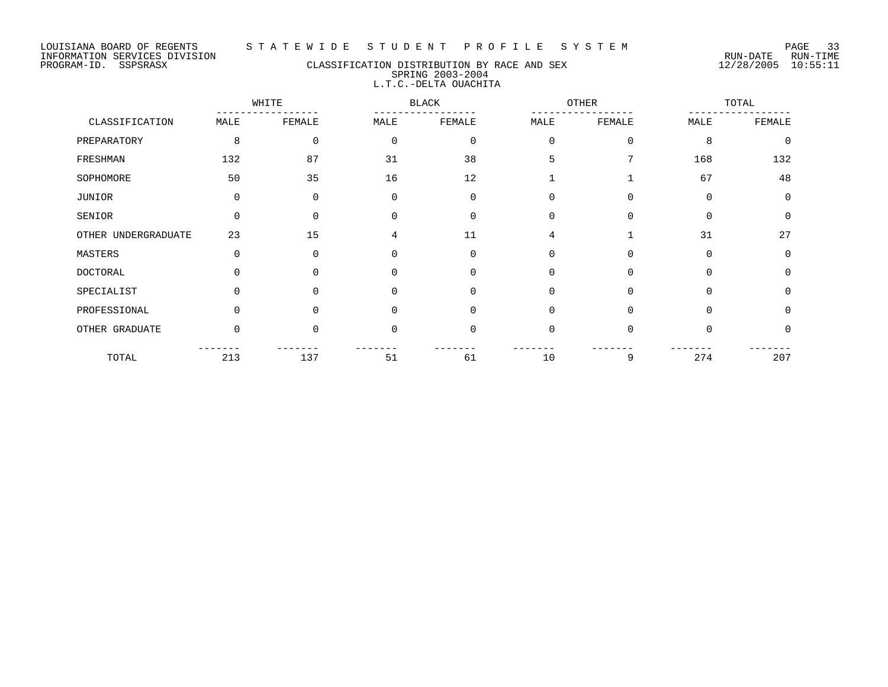LOUISIANA BOARD OF REGENTS — STATEWIDE STUDENT PROFILE SYSTEM
INFORMATION SERVICES DIVISION — RUN-DATE 12/28/2005 RUN-TIME 10:55:11
PROGRAM-ID. SSPSRASX

## CLASSIFICATION DISTRIBUTION BY RACE AND SEX
### SPRING 2003-2004
### L.T.C.-DELTA OUACHITA

| CLASSIFICATION | WHITE | | BLACK | | OTHER | | TOTAL | |
|---|---|---|---|---|---|---|---|---|
| | MALE | FEMALE | MALE | FEMALE | MALE | FEMALE | MALE | FEMALE |
| PREPARATORY | 8 | 0 | 0 | 0 | 0 | 0 | 8 | 0 |
| FRESHMAN | 132 | 87 | 31 | 38 | 5 | 7 | 168 | 132 |
| SOPHOMORE | 50 | 35 | 16 | 12 | 1 | 1 | 67 | 48 |
| JUNIOR | 0 | 0 | 0 | 0 | 0 | 0 | 0 | 0 |
| SENIOR | 0 | 0 | 0 | 0 | 0 | 0 | 0 | 0 |
| OTHER UNDERGRADUATE | 23 | 15 | 4 | 11 | 4 | 1 | 31 | 27 |
| MASTERS | 0 | 0 | 0 | 0 | 0 | 0 | 0 | 0 |
| DOCTORAL | 0 | 0 | 0 | 0 | 0 | 0 | 0 | 0 |
| SPECIALIST | 0 | 0 | 0 | 0 | 0 | 0 | 0 | 0 |
| PROFESSIONAL | 0 | 0 | 0 | 0 | 0 | 0 | 0 | 0 |
| OTHER GRADUATE | 0 | 0 | 0 | 0 | 0 | 0 | 0 | 0 |
| TOTAL | 213 | 137 | 51 | 61 | 10 | 9 | 274 | 207 |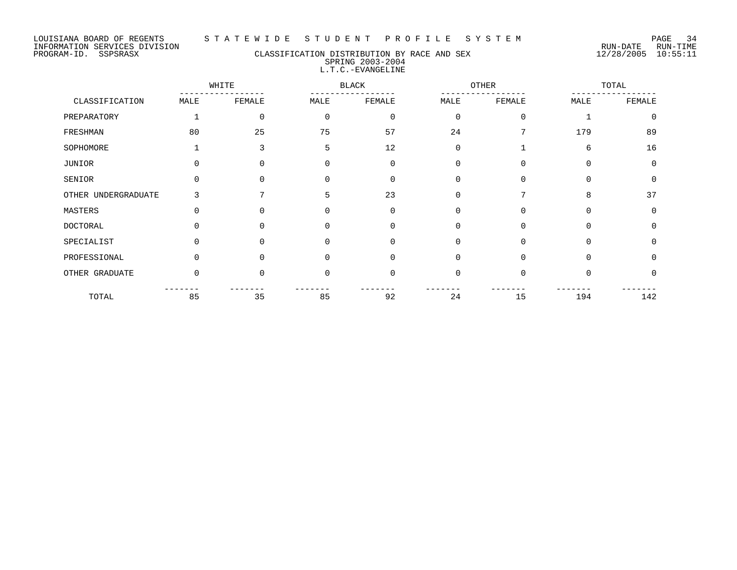LOUISIANA BOARD OF REGENTS — STATEWIDE STUDENT PROFILE SYSTEM
INFORMATION SERVICES DIVISION
PROGRAM-ID. SSPSRASX — RUN-DATE 12/28/2005 RUN-TIME 10:55:11

## CLASSIFICATION DISTRIBUTION BY RACE AND SEX
### SPRING 2003-2004
### L.T.C.-EVANGELINE

| CLASSIFICATION | WHITE | | BLACK | | OTHER | | TOTAL | |
|---|---|---|---|---|---|---|---|---|
| | MALE | FEMALE | MALE | FEMALE | MALE | FEMALE | MALE | FEMALE |
| PREPARATORY | 1 | 0 | 0 | 0 | 0 | 0 | 1 | 0 |
| FRESHMAN | 80 | 25 | 75 | 57 | 24 | 7 | 179 | 89 |
| SOPHOMORE | 1 | 3 | 5 | 12 | 0 | 1 | 6 | 16 |
| JUNIOR | 0 | 0 | 0 | 0 | 0 | 0 | 0 | 0 |
| SENIOR | 0 | 0 | 0 | 0 | 0 | 0 | 0 | 0 |
| OTHER UNDERGRADUATE | 3 | 7 | 5 | 23 | 0 | 7 | 8 | 37 |
| MASTERS | 0 | 0 | 0 | 0 | 0 | 0 | 0 | 0 |
| DOCTORAL | 0 | 0 | 0 | 0 | 0 | 0 | 0 | 0 |
| SPECIALIST | 0 | 0 | 0 | 0 | 0 | 0 | 0 | 0 |
| PROFESSIONAL | 0 | 0 | 0 | 0 | 0 | 0 | 0 | 0 |
| OTHER GRADUATE | 0 | 0 | 0 | 0 | 0 | 0 | 0 | 0 |
| TOTAL | 85 | 35 | 85 | 92 | 24 | 15 | 194 | 142 |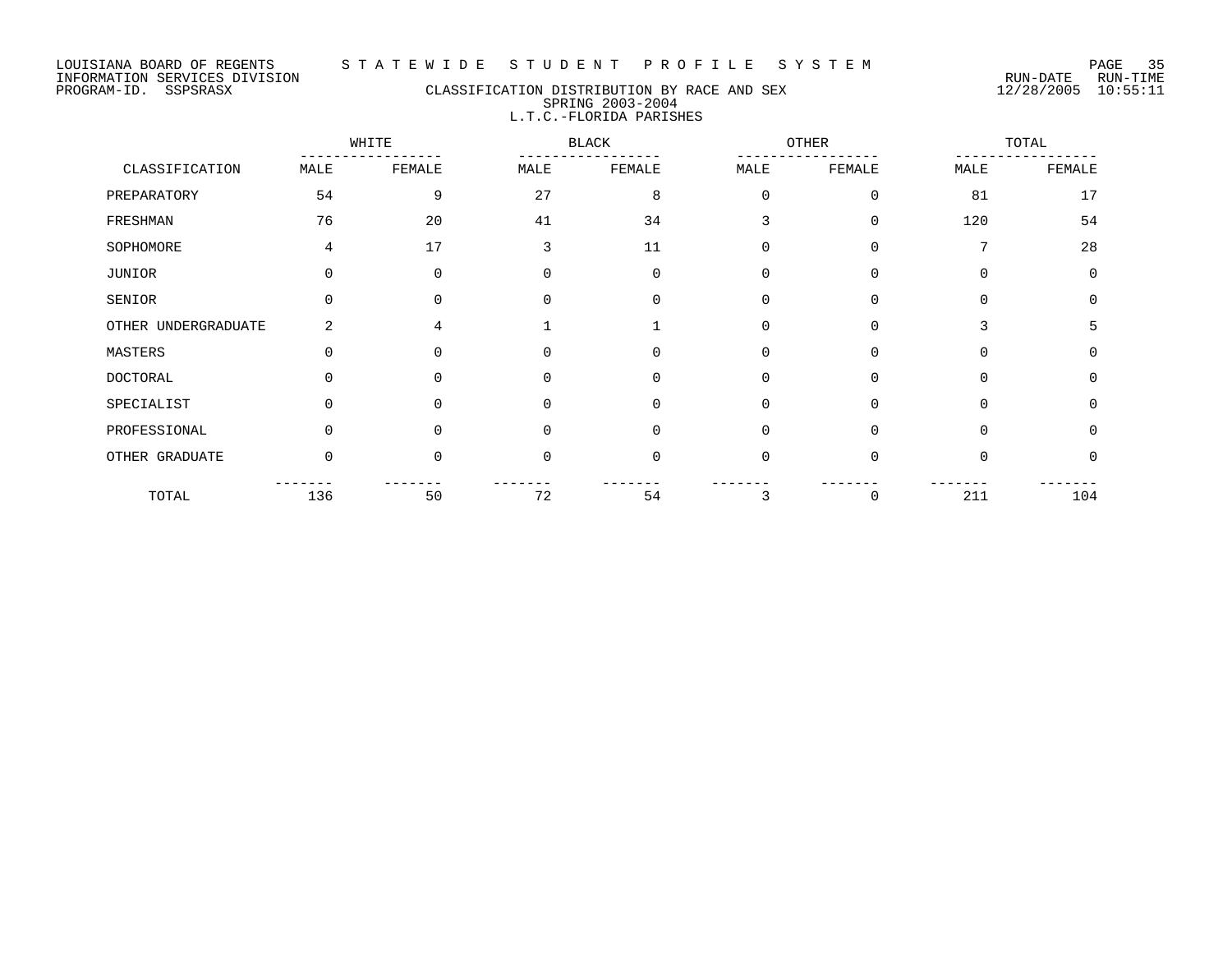LOUISIANA BOARD OF REGENTS — STATEWIDE STUDENT PROFILE SYSTEM
INFORMATION SERVICES DIVISION
PROGRAM-ID. SSPSRASX

RUN-DATE 12/28/2005 RUN-TIME 10:55:11

# CLASSIFICATION DISTRIBUTION BY RACE AND SEX
## SPRING 2003-2004
## L.T.C.-FLORIDA PARISHES

| CLASSIFICATION | WHITE | | BLACK | | OTHER | | TOTAL | |
|---|---|---|---|---|---|---|---|---|
| | MALE | FEMALE | MALE | FEMALE | MALE | FEMALE | MALE | FEMALE |
| PREPARATORY | 54 | 9 | 27 | 8 | 0 | 0 | 81 | 17 |
| FRESHMAN | 76 | 20 | 41 | 34 | 3 | 0 | 120 | 54 |
| SOPHOMORE | 4 | 17 | 3 | 11 | 0 | 0 | 7 | 28 |
| JUNIOR | 0 | 0 | 0 | 0 | 0 | 0 | 0 | 0 |
| SENIOR | 0 | 0 | 0 | 0 | 0 | 0 | 0 | 0 |
| OTHER UNDERGRADUATE | 2 | 4 | 1 | 1 | 0 | 0 | 3 | 5 |
| MASTERS | 0 | 0 | 0 | 0 | 0 | 0 | 0 | 0 |
| DOCTORAL | 0 | 0 | 0 | 0 | 0 | 0 | 0 | 0 |
| SPECIALIST | 0 | 0 | 0 | 0 | 0 | 0 | 0 | 0 |
| PROFESSIONAL | 0 | 0 | 0 | 0 | 0 | 0 | 0 | 0 |
| OTHER GRADUATE | 0 | 0 | 0 | 0 | 0 | 0 | 0 | 0 |
| TOTAL | 136 | 50 | 72 | 54 | 3 | 0 | 211 | 104 |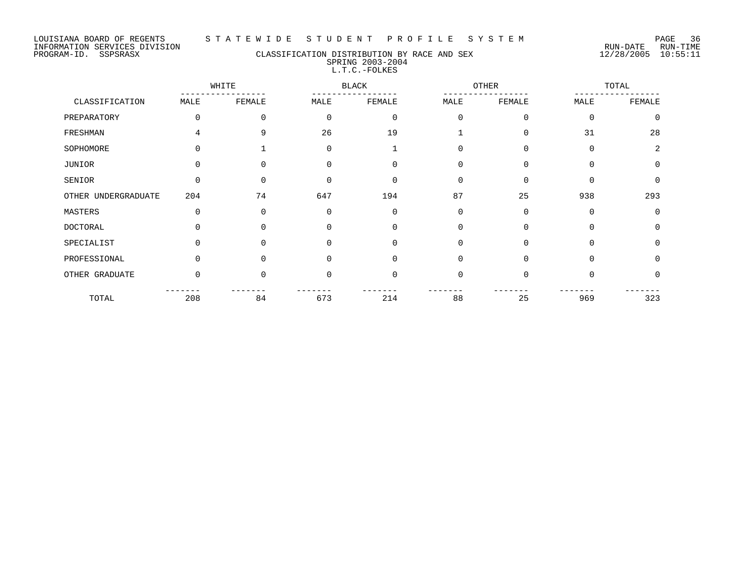LOUISIANA BOARD OF REGENTS — STATEWIDE STUDENT PROFILE SYSTEM
INFORMATION SERVICES DIVISION — RUN-DATE 12/28/2005 RUN-TIME 10:55:11
PROGRAM-ID. SSPSRASX

## CLASSIFICATION DISTRIBUTION BY RACE AND SEX
### SPRING 2003-2004
### L.T.C.-FOLKES

| CLASSIFICATION | WHITE | | BLACK | | OTHER | | TOTAL | |
|---|---|---|---|---|---|---|---|---|
| | MALE | FEMALE | MALE | FEMALE | MALE | FEMALE | MALE | FEMALE |
| PREPARATORY | 0 | 0 | 0 | 0 | 0 | 0 | 0 | 0 |
| FRESHMAN | 4 | 9 | 26 | 19 | 1 | 0 | 31 | 28 |
| SOPHOMORE | 0 | 1 | 0 | 1 | 0 | 0 | 0 | 2 |
| JUNIOR | 0 | 0 | 0 | 0 | 0 | 0 | 0 | 0 |
| SENIOR | 0 | 0 | 0 | 0 | 0 | 0 | 0 | 0 |
| OTHER UNDERGRADUATE | 204 | 74 | 647 | 194 | 87 | 25 | 938 | 293 |
| MASTERS | 0 | 0 | 0 | 0 | 0 | 0 | 0 | 0 |
| DOCTORAL | 0 | 0 | 0 | 0 | 0 | 0 | 0 | 0 |
| SPECIALIST | 0 | 0 | 0 | 0 | 0 | 0 | 0 | 0 |
| PROFESSIONAL | 0 | 0 | 0 | 0 | 0 | 0 | 0 | 0 |
| OTHER GRADUATE | 0 | 0 | 0 | 0 | 0 | 0 | 0 | 0 |
| TOTAL | 208 | 84 | 673 | 214 | 88 | 25 | 969 | 323 |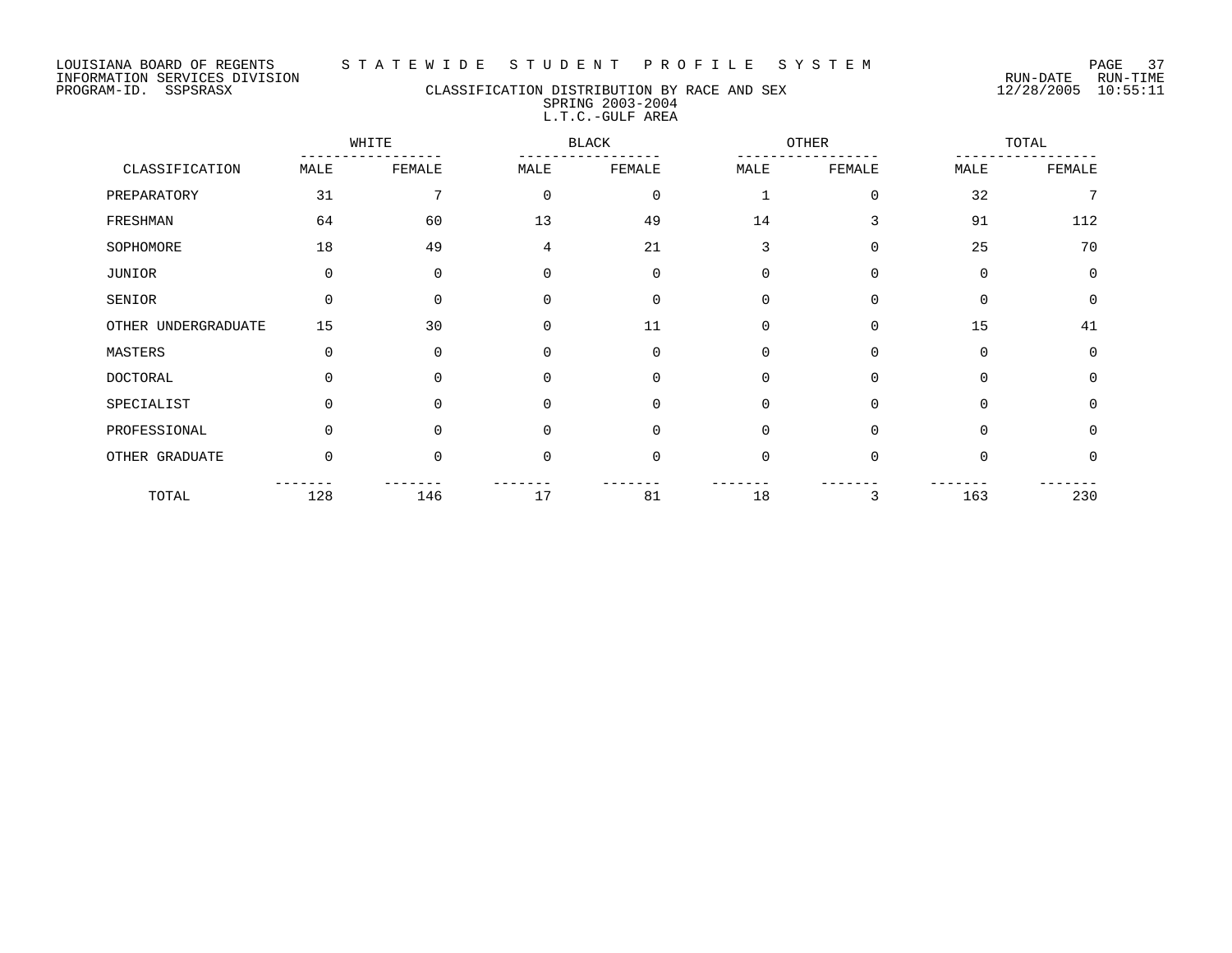LOUISIANA BOARD OF REGENTS — STATEWIDE STUDENT PROFILE SYSTEM
INFORMATION SERVICES DIVISION — RUN-DATE 12/28/2005 RUN-TIME 10:55:11
PROGRAM-ID. SSPSRASX

## CLASSIFICATION DISTRIBUTION BY RACE AND SEX
### SPRING 2003-2004
### L.T.C.-GULF AREA

| CLASSIFICATION | WHITE | | BLACK | | OTHER | | TOTAL | |
|---|---|---|---|---|---|---|---|---|
| | MALE | FEMALE | MALE | FEMALE | MALE | FEMALE | MALE | FEMALE |
| PREPARATORY | 31 | 7 | 0 | 0 | 1 | 0 | 32 | 7 |
| FRESHMAN | 64 | 60 | 13 | 49 | 14 | 3 | 91 | 112 |
| SOPHOMORE | 18 | 49 | 4 | 21 | 3 | 0 | 25 | 70 |
| JUNIOR | 0 | 0 | 0 | 0 | 0 | 0 | 0 | 0 |
| SENIOR | 0 | 0 | 0 | 0 | 0 | 0 | 0 | 0 |
| OTHER UNDERGRADUATE | 15 | 30 | 0 | 11 | 0 | 0 | 15 | 41 |
| MASTERS | 0 | 0 | 0 | 0 | 0 | 0 | 0 | 0 |
| DOCTORAL | 0 | 0 | 0 | 0 | 0 | 0 | 0 | 0 |
| SPECIALIST | 0 | 0 | 0 | 0 | 0 | 0 | 0 | 0 |
| PROFESSIONAL | 0 | 0 | 0 | 0 | 0 | 0 | 0 | 0 |
| OTHER GRADUATE | 0 | 0 | 0 | 0 | 0 | 0 | 0 | 0 |
| TOTAL | 128 | 146 | 17 | 81 | 18 | 3 | 163 | 230 |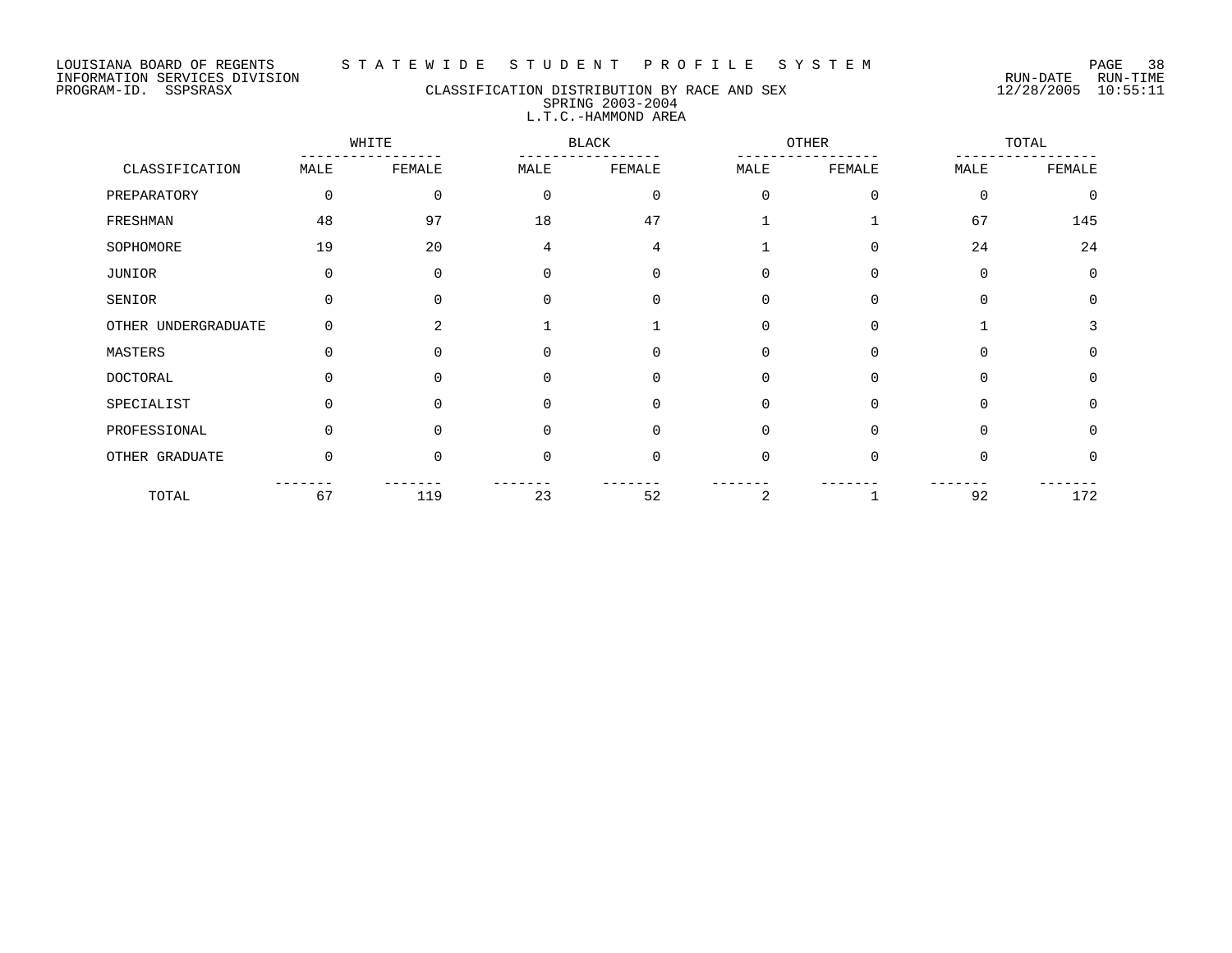LOUISIANA BOARD OF REGENTS — STATEWIDE STUDENT PROFILE SYSTEM
INFORMATION SERVICES DIVISION
PROGRAM-ID. SSPSRASX

RUN-DATE 12/28/2005 RUN-TIME 10:55:11

## CLASSIFICATION DISTRIBUTION BY RACE AND SEX
### SPRING 2003-2004
### L.T.C.-HAMMOND AREA

| CLASSIFICATION | WHITE | | BLACK | | OTHER | | TOTAL | |
|---|---|---|---|---|---|---|---|---|
| | MALE | FEMALE | MALE | FEMALE | MALE | FEMALE | MALE | FEMALE |
| PREPARATORY | 0 | 0 | 0 | 0 | 0 | 0 | 0 | 0 |
| FRESHMAN | 48 | 97 | 18 | 47 | 1 | 1 | 67 | 145 |
| SOPHOMORE | 19 | 20 | 4 | 4 | 1 | 0 | 24 | 24 |
| JUNIOR | 0 | 0 | 0 | 0 | 0 | 0 | 0 | 0 |
| SENIOR | 0 | 0 | 0 | 0 | 0 | 0 | 0 | 0 |
| OTHER UNDERGRADUATE | 0 | 2 | 1 | 1 | 0 | 0 | 1 | 3 |
| MASTERS | 0 | 0 | 0 | 0 | 0 | 0 | 0 | 0 |
| DOCTORAL | 0 | 0 | 0 | 0 | 0 | 0 | 0 | 0 |
| SPECIALIST | 0 | 0 | 0 | 0 | 0 | 0 | 0 | 0 |
| PROFESSIONAL | 0 | 0 | 0 | 0 | 0 | 0 | 0 | 0 |
| OTHER GRADUATE | 0 | 0 | 0 | 0 | 0 | 0 | 0 | 0 |
| TOTAL | 67 | 119 | 23 | 52 | 2 | 1 | 92 | 172 |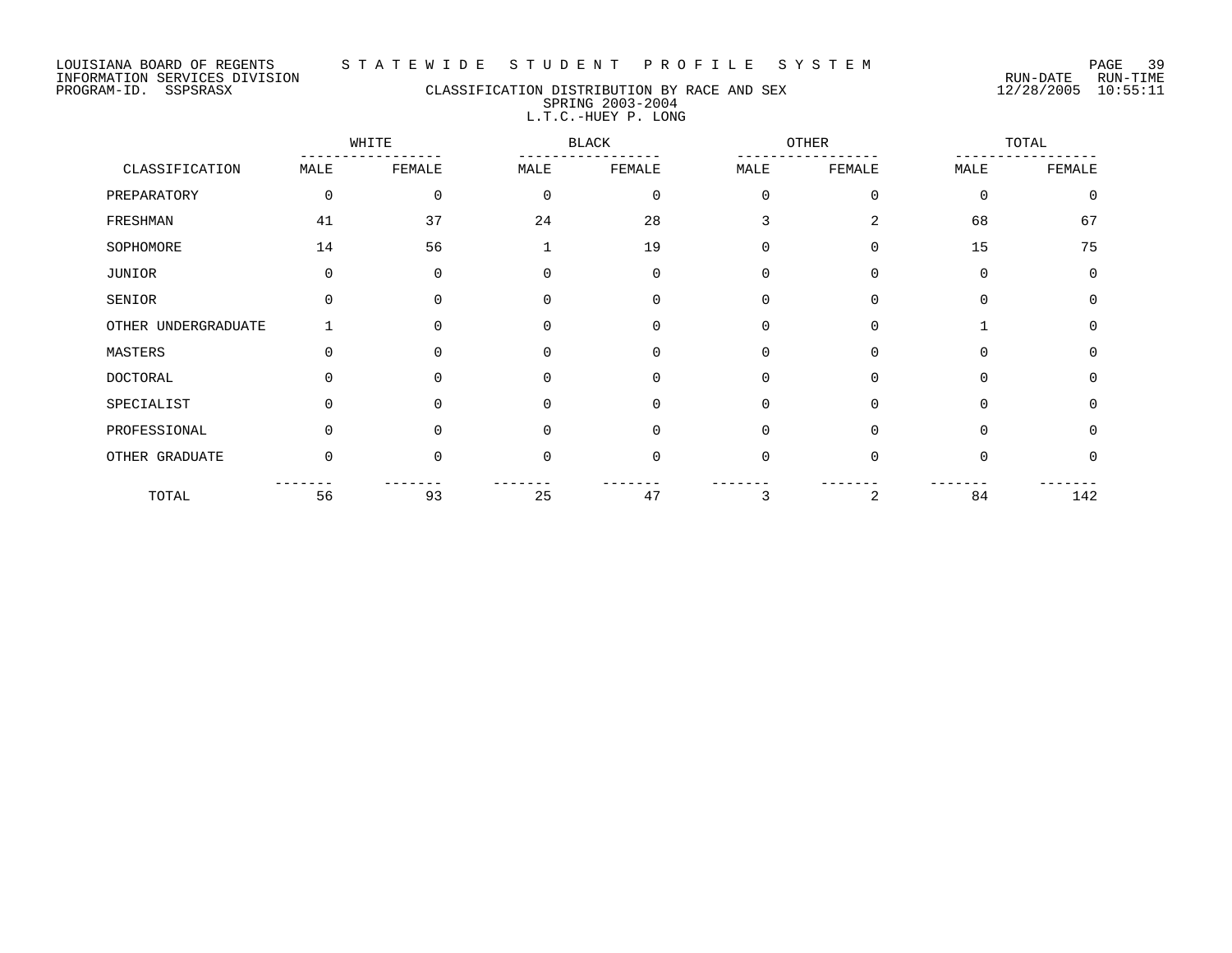LOUISIANA BOARD OF REGENTS — STATEWIDE STUDENT PROFILE SYSTEM
INFORMATION SERVICES DIVISION — RUN-DATE 12/28/2005 RUN-TIME 10:55:11
PROGRAM-ID. SSPSRASX

## CLASSIFICATION DISTRIBUTION BY RACE AND SEX
### SPRING 2003-2004
### L.T.C.-HUEY P. LONG

| CLASSIFICATION | WHITE | | BLACK | | OTHER | | TOTAL | |
|---|---|---|---|---|---|---|---|---|
| | MALE | FEMALE | MALE | FEMALE | MALE | FEMALE | MALE | FEMALE |
| PREPARATORY | 0 | 0 | 0 | 0 | 0 | 0 | 0 | 0 |
| FRESHMAN | 41 | 37 | 24 | 28 | 3 | 2 | 68 | 67 |
| SOPHOMORE | 14 | 56 | 1 | 19 | 0 | 0 | 15 | 75 |
| JUNIOR | 0 | 0 | 0 | 0 | 0 | 0 | 0 | 0 |
| SENIOR | 0 | 0 | 0 | 0 | 0 | 0 | 0 | 0 |
| OTHER UNDERGRADUATE | 1 | 0 | 0 | 0 | 0 | 0 | 1 | 0 |
| MASTERS | 0 | 0 | 0 | 0 | 0 | 0 | 0 | 0 |
| DOCTORAL | 0 | 0 | 0 | 0 | 0 | 0 | 0 | 0 |
| SPECIALIST | 0 | 0 | 0 | 0 | 0 | 0 | 0 | 0 |
| PROFESSIONAL | 0 | 0 | 0 | 0 | 0 | 0 | 0 | 0 |
| OTHER GRADUATE | 0 | 0 | 0 | 0 | 0 | 0 | 0 | 0 |
| TOTAL | 56 | 93 | 25 | 47 | 3 | 2 | 84 | 142 |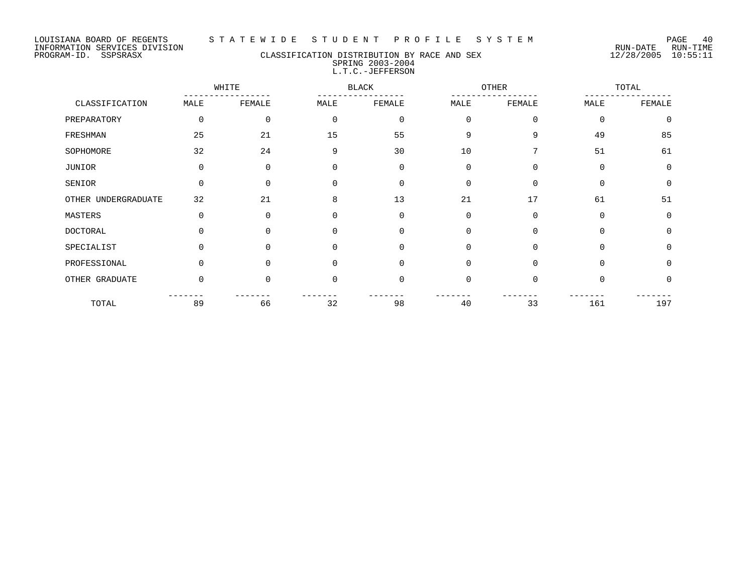LOUISIANA BOARD OF REGENTS — STATEWIDE STUDENT PROFILE SYSTEM
INFORMATION SERVICES DIVISION — RUN-DATE 12/28/2005 RUN-TIME 10:55:11
PROGRAM-ID. SSPSRASX

# CLASSIFICATION DISTRIBUTION BY RACE AND SEX
## SPRING 2003-2004
## L.T.C.-JEFFERSON

| CLASSIFICATION | WHITE | | BLACK | | OTHER | | TOTAL | |
|---|---|---|---|---|---|---|---|---|
| | MALE | FEMALE | MALE | FEMALE | MALE | FEMALE | MALE | FEMALE |
| PREPARATORY | 0 | 0 | 0 | 0 | 0 | 0 | 0 | 0 |
| FRESHMAN | 25 | 21 | 15 | 55 | 9 | 9 | 49 | 85 |
| SOPHOMORE | 32 | 24 | 9 | 30 | 10 | 7 | 51 | 61 |
| JUNIOR | 0 | 0 | 0 | 0 | 0 | 0 | 0 | 0 |
| SENIOR | 0 | 0 | 0 | 0 | 0 | 0 | 0 | 0 |
| OTHER UNDERGRADUATE | 32 | 21 | 8 | 13 | 21 | 17 | 61 | 51 |
| MASTERS | 0 | 0 | 0 | 0 | 0 | 0 | 0 | 0 |
| DOCTORAL | 0 | 0 | 0 | 0 | 0 | 0 | 0 | 0 |
| SPECIALIST | 0 | 0 | 0 | 0 | 0 | 0 | 0 | 0 |
| PROFESSIONAL | 0 | 0 | 0 | 0 | 0 | 0 | 0 | 0 |
| OTHER GRADUATE | 0 | 0 | 0 | 0 | 0 | 0 | 0 | 0 |
| TOTAL | 89 | 66 | 32 | 98 | 40 | 33 | 161 | 197 |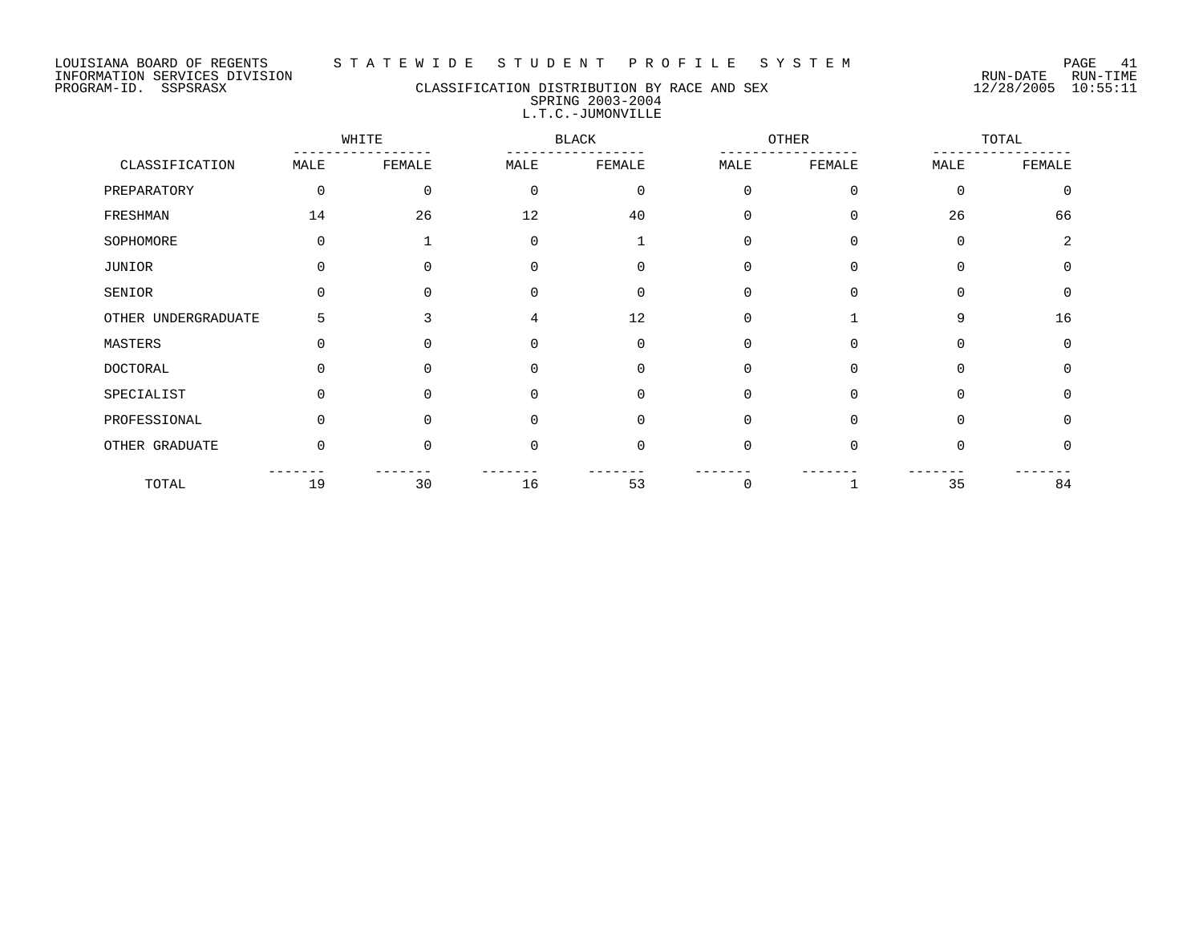LOUISIANA BOARD OF REGENTS — STATEWIDE STUDENT PROFILE SYSTEM

INFORMATION SERVICES DIVISION — RUN-DATE 12/28/2005 RUN-TIME 10:55:11

PROGRAM-ID. SSPSRASX

## CLASSIFICATION DISTRIBUTION BY RACE AND SEX
### SPRING 2003-2004
### L.T.C.-JUMONVILLE

| CLASSIFICATION | WHITE | | BLACK | | OTHER | | TOTAL | |
|---|---|---|---|---|---|---|---|---|
| | MALE | FEMALE | MALE | FEMALE | MALE | FEMALE | MALE | FEMALE |
| PREPARATORY | 0 | 0 | 0 | 0 | 0 | 0 | 0 | 0 |
| FRESHMAN | 14 | 26 | 12 | 40 | 0 | 0 | 26 | 66 |
| SOPHOMORE | 0 | 1 | 0 | 1 | 0 | 0 | 0 | 2 |
| JUNIOR | 0 | 0 | 0 | 0 | 0 | 0 | 0 | 0 |
| SENIOR | 0 | 0 | 0 | 0 | 0 | 0 | 0 | 0 |
| OTHER UNDERGRADUATE | 5 | 3 | 4 | 12 | 0 | 1 | 9 | 16 |
| MASTERS | 0 | 0 | 0 | 0 | 0 | 0 | 0 | 0 |
| DOCTORAL | 0 | 0 | 0 | 0 | 0 | 0 | 0 | 0 |
| SPECIALIST | 0 | 0 | 0 | 0 | 0 | 0 | 0 | 0 |
| PROFESSIONAL | 0 | 0 | 0 | 0 | 0 | 0 | 0 | 0 |
| OTHER GRADUATE | 0 | 0 | 0 | 0 | 0 | 0 | 0 | 0 |
| TOTAL | 19 | 30 | 16 | 53 | 0 | 1 | 35 | 84 |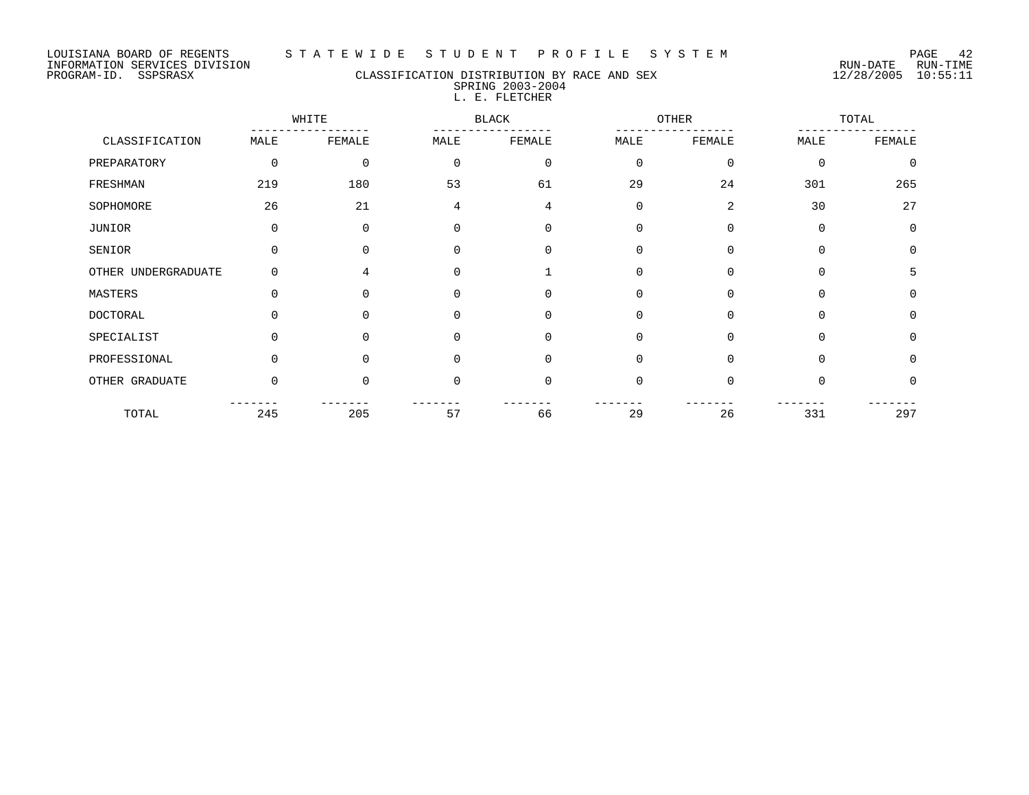LOUISIANA BOARD OF REGENTS
INFORMATION SERVICES DIVISION
PROGRAM-ID. SSPSRASX

# STATEWIDE STUDENT PROFILE SYSTEM

## CLASSIFICATION DISTRIBUTION BY RACE AND SEX
### SPRING 2003-2004
### L. E. FLETCHER

RUN-DATE 12/28/2005 RUN-TIME 10:55:11

| CLASSIFICATION | WHITE | | BLACK | | OTHER | | TOTAL | |
|---|---|---|---|---|---|---|---|---|
| | MALE | FEMALE | MALE | FEMALE | MALE | FEMALE | MALE | FEMALE |
| PREPARATORY | 0 | 0 | 0 | 0 | 0 | 0 | 0 | 0 |
| FRESHMAN | 219 | 180 | 53 | 61 | 29 | 24 | 301 | 265 |
| SOPHOMORE | 26 | 21 | 4 | 4 | 0 | 2 | 30 | 27 |
| JUNIOR | 0 | 0 | 0 | 0 | 0 | 0 | 0 | 0 |
| SENIOR | 0 | 0 | 0 | 0 | 0 | 0 | 0 | 0 |
| OTHER UNDERGRADUATE | 0 | 4 | 0 | 1 | 0 | 0 | 0 | 5 |
| MASTERS | 0 | 0 | 0 | 0 | 0 | 0 | 0 | 0 |
| DOCTORAL | 0 | 0 | 0 | 0 | 0 | 0 | 0 | 0 |
| SPECIALIST | 0 | 0 | 0 | 0 | 0 | 0 | 0 | 0 |
| PROFESSIONAL | 0 | 0 | 0 | 0 | 0 | 0 | 0 | 0 |
| OTHER GRADUATE | 0 | 0 | 0 | 0 | 0 | 0 | 0 | 0 |
| TOTAL | 245 | 205 | 57 | 66 | 29 | 26 | 331 | 297 |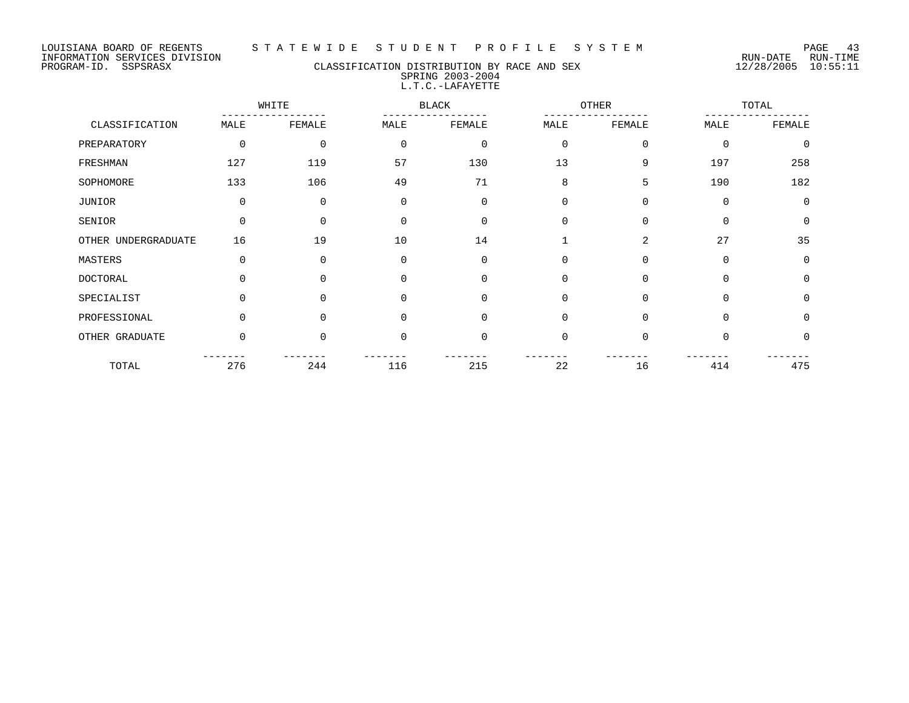LOUISIANA BOARD OF REGENTS — STATEWIDE STUDENT PROFILE SYSTEM
INFORMATION SERVICES DIVISION — RUN-DATE 12/28/2005 RUN-TIME 10:55:11
PROGRAM-ID. SSPSRASX

# CLASSIFICATION DISTRIBUTION BY RACE AND SEX
## SPRING 2003-2004
## L.T.C.-LAFAYETTE

| CLASSIFICATION | WHITE | | BLACK | | OTHER | | TOTAL | |
|---|---|---|---|---|---|---|---|---|
| | MALE | FEMALE | MALE | FEMALE | MALE | FEMALE | MALE | FEMALE |
| PREPARATORY | 0 | 0 | 0 | 0 | 0 | 0 | 0 | 0 |
| FRESHMAN | 127 | 119 | 57 | 130 | 13 | 9 | 197 | 258 |
| SOPHOMORE | 133 | 106 | 49 | 71 | 8 | 5 | 190 | 182 |
| JUNIOR | 0 | 0 | 0 | 0 | 0 | 0 | 0 | 0 |
| SENIOR | 0 | 0 | 0 | 0 | 0 | 0 | 0 | 0 |
| OTHER UNDERGRADUATE | 16 | 19 | 10 | 14 | 1 | 2 | 27 | 35 |
| MASTERS | 0 | 0 | 0 | 0 | 0 | 0 | 0 | 0 |
| DOCTORAL | 0 | 0 | 0 | 0 | 0 | 0 | 0 | 0 |
| SPECIALIST | 0 | 0 | 0 | 0 | 0 | 0 | 0 | 0 |
| PROFESSIONAL | 0 | 0 | 0 | 0 | 0 | 0 | 0 | 0 |
| OTHER GRADUATE | 0 | 0 | 0 | 0 | 0 | 0 | 0 | 0 |
| TOTAL | 276 | 244 | 116 | 215 | 22 | 16 | 414 | 475 |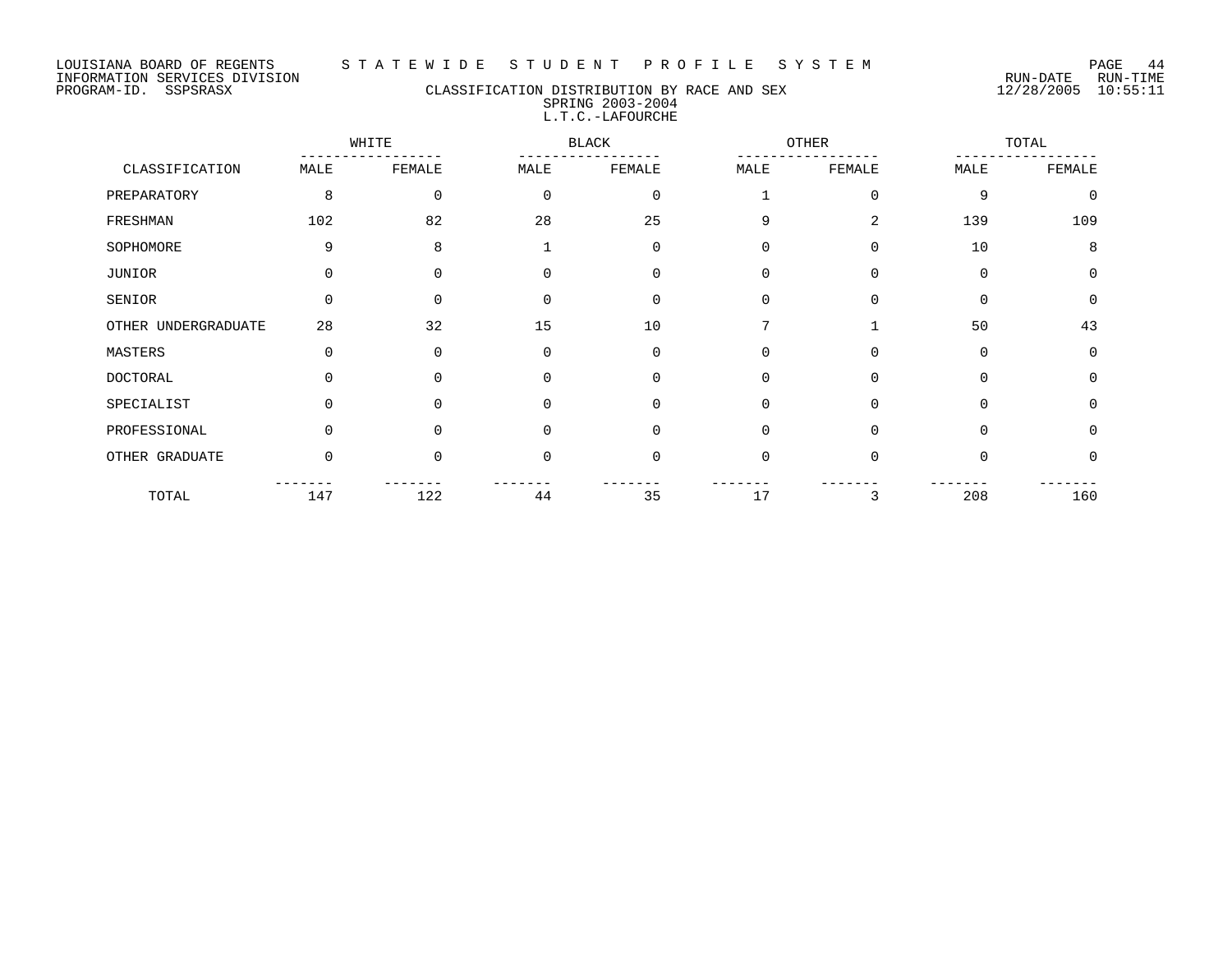LOUISIANA BOARD OF REGENTS — STATEWIDE STUDENT PROFILE SYSTEM
INFORMATION SERVICES DIVISION — RUN-DATE 12/28/2005 RUN-TIME 10:55:11
PROGRAM-ID. SSPSRASX

## CLASSIFICATION DISTRIBUTION BY RACE AND SEX
### SPRING 2003-2004
### L.T.C.-LAFOURCHE

| CLASSIFICATION | WHITE | | BLACK | | OTHER | | TOTAL | |
|---|---|---|---|---|---|---|---|---|
| | MALE | FEMALE | MALE | FEMALE | MALE | FEMALE | MALE | FEMALE |
| PREPARATORY | 8 | 0 | 0 | 0 | 1 | 0 | 9 | 0 |
| FRESHMAN | 102 | 82 | 28 | 25 | 9 | 2 | 139 | 109 |
| SOPHOMORE | 9 | 8 | 1 | 0 | 0 | 0 | 10 | 8 |
| JUNIOR | 0 | 0 | 0 | 0 | 0 | 0 | 0 | 0 |
| SENIOR | 0 | 0 | 0 | 0 | 0 | 0 | 0 | 0 |
| OTHER UNDERGRADUATE | 28 | 32 | 15 | 10 | 7 | 1 | 50 | 43 |
| MASTERS | 0 | 0 | 0 | 0 | 0 | 0 | 0 | 0 |
| DOCTORAL | 0 | 0 | 0 | 0 | 0 | 0 | 0 | 0 |
| SPECIALIST | 0 | 0 | 0 | 0 | 0 | 0 | 0 | 0 |
| PROFESSIONAL | 0 | 0 | 0 | 0 | 0 | 0 | 0 | 0 |
| OTHER GRADUATE | 0 | 0 | 0 | 0 | 0 | 0 | 0 | 0 |
| TOTAL | 147 | 122 | 44 | 35 | 17 | 3 | 208 | 160 |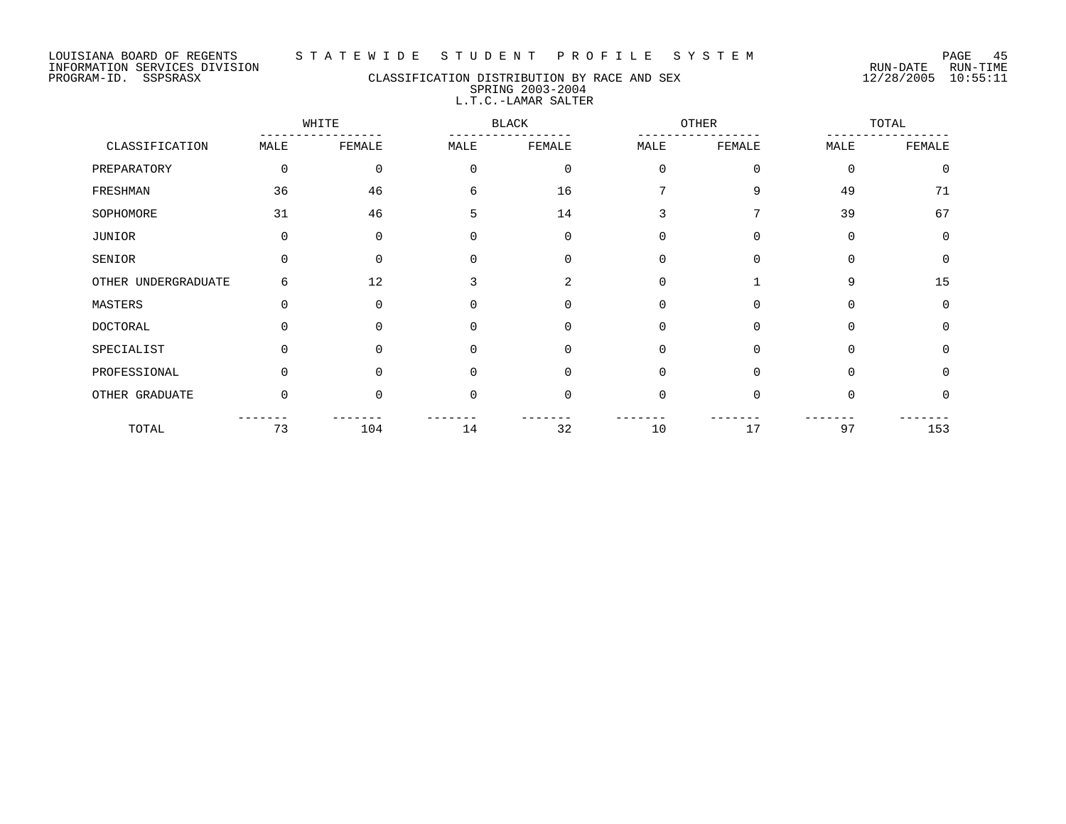LOUISIANA BOARD OF REGENTS — STATEWIDE STUDENT PROFILE SYSTEM
INFORMATION SERVICES DIVISION
PROGRAM-ID. SSPSRASX — RUN-DATE 12/28/2005 RUN-TIME 10:55:11

## CLASSIFICATION DISTRIBUTION BY RACE AND SEX
### SPRING 2003-2004
### L.T.C.-LAMAR SALTER

| CLASSIFICATION | WHITE | | BLACK | | OTHER | | TOTAL | |
|---|---|---|---|---|---|---|---|---|
| | MALE | FEMALE | MALE | FEMALE | MALE | FEMALE | MALE | FEMALE |
| PREPARATORY | 0 | 0 | 0 | 0 | 0 | 0 | 0 | 0 |
| FRESHMAN | 36 | 46 | 6 | 16 | 7 | 9 | 49 | 71 |
| SOPHOMORE | 31 | 46 | 5 | 14 | 3 | 7 | 39 | 67 |
| JUNIOR | 0 | 0 | 0 | 0 | 0 | 0 | 0 | 0 |
| SENIOR | 0 | 0 | 0 | 0 | 0 | 0 | 0 | 0 |
| OTHER UNDERGRADUATE | 6 | 12 | 3 | 2 | 0 | 1 | 9 | 15 |
| MASTERS | 0 | 0 | 0 | 0 | 0 | 0 | 0 | 0 |
| DOCTORAL | 0 | 0 | 0 | 0 | 0 | 0 | 0 | 0 |
| SPECIALIST | 0 | 0 | 0 | 0 | 0 | 0 | 0 | 0 |
| PROFESSIONAL | 0 | 0 | 0 | 0 | 0 | 0 | 0 | 0 |
| OTHER GRADUATE | 0 | 0 | 0 | 0 | 0 | 0 | 0 | 0 |
| TOTAL | 73 | 104 | 14 | 32 | 10 | 17 | 97 | 153 |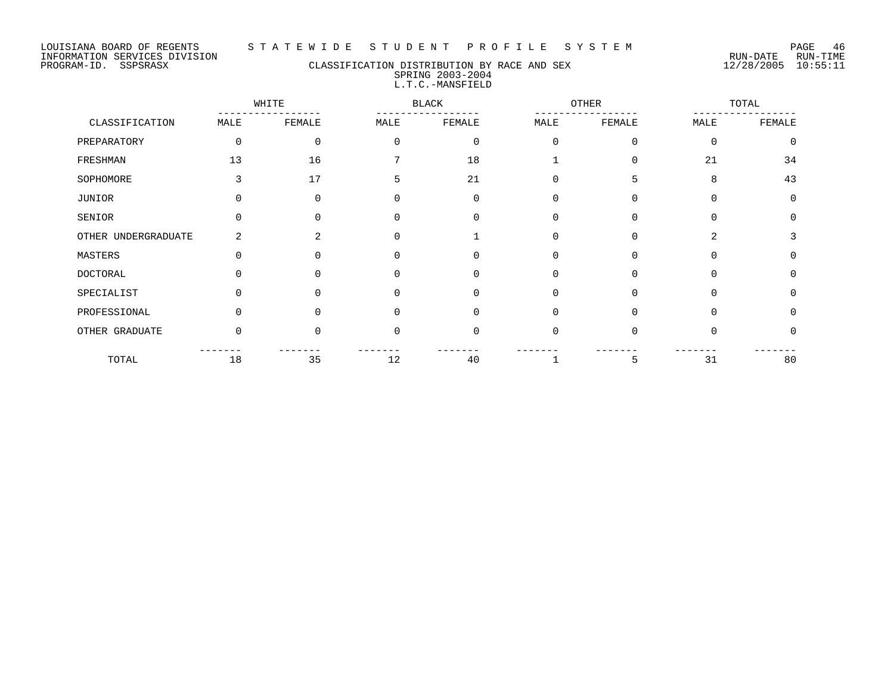LOUISIANA BOARD OF REGENTS — STATEWIDE STUDENT PROFILE SYSTEM
INFORMATION SERVICES DIVISION — RUN-DATE 12/28/2005 RUN-TIME 10:55:11
PROGRAM-ID. SSPSRASX

## CLASSIFICATION DISTRIBUTION BY RACE AND SEX
### SPRING 2003-2004
### L.T.C.-MANSFIELD

| CLASSIFICATION | WHITE | | BLACK | | OTHER | | TOTAL | |
|---|---|---|---|---|---|---|---|---|
| | MALE | FEMALE | MALE | FEMALE | MALE | FEMALE | MALE | FEMALE |
| PREPARATORY | 0 | 0 | 0 | 0 | 0 | 0 | 0 | 0 |
| FRESHMAN | 13 | 16 | 7 | 18 | 1 | 0 | 21 | 34 |
| SOPHOMORE | 3 | 17 | 5 | 21 | 0 | 5 | 8 | 43 |
| JUNIOR | 0 | 0 | 0 | 0 | 0 | 0 | 0 | 0 |
| SENIOR | 0 | 0 | 0 | 0 | 0 | 0 | 0 | 0 |
| OTHER UNDERGRADUATE | 2 | 2 | 0 | 1 | 0 | 0 | 2 | 3 |
| MASTERS | 0 | 0 | 0 | 0 | 0 | 0 | 0 | 0 |
| DOCTORAL | 0 | 0 | 0 | 0 | 0 | 0 | 0 | 0 |
| SPECIALIST | 0 | 0 | 0 | 0 | 0 | 0 | 0 | 0 |
| PROFESSIONAL | 0 | 0 | 0 | 0 | 0 | 0 | 0 | 0 |
| OTHER GRADUATE | 0 | 0 | 0 | 0 | 0 | 0 | 0 | 0 |
| TOTAL | 18 | 35 | 12 | 40 | 1 | 5 | 31 | 80 |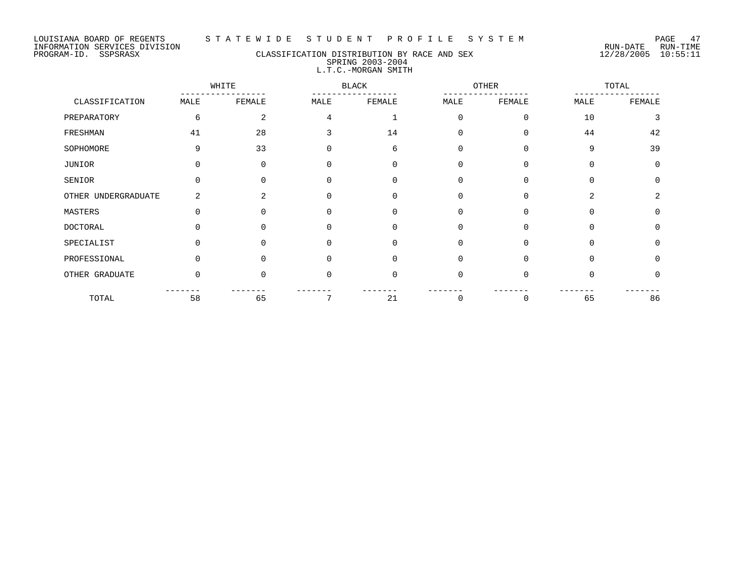LOUISIANA BOARD OF REGENTS — STATEWIDE STUDENT PROFILE SYSTEM
INFORMATION SERVICES DIVISION — RUN-DATE 12/28/2005 RUN-TIME 10:55:11
PROGRAM-ID. SSPSRASX

## CLASSIFICATION DISTRIBUTION BY RACE AND SEX
### SPRING 2003-2004
### L.T.C.-MORGAN SMITH

| CLASSIFICATION | WHITE | | BLACK | | OTHER | | TOTAL | |
|---|---|---|---|---|---|---|---|---|
| | MALE | FEMALE | MALE | FEMALE | MALE | FEMALE | MALE | FEMALE |
| PREPARATORY | 6 | 2 | 4 | 1 | 0 | 0 | 10 | 3 |
| FRESHMAN | 41 | 28 | 3 | 14 | 0 | 0 | 44 | 42 |
| SOPHOMORE | 9 | 33 | 0 | 6 | 0 | 0 | 9 | 39 |
| JUNIOR | 0 | 0 | 0 | 0 | 0 | 0 | 0 | 0 |
| SENIOR | 0 | 0 | 0 | 0 | 0 | 0 | 0 | 0 |
| OTHER UNDERGRADUATE | 2 | 2 | 0 | 0 | 0 | 0 | 2 | 2 |
| MASTERS | 0 | 0 | 0 | 0 | 0 | 0 | 0 | 0 |
| DOCTORAL | 0 | 0 | 0 | 0 | 0 | 0 | 0 | 0 |
| SPECIALIST | 0 | 0 | 0 | 0 | 0 | 0 | 0 | 0 |
| PROFESSIONAL | 0 | 0 | 0 | 0 | 0 | 0 | 0 | 0 |
| OTHER GRADUATE | 0 | 0 | 0 | 0 | 0 | 0 | 0 | 0 |
| TOTAL | 58 | 65 | 7 | 21 | 0 | 0 | 65 | 86 |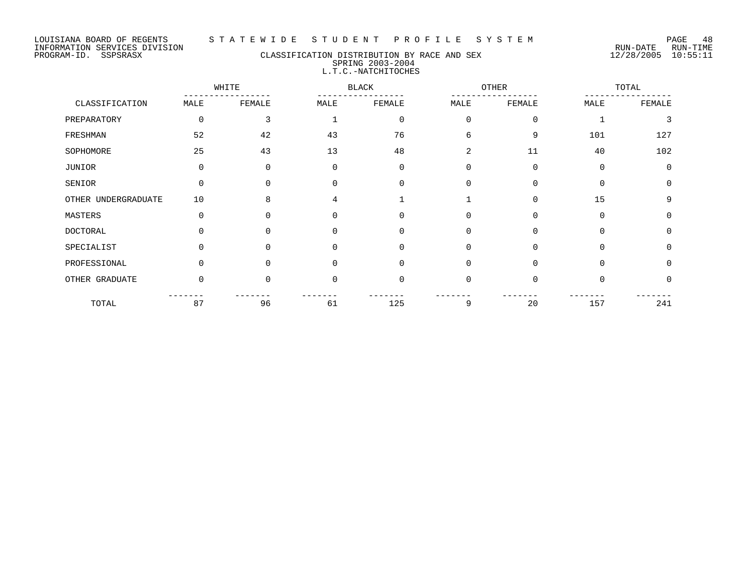LOUISIANA BOARD OF REGENTS — STATEWIDE STUDENT PROFILE SYSTEM

INFORMATION SERVICES DIVISION — RUN-DATE 12/28/2005 RUN-TIME 10:55:11

PROGRAM-ID. SSPSRASX

# CLASSIFICATION DISTRIBUTION BY RACE AND SEX
## SPRING 2003-2004
## L.T.C.-NATCHITOCHES

| CLASSIFICATION | WHITE | | BLACK | | OTHER | | TOTAL | |
|---|---|---|---|---|---|---|---|---|
| | MALE | FEMALE | MALE | FEMALE | MALE | FEMALE | MALE | FEMALE |
| PREPARATORY | 0 | 3 | 1 | 0 | 0 | 0 | 1 | 3 |
| FRESHMAN | 52 | 42 | 43 | 76 | 6 | 9 | 101 | 127 |
| SOPHOMORE | 25 | 43 | 13 | 48 | 2 | 11 | 40 | 102 |
| JUNIOR | 0 | 0 | 0 | 0 | 0 | 0 | 0 | 0 |
| SENIOR | 0 | 0 | 0 | 0 | 0 | 0 | 0 | 0 |
| OTHER UNDERGRADUATE | 10 | 8 | 4 | 1 | 1 | 0 | 15 | 9 |
| MASTERS | 0 | 0 | 0 | 0 | 0 | 0 | 0 | 0 |
| DOCTORAL | 0 | 0 | 0 | 0 | 0 | 0 | 0 | 0 |
| SPECIALIST | 0 | 0 | 0 | 0 | 0 | 0 | 0 | 0 |
| PROFESSIONAL | 0 | 0 | 0 | 0 | 0 | 0 | 0 | 0 |
| OTHER GRADUATE | 0 | 0 | 0 | 0 | 0 | 0 | 0 | 0 |
| TOTAL | 87 | 96 | 61 | 125 | 9 | 20 | 157 | 241 |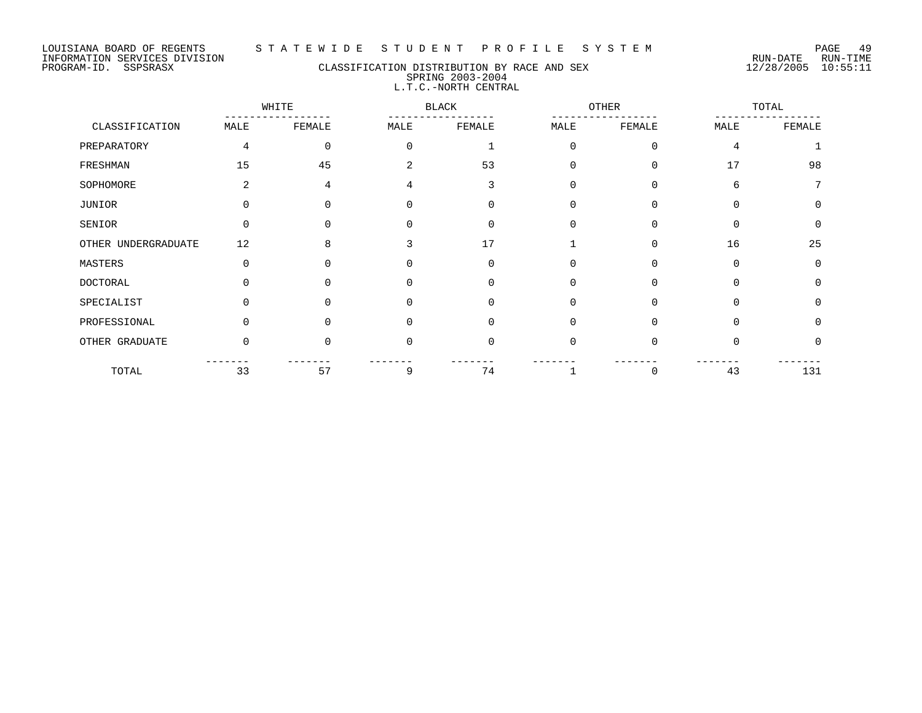LOUISIANA BOARD OF REGENTS — STATEWIDE STUDENT PROFILE SYSTEM
INFORMATION SERVICES DIVISION — RUN-DATE 12/28/2005 RUN-TIME 10:55:11
PROGRAM-ID. SSPSRASX

## CLASSIFICATION DISTRIBUTION BY RACE AND SEX
### SPRING 2003-2004
### L.T.C.-NORTH CENTRAL

| CLASSIFICATION | WHITE | | BLACK | | OTHER | | TOTAL | |
|---|---|---|---|---|---|---|---|---|
| | MALE | FEMALE | MALE | FEMALE | MALE | FEMALE | MALE | FEMALE |
| PREPARATORY | 4 | 0 | 0 | 1 | 0 | 0 | 4 | 1 |
| FRESHMAN | 15 | 45 | 2 | 53 | 0 | 0 | 17 | 98 |
| SOPHOMORE | 2 | 4 | 4 | 3 | 0 | 0 | 6 | 7 |
| JUNIOR | 0 | 0 | 0 | 0 | 0 | 0 | 0 | 0 |
| SENIOR | 0 | 0 | 0 | 0 | 0 | 0 | 0 | 0 |
| OTHER UNDERGRADUATE | 12 | 8 | 3 | 17 | 1 | 0 | 16 | 25 |
| MASTERS | 0 | 0 | 0 | 0 | 0 | 0 | 0 | 0 |
| DOCTORAL | 0 | 0 | 0 | 0 | 0 | 0 | 0 | 0 |
| SPECIALIST | 0 | 0 | 0 | 0 | 0 | 0 | 0 | 0 |
| PROFESSIONAL | 0 | 0 | 0 | 0 | 0 | 0 | 0 | 0 |
| OTHER GRADUATE | 0 | 0 | 0 | 0 | 0 | 0 | 0 | 0 |
| TOTAL | 33 | 57 | 9 | 74 | 1 | 0 | 43 | 131 |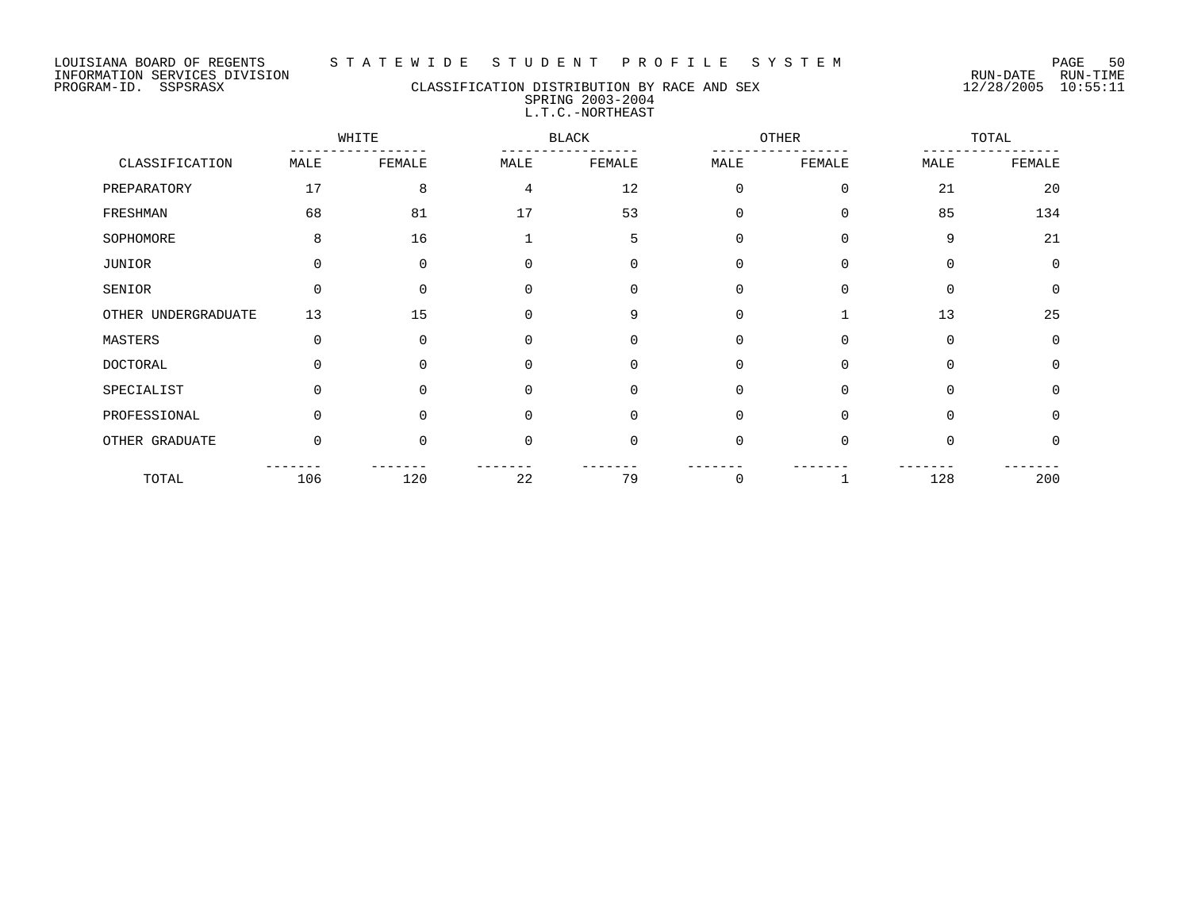LOUISIANA BOARD OF REGENTS — STATEWIDE STUDENT PROFILE SYSTEM
INFORMATION SERVICES DIVISION
PROGRAM-ID. SSPSRASX — RUN-DATE 12/28/2005 RUN-TIME 10:55:11

## CLASSIFICATION DISTRIBUTION BY RACE AND SEX
### SPRING 2003-2004
### L.T.C.-NORTHEAST

| CLASSIFICATION | WHITE | | BLACK | | OTHER | | TOTAL | |
|---|---|---|---|---|---|---|---|---|
| | MALE | FEMALE | MALE | FEMALE | MALE | FEMALE | MALE | FEMALE |
| PREPARATORY | 17 | 8 | 4 | 12 | 0 | 0 | 21 | 20 |
| FRESHMAN | 68 | 81 | 17 | 53 | 0 | 0 | 85 | 134 |
| SOPHOMORE | 8 | 16 | 1 | 5 | 0 | 0 | 9 | 21 |
| JUNIOR | 0 | 0 | 0 | 0 | 0 | 0 | 0 | 0 |
| SENIOR | 0 | 0 | 0 | 0 | 0 | 0 | 0 | 0 |
| OTHER UNDERGRADUATE | 13 | 15 | 0 | 9 | 0 | 1 | 13 | 25 |
| MASTERS | 0 | 0 | 0 | 0 | 0 | 0 | 0 | 0 |
| DOCTORAL | 0 | 0 | 0 | 0 | 0 | 0 | 0 | 0 |
| SPECIALIST | 0 | 0 | 0 | 0 | 0 | 0 | 0 | 0 |
| PROFESSIONAL | 0 | 0 | 0 | 0 | 0 | 0 | 0 | 0 |
| OTHER GRADUATE | 0 | 0 | 0 | 0 | 0 | 0 | 0 | 0 |
| TOTAL | 106 | 120 | 22 | 79 | 0 | 1 | 128 | 200 |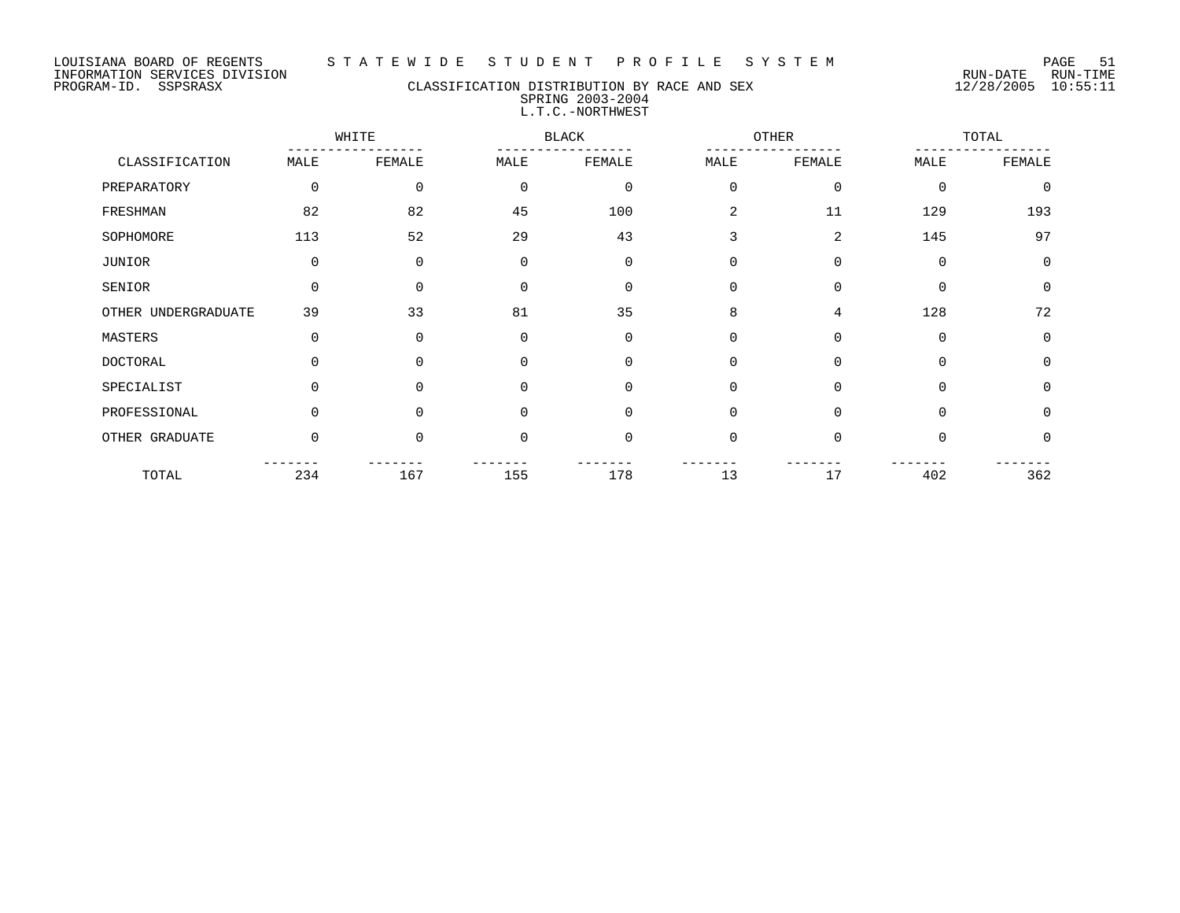LOUISIANA BOARD OF REGENTS — STATEWIDE STUDENT PROFILE SYSTEM
INFORMATION SERVICES DIVISION
PROGRAM-ID. SSPSRASX

RUN-DATE 12/28/2005 RUN-TIME 10:55:11

## CLASSIFICATION DISTRIBUTION BY RACE AND SEX
### SPRING 2003-2004
### L.T.C.-NORTHWEST

| CLASSIFICATION | WHITE | | BLACK | | OTHER | | TOTAL | |
|---|---|---|---|---|---|---|---|---|
| | MALE | FEMALE | MALE | FEMALE | MALE | FEMALE | MALE | FEMALE |
| PREPARATORY | 0 | 0 | 0 | 0 | 0 | 0 | 0 | 0 |
| FRESHMAN | 82 | 82 | 45 | 100 | 2 | 11 | 129 | 193 |
| SOPHOMORE | 113 | 52 | 29 | 43 | 3 | 2 | 145 | 97 |
| JUNIOR | 0 | 0 | 0 | 0 | 0 | 0 | 0 | 0 |
| SENIOR | 0 | 0 | 0 | 0 | 0 | 0 | 0 | 0 |
| OTHER UNDERGRADUATE | 39 | 33 | 81 | 35 | 8 | 4 | 128 | 72 |
| MASTERS | 0 | 0 | 0 | 0 | 0 | 0 | 0 | 0 |
| DOCTORAL | 0 | 0 | 0 | 0 | 0 | 0 | 0 | 0 |
| SPECIALIST | 0 | 0 | 0 | 0 | 0 | 0 | 0 | 0 |
| PROFESSIONAL | 0 | 0 | 0 | 0 | 0 | 0 | 0 | 0 |
| OTHER GRADUATE | 0 | 0 | 0 | 0 | 0 | 0 | 0 | 0 |
| TOTAL | 234 | 167 | 155 | 178 | 13 | 17 | 402 | 362 |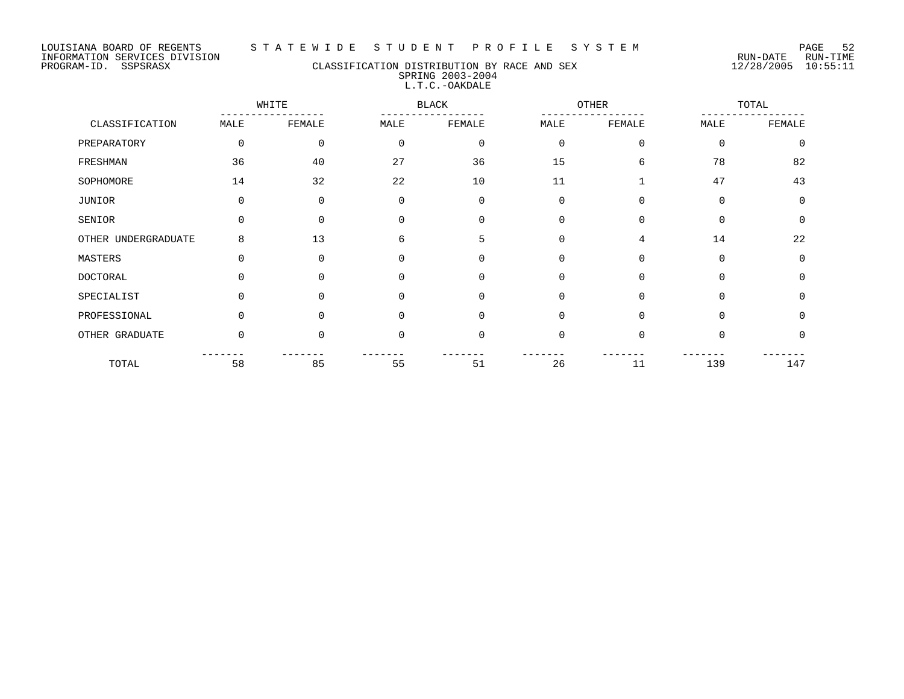LOUISIANA BOARD OF REGENTS — STATEWIDE STUDENT PROFILE SYSTEM
INFORMATION SERVICES DIVISION — RUN-DATE 12/28/2005 RUN-TIME 10:55:11
PROGRAM-ID. SSPSRASX

## CLASSIFICATION DISTRIBUTION BY RACE AND SEX
### SPRING 2003-2004
### L.T.C.-OAKDALE

| CLASSIFICATION | WHITE | | BLACK | | OTHER | | TOTAL | |
|---|---|---|---|---|---|---|---|---|
| | MALE | FEMALE | MALE | FEMALE | MALE | FEMALE | MALE | FEMALE |
| PREPARATORY | 0 | 0 | 0 | 0 | 0 | 0 | 0 | 0 |
| FRESHMAN | 36 | 40 | 27 | 36 | 15 | 6 | 78 | 82 |
| SOPHOMORE | 14 | 32 | 22 | 10 | 11 | 1 | 47 | 43 |
| JUNIOR | 0 | 0 | 0 | 0 | 0 | 0 | 0 | 0 |
| SENIOR | 0 | 0 | 0 | 0 | 0 | 0 | 0 | 0 |
| OTHER UNDERGRADUATE | 8 | 13 | 6 | 5 | 0 | 4 | 14 | 22 |
| MASTERS | 0 | 0 | 0 | 0 | 0 | 0 | 0 | 0 |
| DOCTORAL | 0 | 0 | 0 | 0 | 0 | 0 | 0 | 0 |
| SPECIALIST | 0 | 0 | 0 | 0 | 0 | 0 | 0 | 0 |
| PROFESSIONAL | 0 | 0 | 0 | 0 | 0 | 0 | 0 | 0 |
| OTHER GRADUATE | 0 | 0 | 0 | 0 | 0 | 0 | 0 | 0 |
| TOTAL | 58 | 85 | 55 | 51 | 26 | 11 | 139 | 147 |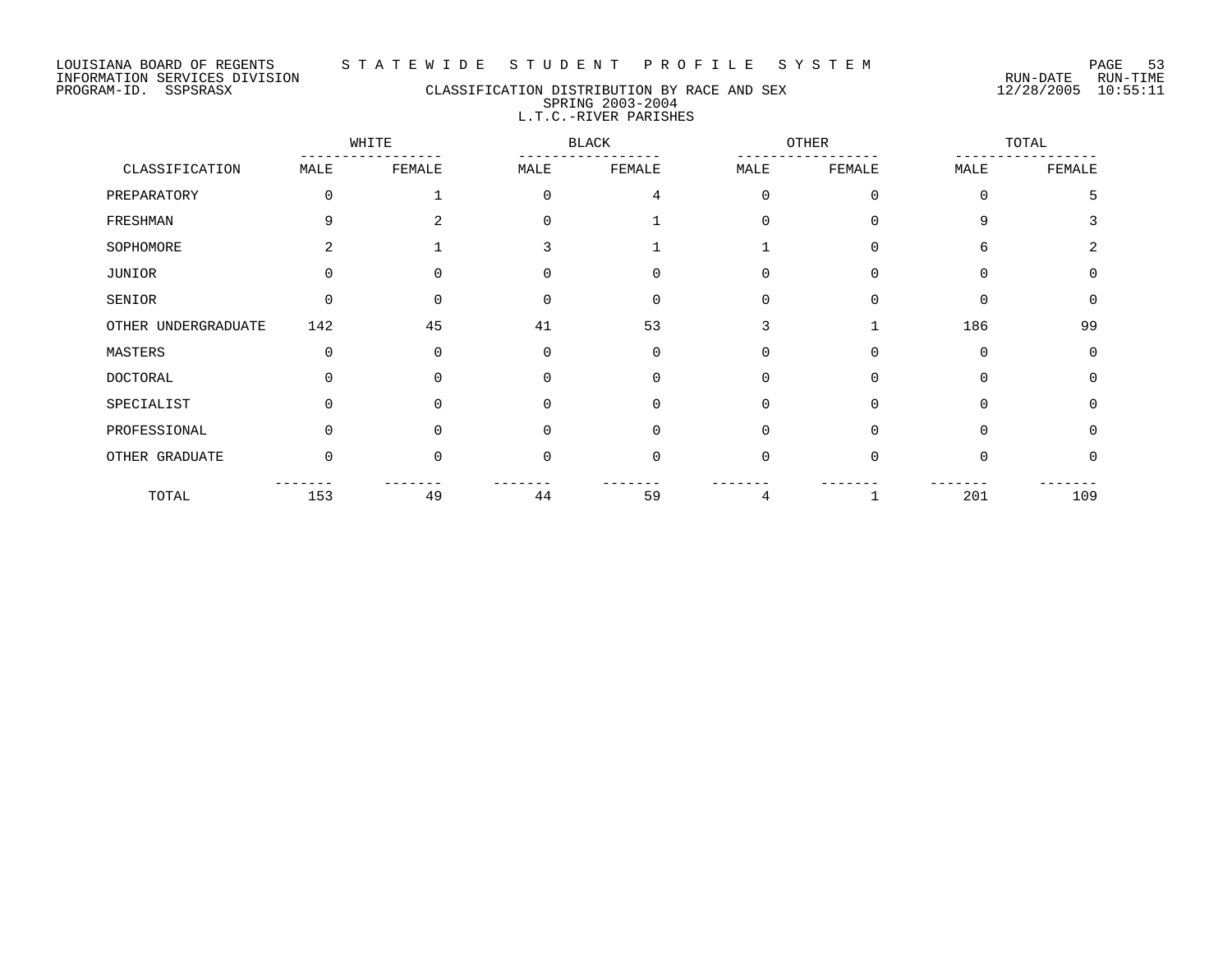LOUISIANA BOARD OF REGENTS — STATEWIDE STUDENT PROFILE SYSTEM
INFORMATION SERVICES DIVISION
PROGRAM-ID. SSPSRASX

RUN-DATE 12/28/2005 RUN-TIME 10:55:11

## CLASSIFICATION DISTRIBUTION BY RACE AND SEX
### SPRING 2003-2004
### L.T.C.-RIVER PARISHES

| CLASSIFICATION | WHITE | | BLACK | | OTHER | | TOTAL | |
|---|---|---|---|---|---|---|---|---|
| | MALE | FEMALE | MALE | FEMALE | MALE | FEMALE | MALE | FEMALE |
| PREPARATORY | 0 | 1 | 0 | 4 | 0 | 0 | 0 | 5 |
| FRESHMAN | 9 | 2 | 0 | 1 | 0 | 0 | 9 | 3 |
| SOPHOMORE | 2 | 1 | 3 | 1 | 1 | 0 | 6 | 2 |
| JUNIOR | 0 | 0 | 0 | 0 | 0 | 0 | 0 | 0 |
| SENIOR | 0 | 0 | 0 | 0 | 0 | 0 | 0 | 0 |
| OTHER UNDERGRADUATE | 142 | 45 | 41 | 53 | 3 | 1 | 186 | 99 |
| MASTERS | 0 | 0 | 0 | 0 | 0 | 0 | 0 | 0 |
| DOCTORAL | 0 | 0 | 0 | 0 | 0 | 0 | 0 | 0 |
| SPECIALIST | 0 | 0 | 0 | 0 | 0 | 0 | 0 | 0 |
| PROFESSIONAL | 0 | 0 | 0 | 0 | 0 | 0 | 0 | 0 |
| OTHER GRADUATE | 0 | 0 | 0 | 0 | 0 | 0 | 0 | 0 |
| TOTAL | 153 | 49 | 44 | 59 | 4 | 1 | 201 | 109 |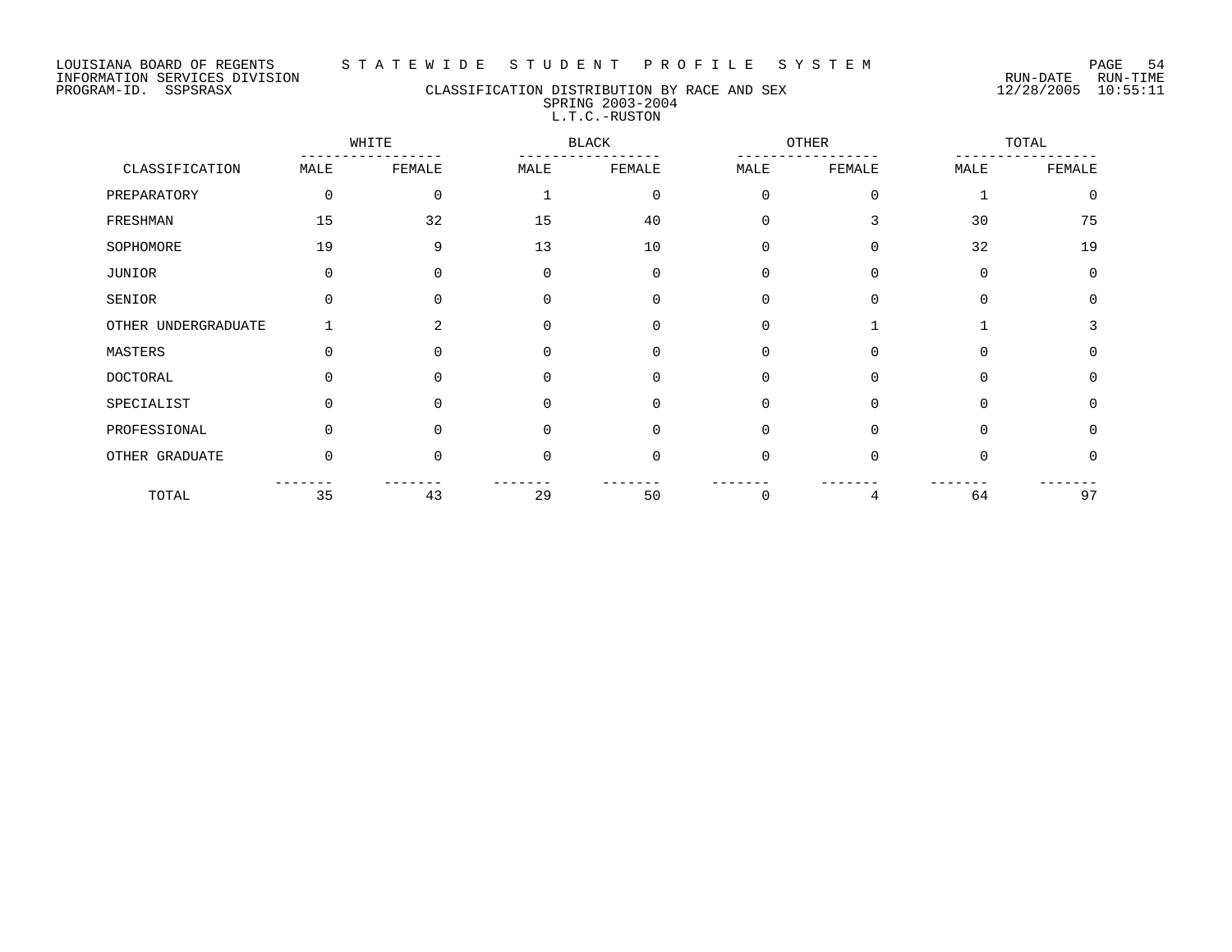LOUISIANA BOARD OF REGENTS — STATEWIDE STUDENT PROFILE SYSTEM

INFORMATION SERVICES DIVISION

PROGRAM-ID. SSPSRASX

RUN-DATE 12/28/2005 RUN-TIME 10:55:11

# CLASSIFICATION DISTRIBUTION BY RACE AND SEX

## SPRING 2003-2004

## L.T.C.-RUSTON

| CLASSIFICATION | WHITE | | BLACK | | OTHER | | TOTAL | |
|---|---|---|---|---|---|---|---|---|
| | MALE | FEMALE | MALE | FEMALE | MALE | FEMALE | MALE | FEMALE |
| PREPARATORY | 0 | 0 | 1 | 0 | 0 | 0 | 1 | 0 |
| FRESHMAN | 15 | 32 | 15 | 40 | 0 | 3 | 30 | 75 |
| SOPHOMORE | 19 | 9 | 13 | 10 | 0 | 0 | 32 | 19 |
| JUNIOR | 0 | 0 | 0 | 0 | 0 | 0 | 0 | 0 |
| SENIOR | 0 | 0 | 0 | 0 | 0 | 0 | 0 | 0 |
| OTHER UNDERGRADUATE | 1 | 2 | 0 | 0 | 0 | 1 | 1 | 3 |
| MASTERS | 0 | 0 | 0 | 0 | 0 | 0 | 0 | 0 |
| DOCTORAL | 0 | 0 | 0 | 0 | 0 | 0 | 0 | 0 |
| SPECIALIST | 0 | 0 | 0 | 0 | 0 | 0 | 0 | 0 |
| PROFESSIONAL | 0 | 0 | 0 | 0 | 0 | 0 | 0 | 0 |
| OTHER GRADUATE | 0 | 0 | 0 | 0 | 0 | 0 | 0 | 0 |
| TOTAL | 35 | 43 | 29 | 50 | 0 | 4 | 64 | 97 |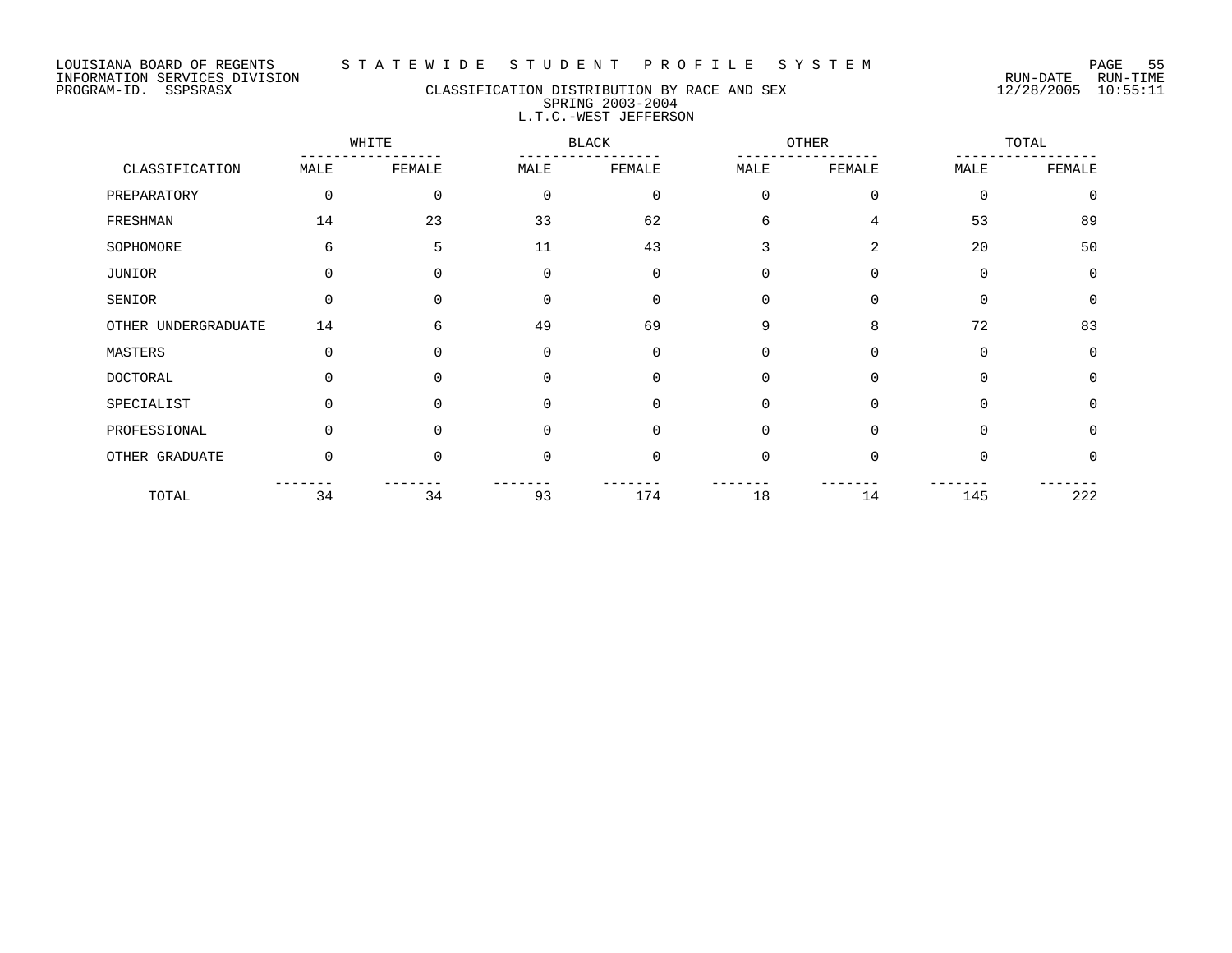LOUISIANA BOARD OF REGENTS — STATEWIDE STUDENT PROFILE SYSTEM
INFORMATION SERVICES DIVISION
PROGRAM-ID. SSPSRASX

RUN-DATE 12/28/2005 RUN-TIME 10:55:11

## CLASSIFICATION DISTRIBUTION BY RACE AND SEX
### SPRING 2003-2004
### L.T.C.-WEST JEFFERSON

| CLASSIFICATION | WHITE | | BLACK | | OTHER | | TOTAL | |
|---|---|---|---|---|---|---|---|---|
| | MALE | FEMALE | MALE | FEMALE | MALE | FEMALE | MALE | FEMALE |
| PREPARATORY | 0 | 0 | 0 | 0 | 0 | 0 | 0 | 0 |
| FRESHMAN | 14 | 23 | 33 | 62 | 6 | 4 | 53 | 89 |
| SOPHOMORE | 6 | 5 | 11 | 43 | 3 | 2 | 20 | 50 |
| JUNIOR | 0 | 0 | 0 | 0 | 0 | 0 | 0 | 0 |
| SENIOR | 0 | 0 | 0 | 0 | 0 | 0 | 0 | 0 |
| OTHER UNDERGRADUATE | 14 | 6 | 49 | 69 | 9 | 8 | 72 | 83 |
| MASTERS | 0 | 0 | 0 | 0 | 0 | 0 | 0 | 0 |
| DOCTORAL | 0 | 0 | 0 | 0 | 0 | 0 | 0 | 0 |
| SPECIALIST | 0 | 0 | 0 | 0 | 0 | 0 | 0 | 0 |
| PROFESSIONAL | 0 | 0 | 0 | 0 | 0 | 0 | 0 | 0 |
| OTHER GRADUATE | 0 | 0 | 0 | 0 | 0 | 0 | 0 | 0 |
| TOTAL | 34 | 34 | 93 | 174 | 18 | 14 | 145 | 222 |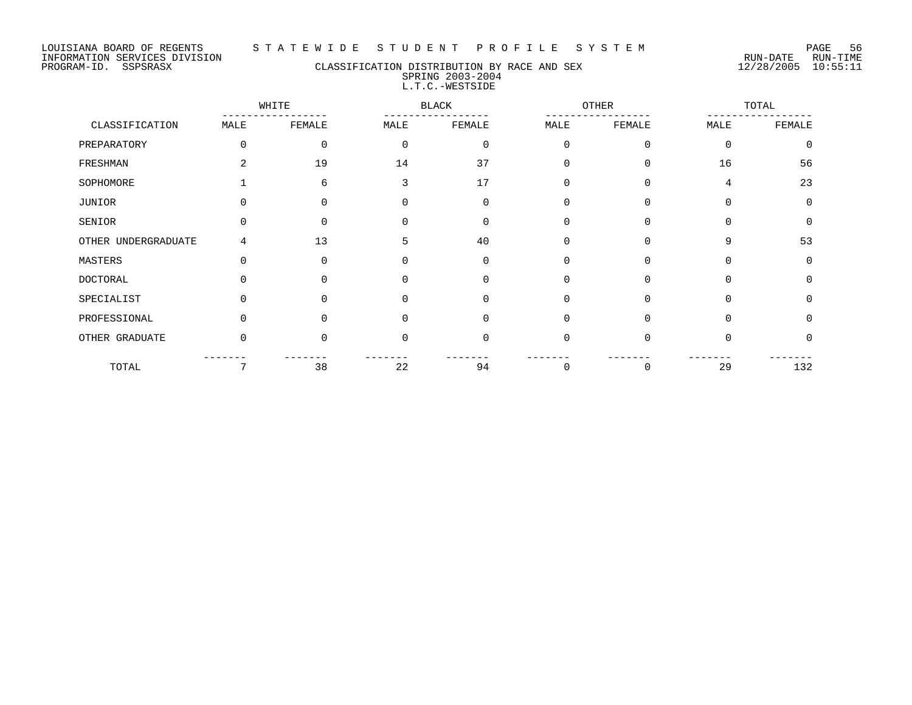LOUISIANA BOARD OF REGENTS — STATEWIDE STUDENT PROFILE SYSTEM
INFORMATION SERVICES DIVISION
PROGRAM-ID. SSPSRASX — RUN-DATE 12/28/2005 RUN-TIME 10:55:11

## CLASSIFICATION DISTRIBUTION BY RACE AND SEX
### SPRING 2003-2004
### L.T.C.-WESTSIDE

| CLASSIFICATION | WHITE | | BLACK | | OTHER | | TOTAL | |
|---|---|---|---|---|---|---|---|---|
| | MALE | FEMALE | MALE | FEMALE | MALE | FEMALE | MALE | FEMALE |
| PREPARATORY | 0 | 0 | 0 | 0 | 0 | 0 | 0 | 0 |
| FRESHMAN | 2 | 19 | 14 | 37 | 0 | 0 | 16 | 56 |
| SOPHOMORE | 1 | 6 | 3 | 17 | 0 | 0 | 4 | 23 |
| JUNIOR | 0 | 0 | 0 | 0 | 0 | 0 | 0 | 0 |
| SENIOR | 0 | 0 | 0 | 0 | 0 | 0 | 0 | 0 |
| OTHER UNDERGRADUATE | 4 | 13 | 5 | 40 | 0 | 0 | 9 | 53 |
| MASTERS | 0 | 0 | 0 | 0 | 0 | 0 | 0 | 0 |
| DOCTORAL | 0 | 0 | 0 | 0 | 0 | 0 | 0 | 0 |
| SPECIALIST | 0 | 0 | 0 | 0 | 0 | 0 | 0 | 0 |
| PROFESSIONAL | 0 | 0 | 0 | 0 | 0 | 0 | 0 | 0 |
| OTHER GRADUATE | 0 | 0 | 0 | 0 | 0 | 0 | 0 | 0 |
| TOTAL | 7 | 38 | 22 | 94 | 0 | 0 | 29 | 132 |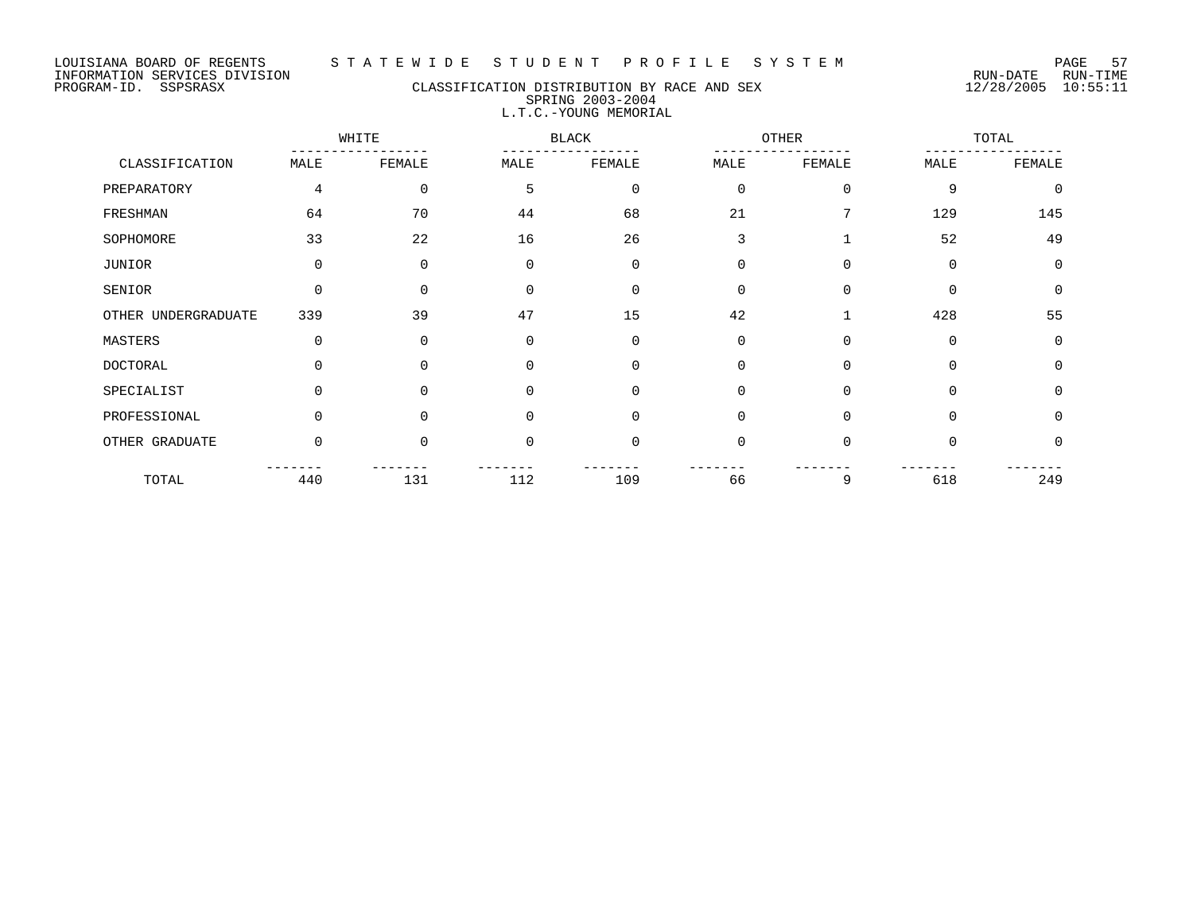LOUISIANA BOARD OF REGENTS — STATEWIDE STUDENT PROFILE SYSTEM
INFORMATION SERVICES DIVISION — RUN-DATE 12/28/2005 RUN-TIME 10:55:11
PROGRAM-ID. SSPSRASX

## CLASSIFICATION DISTRIBUTION BY RACE AND SEX
### SPRING 2003-2004
### L.T.C.-YOUNG MEMORIAL

| CLASSIFICATION | WHITE | | BLACK | | OTHER | | TOTAL | |
|---|---|---|---|---|---|---|---|---|
| | MALE | FEMALE | MALE | FEMALE | MALE | FEMALE | MALE | FEMALE |
| PREPARATORY | 4 | 0 | 5 | 0 | 0 | 0 | 9 | 0 |
| FRESHMAN | 64 | 70 | 44 | 68 | 21 | 7 | 129 | 145 |
| SOPHOMORE | 33 | 22 | 16 | 26 | 3 | 1 | 52 | 49 |
| JUNIOR | 0 | 0 | 0 | 0 | 0 | 0 | 0 | 0 |
| SENIOR | 0 | 0 | 0 | 0 | 0 | 0 | 0 | 0 |
| OTHER UNDERGRADUATE | 339 | 39 | 47 | 15 | 42 | 1 | 428 | 55 |
| MASTERS | 0 | 0 | 0 | 0 | 0 | 0 | 0 | 0 |
| DOCTORAL | 0 | 0 | 0 | 0 | 0 | 0 | 0 | 0 |
| SPECIALIST | 0 | 0 | 0 | 0 | 0 | 0 | 0 | 0 |
| PROFESSIONAL | 0 | 0 | 0 | 0 | 0 | 0 | 0 | 0 |
| OTHER GRADUATE | 0 | 0 | 0 | 0 | 0 | 0 | 0 | 0 |
| TOTAL | 440 | 131 | 112 | 109 | 66 | 9 | 618 | 249 |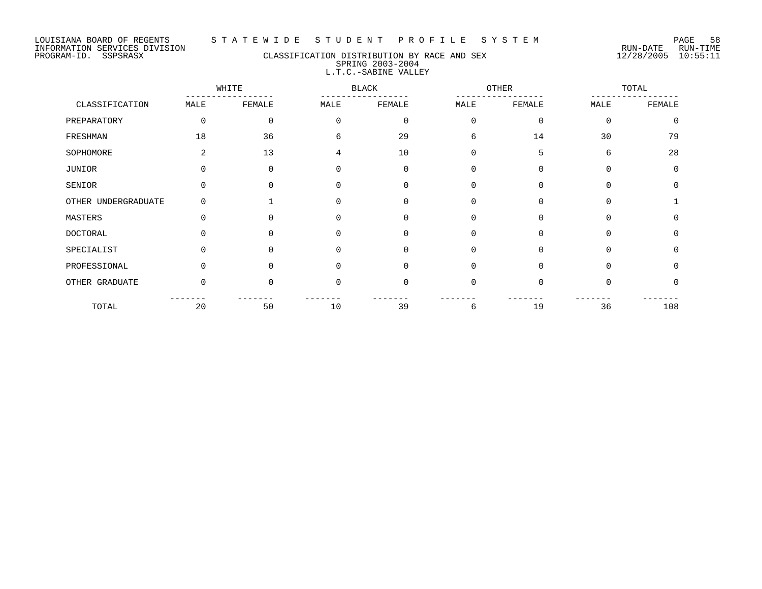LOUISIANA BOARD OF REGENTS — STATEWIDE STUDENT PROFILE SYSTEM
INFORMATION SERVICES DIVISION — RUN-DATE 12/28/2005 RUN-TIME 10:55:11
PROGRAM-ID. SSPSRASX

## CLASSIFICATION DISTRIBUTION BY RACE AND SEX
### SPRING 2003-2004
### L.T.C.-SABINE VALLEY

| CLASSIFICATION | WHITE | | BLACK | | OTHER | | TOTAL | |
|---|---|---|---|---|---|---|---|---|
| | MALE | FEMALE | MALE | FEMALE | MALE | FEMALE | MALE | FEMALE |
| PREPARATORY | 0 | 0 | 0 | 0 | 0 | 0 | 0 | 0 |
| FRESHMAN | 18 | 36 | 6 | 29 | 6 | 14 | 30 | 79 |
| SOPHOMORE | 2 | 13 | 4 | 10 | 0 | 5 | 6 | 28 |
| JUNIOR | 0 | 0 | 0 | 0 | 0 | 0 | 0 | 0 |
| SENIOR | 0 | 0 | 0 | 0 | 0 | 0 | 0 | 0 |
| OTHER UNDERGRADUATE | 0 | 1 | 0 | 0 | 0 | 0 | 0 | 1 |
| MASTERS | 0 | 0 | 0 | 0 | 0 | 0 | 0 | 0 |
| DOCTORAL | 0 | 0 | 0 | 0 | 0 | 0 | 0 | 0 |
| SPECIALIST | 0 | 0 | 0 | 0 | 0 | 0 | 0 | 0 |
| PROFESSIONAL | 0 | 0 | 0 | 0 | 0 | 0 | 0 | 0 |
| OTHER GRADUATE | 0 | 0 | 0 | 0 | 0 | 0 | 0 | 0 |
| TOTAL | 20 | 50 | 10 | 39 | 6 | 19 | 36 | 108 |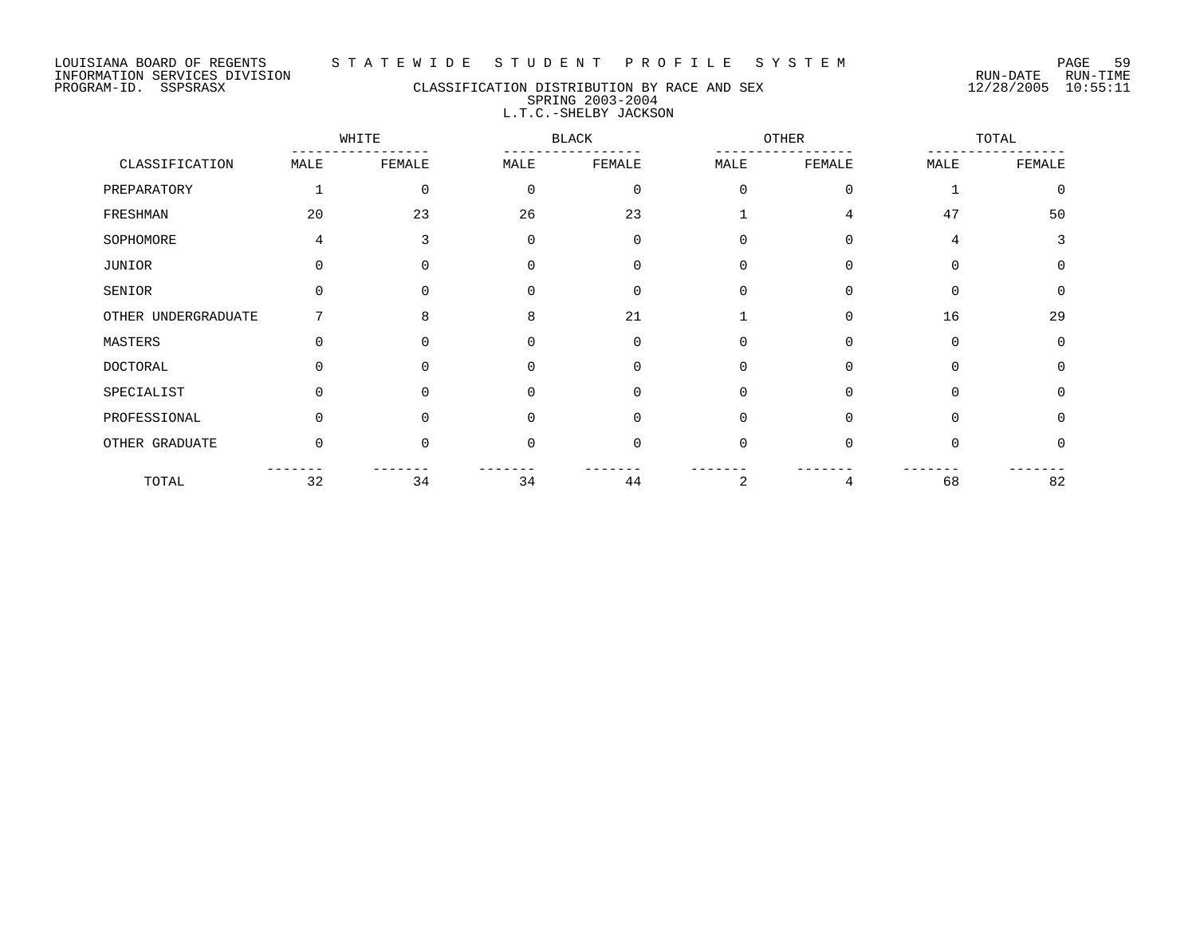LOUISIANA BOARD OF REGENTS — STATEWIDE STUDENT PROFILE SYSTEM
INFORMATION SERVICES DIVISION — RUN-DATE 12/28/2005 RUN-TIME 10:55:11
PROGRAM-ID. SSPSRASX

## CLASSIFICATION DISTRIBUTION BY RACE AND SEX
### SPRING 2003-2004
### L.T.C.-SHELBY JACKSON

| CLASSIFICATION | WHITE | | BLACK | | OTHER | | TOTAL | |
|---|---|---|---|---|---|---|---|---|
| | MALE | FEMALE | MALE | FEMALE | MALE | FEMALE | MALE | FEMALE |
| PREPARATORY | 1 | 0 | 0 | 0 | 0 | 0 | 1 | 0 |
| FRESHMAN | 20 | 23 | 26 | 23 | 1 | 4 | 47 | 50 |
| SOPHOMORE | 4 | 3 | 0 | 0 | 0 | 0 | 4 | 3 |
| JUNIOR | 0 | 0 | 0 | 0 | 0 | 0 | 0 | 0 |
| SENIOR | 0 | 0 | 0 | 0 | 0 | 0 | 0 | 0 |
| OTHER UNDERGRADUATE | 7 | 8 | 8 | 21 | 1 | 0 | 16 | 29 |
| MASTERS | 0 | 0 | 0 | 0 | 0 | 0 | 0 | 0 |
| DOCTORAL | 0 | 0 | 0 | 0 | 0 | 0 | 0 | 0 |
| SPECIALIST | 0 | 0 | 0 | 0 | 0 | 0 | 0 | 0 |
| PROFESSIONAL | 0 | 0 | 0 | 0 | 0 | 0 | 0 | 0 |
| OTHER GRADUATE | 0 | 0 | 0 | 0 | 0 | 0 | 0 | 0 |
| TOTAL | 32 | 34 | 34 | 44 | 2 | 4 | 68 | 82 |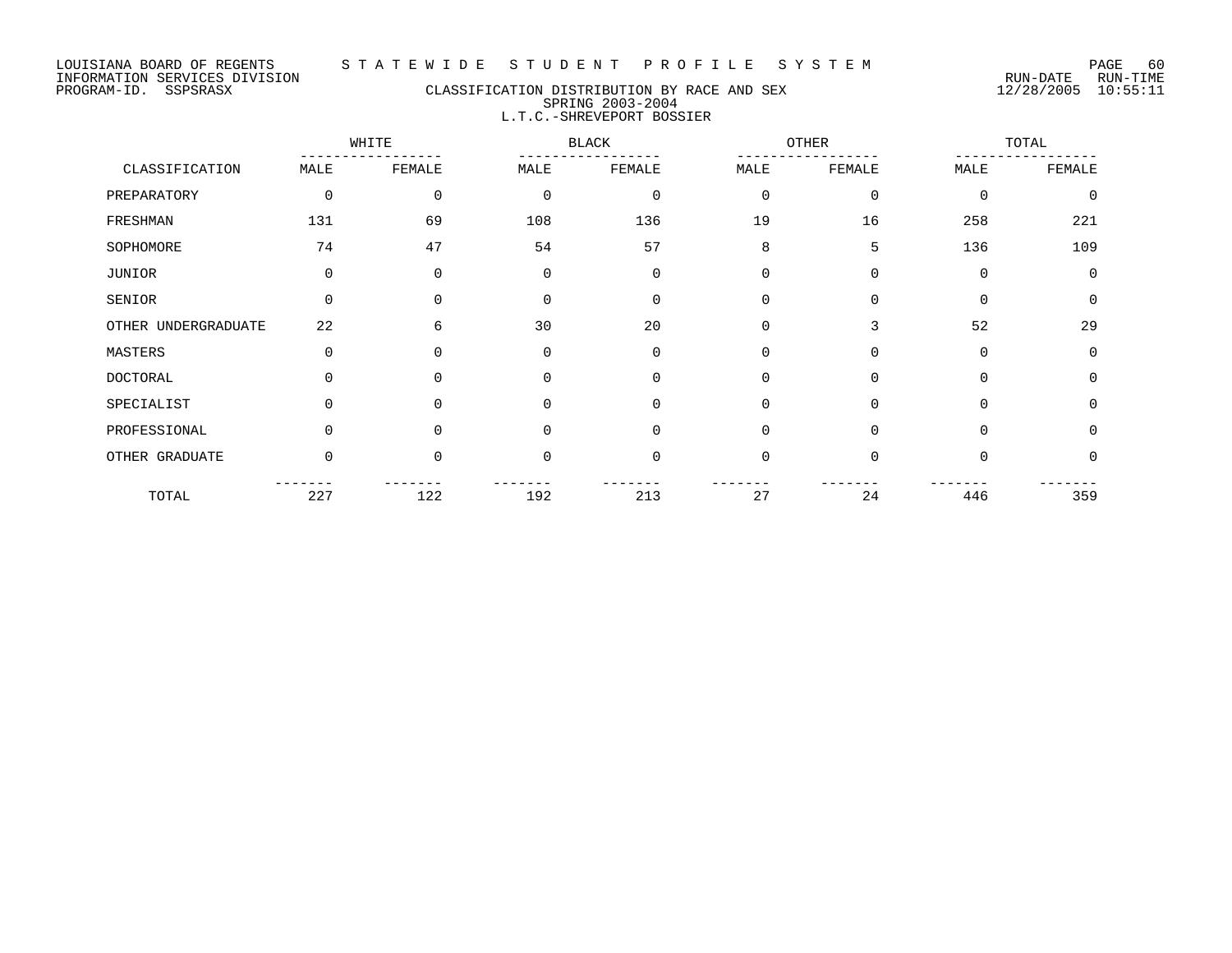LOUISIANA BOARD OF REGENTS — STATEWIDE STUDENT PROFILE SYSTEM
INFORMATION SERVICES DIVISION — RUN-DATE 12/28/2005 RUN-TIME 10:55:11
PROGRAM-ID. SSPSRASX

## CLASSIFICATION DISTRIBUTION BY RACE AND SEX
### SPRING 2003-2004
### L.T.C.-SHREVEPORT BOSSIER

| CLASSIFICATION | WHITE | | BLACK | | OTHER | | TOTAL | |
|---|---|---|---|---|---|---|---|---|
| | MALE | FEMALE | MALE | FEMALE | MALE | FEMALE | MALE | FEMALE |
| PREPARATORY | 0 | 0 | 0 | 0 | 0 | 0 | 0 | 0 |
| FRESHMAN | 131 | 69 | 108 | 136 | 19 | 16 | 258 | 221 |
| SOPHOMORE | 74 | 47 | 54 | 57 | 8 | 5 | 136 | 109 |
| JUNIOR | 0 | 0 | 0 | 0 | 0 | 0 | 0 | 0 |
| SENIOR | 0 | 0 | 0 | 0 | 0 | 0 | 0 | 0 |
| OTHER UNDERGRADUATE | 22 | 6 | 30 | 20 | 0 | 3 | 52 | 29 |
| MASTERS | 0 | 0 | 0 | 0 | 0 | 0 | 0 | 0 |
| DOCTORAL | 0 | 0 | 0 | 0 | 0 | 0 | 0 | 0 |
| SPECIALIST | 0 | 0 | 0 | 0 | 0 | 0 | 0 | 0 |
| PROFESSIONAL | 0 | 0 | 0 | 0 | 0 | 0 | 0 | 0 |
| OTHER GRADUATE | 0 | 0 | 0 | 0 | 0 | 0 | 0 | 0 |
| TOTAL | 227 | 122 | 192 | 213 | 27 | 24 | 446 | 359 |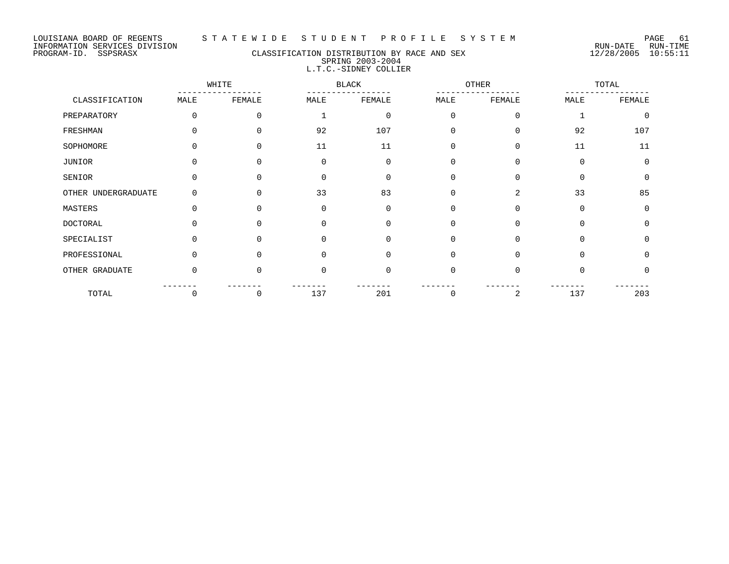LOUISIANA BOARD OF REGENTS — STATEWIDE STUDENT PROFILE SYSTEM
INFORMATION SERVICES DIVISION — RUN-DATE 12/28/2005 RUN-TIME 10:55:11
PROGRAM-ID. SSPSRASX

## CLASSIFICATION DISTRIBUTION BY RACE AND SEX
### SPRING 2003-2004
### L.T.C.-SIDNEY COLLIER

| CLASSIFICATION | WHITE | | BLACK | | OTHER | | TOTAL | |
|---|---|---|---|---|---|---|---|---|
| | MALE | FEMALE | MALE | FEMALE | MALE | FEMALE | MALE | FEMALE |
| PREPARATORY | 0 | 0 | 1 | 0 | 0 | 0 | 1 | 0 |
| FRESHMAN | 0 | 0 | 92 | 107 | 0 | 0 | 92 | 107 |
| SOPHOMORE | 0 | 0 | 11 | 11 | 0 | 0 | 11 | 11 |
| JUNIOR | 0 | 0 | 0 | 0 | 0 | 0 | 0 | 0 |
| SENIOR | 0 | 0 | 0 | 0 | 0 | 0 | 0 | 0 |
| OTHER UNDERGRADUATE | 0 | 0 | 33 | 83 | 0 | 2 | 33 | 85 |
| MASTERS | 0 | 0 | 0 | 0 | 0 | 0 | 0 | 0 |
| DOCTORAL | 0 | 0 | 0 | 0 | 0 | 0 | 0 | 0 |
| SPECIALIST | 0 | 0 | 0 | 0 | 0 | 0 | 0 | 0 |
| PROFESSIONAL | 0 | 0 | 0 | 0 | 0 | 0 | 0 | 0 |
| OTHER GRADUATE | 0 | 0 | 0 | 0 | 0 | 0 | 0 | 0 |
| TOTAL | 0 | 0 | 137 | 201 | 0 | 2 | 137 | 203 |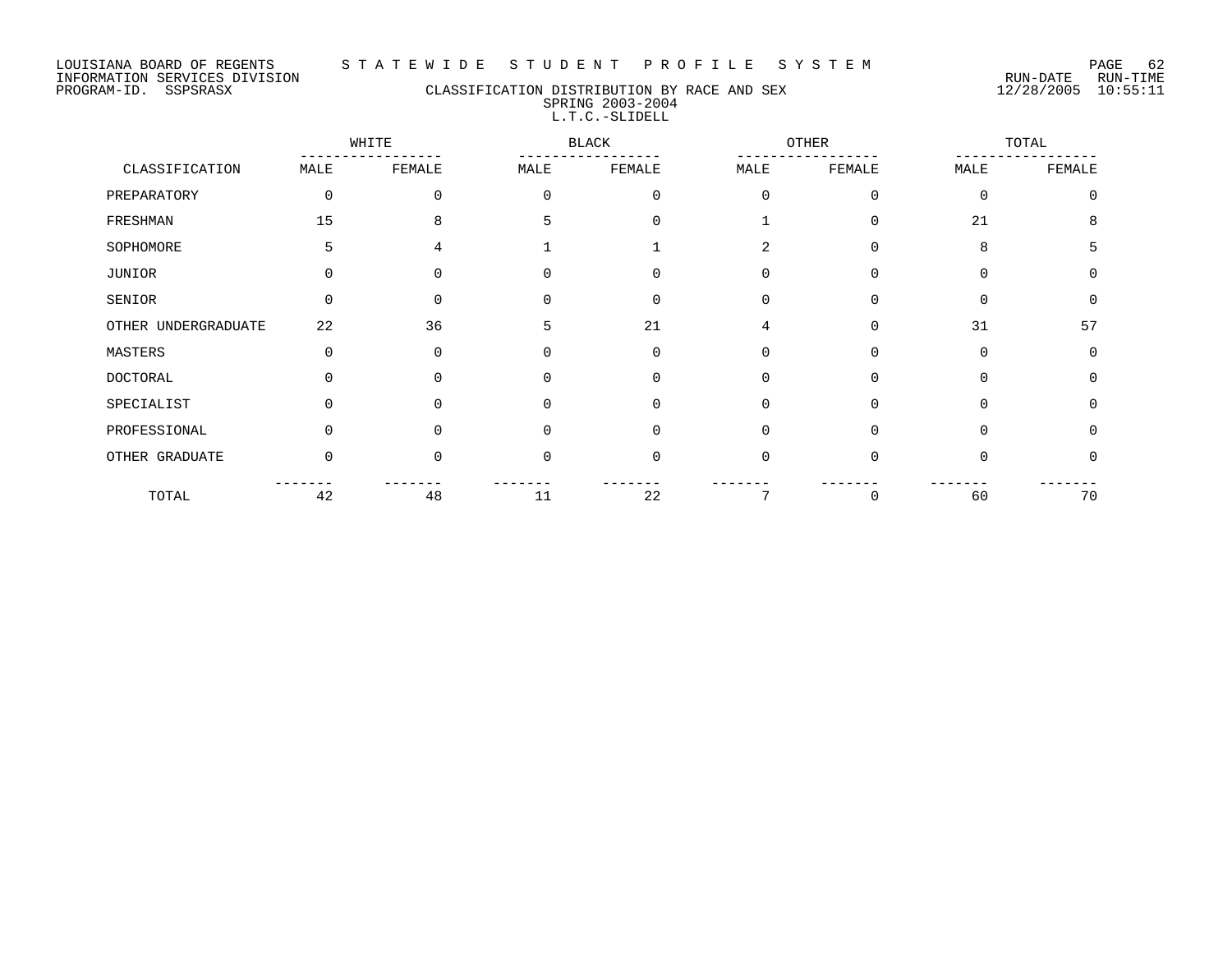LOUISIANA BOARD OF REGENTS — STATEWIDE STUDENT PROFILE SYSTEM

INFORMATION SERVICES DIVISION — RUN-DATE 12/28/2005 RUN-TIME 10:55:11

PROGRAM-ID. SSPSRASX

## CLASSIFICATION DISTRIBUTION BY RACE AND SEX
### SPRING 2003-2004
### L.T.C.-SLIDELL

| CLASSIFICATION | WHITE | | BLACK | | OTHER | | TOTAL | |
|---|---|---|---|---|---|---|---|---|
| | MALE | FEMALE | MALE | FEMALE | MALE | FEMALE | MALE | FEMALE |
| PREPARATORY | 0 | 0 | 0 | 0 | 0 | 0 | 0 | 0 |
| FRESHMAN | 15 | 8 | 5 | 0 | 1 | 0 | 21 | 8 |
| SOPHOMORE | 5 | 4 | 1 | 1 | 2 | 0 | 8 | 5 |
| JUNIOR | 0 | 0 | 0 | 0 | 0 | 0 | 0 | 0 |
| SENIOR | 0 | 0 | 0 | 0 | 0 | 0 | 0 | 0 |
| OTHER UNDERGRADUATE | 22 | 36 | 5 | 21 | 4 | 0 | 31 | 57 |
| MASTERS | 0 | 0 | 0 | 0 | 0 | 0 | 0 | 0 |
| DOCTORAL | 0 | 0 | 0 | 0 | 0 | 0 | 0 | 0 |
| SPECIALIST | 0 | 0 | 0 | 0 | 0 | 0 | 0 | 0 |
| PROFESSIONAL | 0 | 0 | 0 | 0 | 0 | 0 | 0 | 0 |
| OTHER GRADUATE | 0 | 0 | 0 | 0 | 0 | 0 | 0 | 0 |
| TOTAL | 42 | 48 | 11 | 22 | 7 | 0 | 60 | 70 |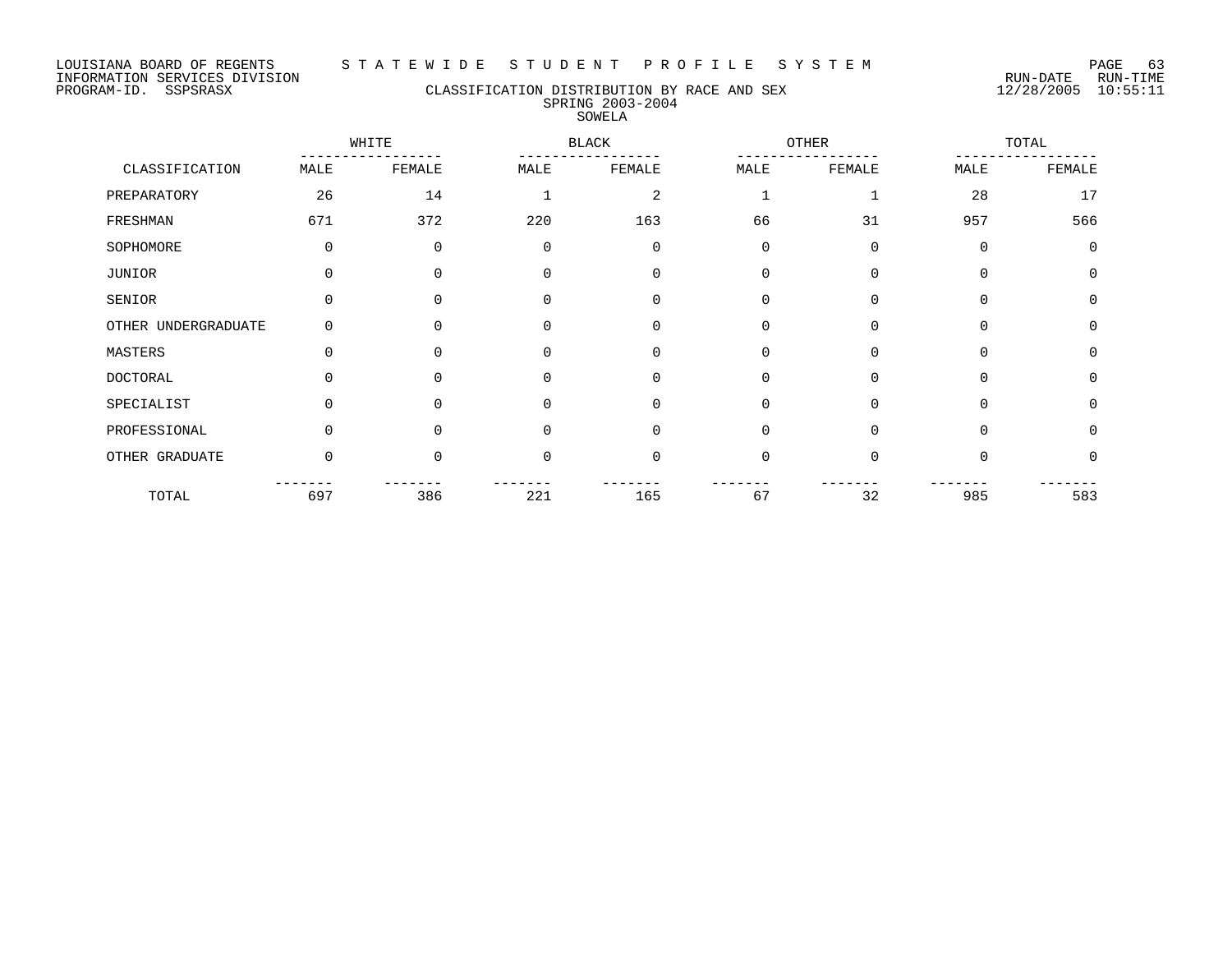LOUISIANA BOARD OF REGENTS — STATEWIDE STUDENT PROFILE SYSTEM
INFORMATION SERVICES DIVISION — RUN-DATE 12/28/2005 RUN-TIME 10:55:11
PROGRAM-ID. SSPSRASX

# CLASSIFICATION DISTRIBUTION BY RACE AND SEX
## SPRING 2003-2004
## SOWELA

| CLASSIFICATION | WHITE | | BLACK | | OTHER | | TOTAL | |
|---|---|---|---|---|---|---|---|---|
| | MALE | FEMALE | MALE | FEMALE | MALE | FEMALE | MALE | FEMALE |
| PREPARATORY | 26 | 14 | 1 | 2 | 1 | 1 | 28 | 17 |
| FRESHMAN | 671 | 372 | 220 | 163 | 66 | 31 | 957 | 566 |
| SOPHOMORE | 0 | 0 | 0 | 0 | 0 | 0 | 0 | 0 |
| JUNIOR | 0 | 0 | 0 | 0 | 0 | 0 | 0 | 0 |
| SENIOR | 0 | 0 | 0 | 0 | 0 | 0 | 0 | 0 |
| OTHER UNDERGRADUATE | 0 | 0 | 0 | 0 | 0 | 0 | 0 | 0 |
| MASTERS | 0 | 0 | 0 | 0 | 0 | 0 | 0 | 0 |
| DOCTORAL | 0 | 0 | 0 | 0 | 0 | 0 | 0 | 0 |
| SPECIALIST | 0 | 0 | 0 | 0 | 0 | 0 | 0 | 0 |
| PROFESSIONAL | 0 | 0 | 0 | 0 | 0 | 0 | 0 | 0 |
| OTHER GRADUATE | 0 | 0 | 0 | 0 | 0 | 0 | 0 | 0 |
| TOTAL | 697 | 386 | 221 | 165 | 67 | 32 | 985 | 583 |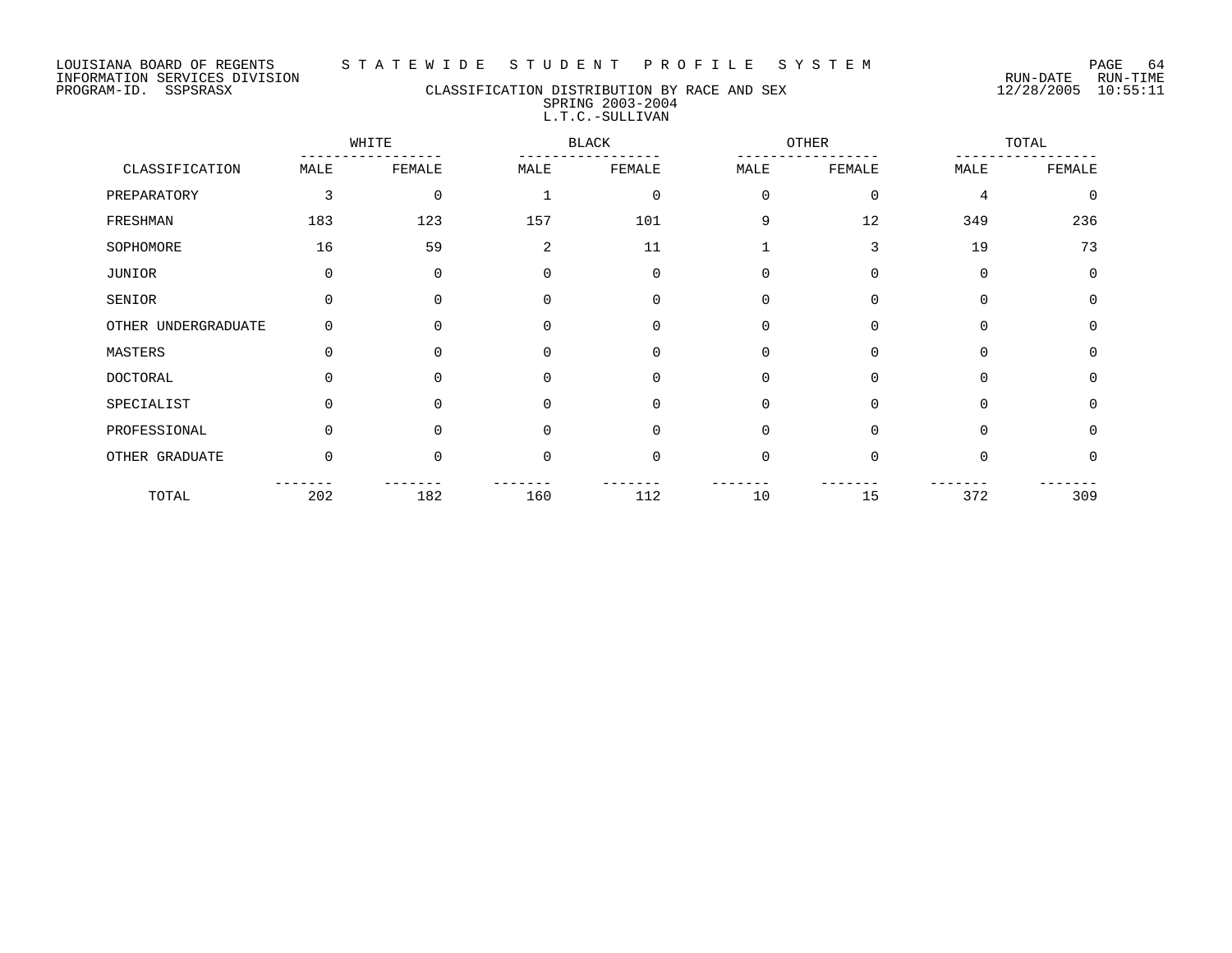LOUISIANA BOARD OF REGENTS — STATEWIDE STUDENT PROFILE SYSTEM
INFORMATION SERVICES DIVISION — RUN-DATE 12/28/2005 RUN-TIME 10:55:11
PROGRAM-ID. SSPSRASX

# CLASSIFICATION DISTRIBUTION BY RACE AND SEX
## SPRING 2003-2004
## L.T.C.-SULLIVAN

| CLASSIFICATION | WHITE | | BLACK | | OTHER | | TOTAL | |
|---|---|---|---|---|---|---|---|---|
| | MALE | FEMALE | MALE | FEMALE | MALE | FEMALE | MALE | FEMALE |
| PREPARATORY | 3 | 0 | 1 | 0 | 0 | 0 | 4 | 0 |
| FRESHMAN | 183 | 123 | 157 | 101 | 9 | 12 | 349 | 236 |
| SOPHOMORE | 16 | 59 | 2 | 11 | 1 | 3 | 19 | 73 |
| JUNIOR | 0 | 0 | 0 | 0 | 0 | 0 | 0 | 0 |
| SENIOR | 0 | 0 | 0 | 0 | 0 | 0 | 0 | 0 |
| OTHER UNDERGRADUATE | 0 | 0 | 0 | 0 | 0 | 0 | 0 | 0 |
| MASTERS | 0 | 0 | 0 | 0 | 0 | 0 | 0 | 0 |
| DOCTORAL | 0 | 0 | 0 | 0 | 0 | 0 | 0 | 0 |
| SPECIALIST | 0 | 0 | 0 | 0 | 0 | 0 | 0 | 0 |
| PROFESSIONAL | 0 | 0 | 0 | 0 | 0 | 0 | 0 | 0 |
| OTHER GRADUATE | 0 | 0 | 0 | 0 | 0 | 0 | 0 | 0 |
| TOTAL | 202 | 182 | 160 | 112 | 10 | 15 | 372 | 309 |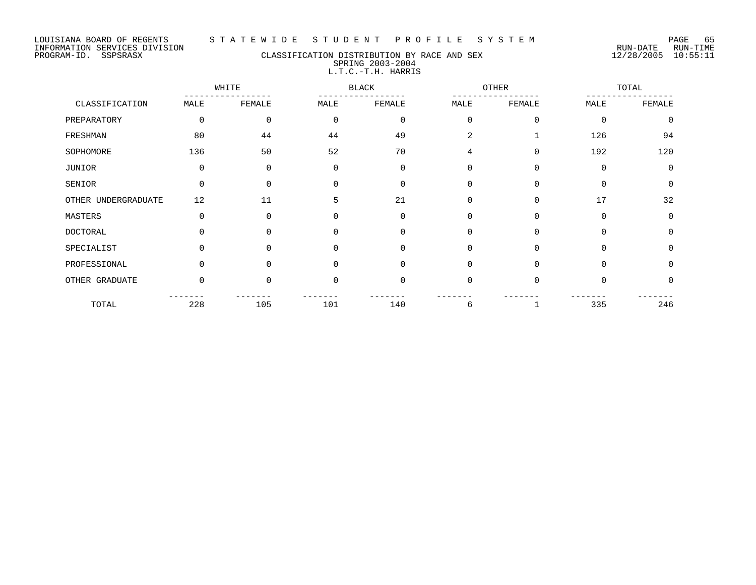LOUISIANA BOARD OF REGENTS S T A T E W I D E S T U D E N T P R O F I L E S Y S T E M
INFORMATION SERVICES DIVISION RUN-DATE RUN-TIME
PROGRAM-ID. SSPSRASX 12/28/2005 10:55:11

## CLASSIFICATION DISTRIBUTION BY RACE AND SEX
### SPRING 2003-2004
### L.T.C.-T.H. HARRIS

| CLASSIFICATION | WHITE | | BLACK | | OTHER | | TOTAL | |
|---|---|---|---|---|---|---|---|---|
| | MALE | FEMALE | MALE | FEMALE | MALE | FEMALE | MALE | FEMALE |
| PREPARATORY | 0 | 0 | 0 | 0 | 0 | 0 | 0 | 0 |
| FRESHMAN | 80 | 44 | 44 | 49 | 2 | 1 | 126 | 94 |
| SOPHOMORE | 136 | 50 | 52 | 70 | 4 | 0 | 192 | 120 |
| JUNIOR | 0 | 0 | 0 | 0 | 0 | 0 | 0 | 0 |
| SENIOR | 0 | 0 | 0 | 0 | 0 | 0 | 0 | 0 |
| OTHER UNDERGRADUATE | 12 | 11 | 5 | 21 | 0 | 0 | 17 | 32 |
| MASTERS | 0 | 0 | 0 | 0 | 0 | 0 | 0 | 0 |
| DOCTORAL | 0 | 0 | 0 | 0 | 0 | 0 | 0 | 0 |
| SPECIALIST | 0 | 0 | 0 | 0 | 0 | 0 | 0 | 0 |
| PROFESSIONAL | 0 | 0 | 0 | 0 | 0 | 0 | 0 | 0 |
| OTHER GRADUATE | 0 | 0 | 0 | 0 | 0 | 0 | 0 | 0 |
| TOTAL | 228 | 105 | 101 | 140 | 6 | 1 | 335 | 246 |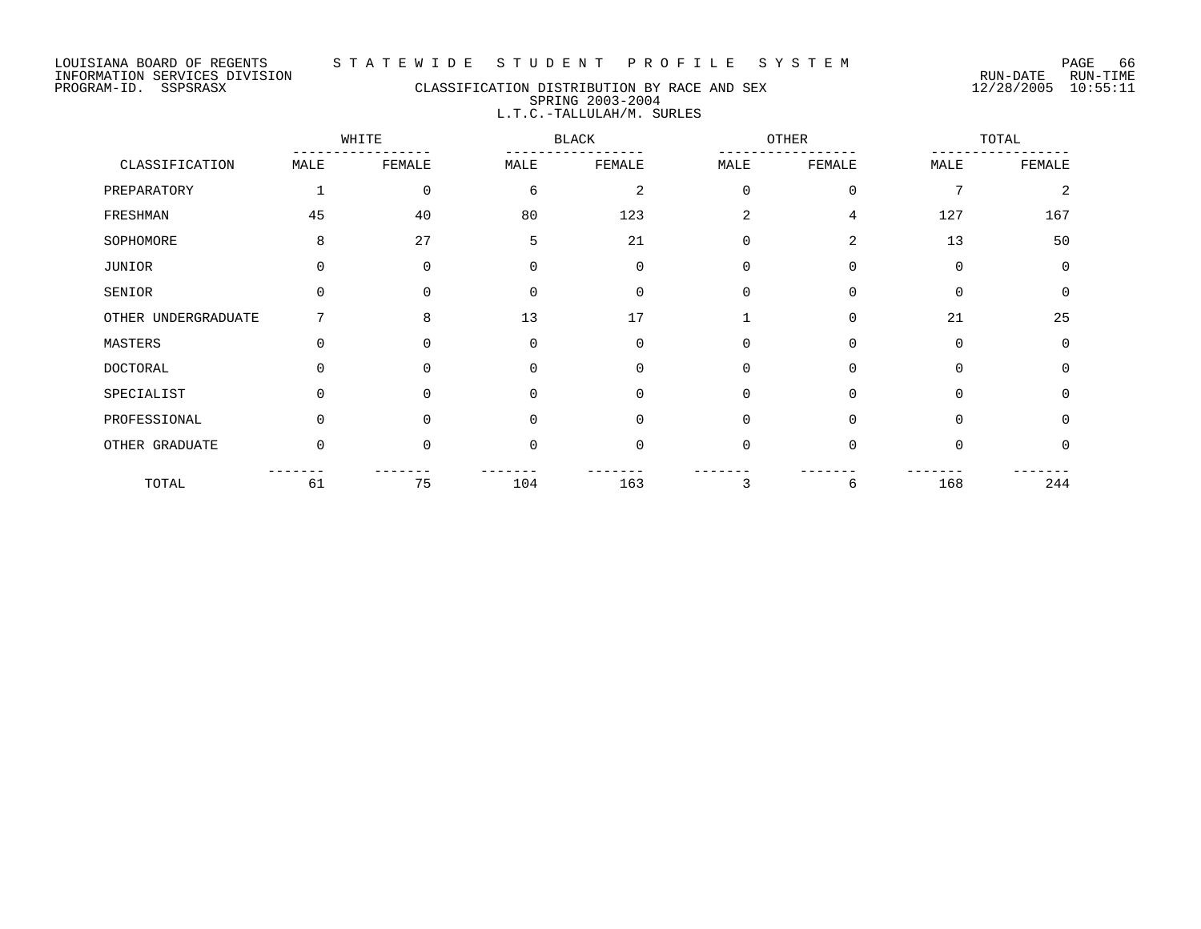LOUISIANA BOARD OF REGENTS — STATEWIDE STUDENT PROFILE SYSTEM
INFORMATION SERVICES DIVISION — RUN-DATE 12/28/2005 RUN-TIME 10:55:11
PROGRAM-ID. SSPSRASX

## CLASSIFICATION DISTRIBUTION BY RACE AND SEX
### SPRING 2003-2004
### L.T.C.-TALLULAH/M. SURLES

| CLASSIFICATION | WHITE | | BLACK | | OTHER | | TOTAL | |
|---|---|---|---|---|---|---|---|---|
| | MALE | FEMALE | MALE | FEMALE | MALE | FEMALE | MALE | FEMALE |
| PREPARATORY | 1 | 0 | 6 | 2 | 0 | 0 | 7 | 2 |
| FRESHMAN | 45 | 40 | 80 | 123 | 2 | 4 | 127 | 167 |
| SOPHOMORE | 8 | 27 | 5 | 21 | 0 | 2 | 13 | 50 |
| JUNIOR | 0 | 0 | 0 | 0 | 0 | 0 | 0 | 0 |
| SENIOR | 0 | 0 | 0 | 0 | 0 | 0 | 0 | 0 |
| OTHER UNDERGRADUATE | 7 | 8 | 13 | 17 | 1 | 0 | 21 | 25 |
| MASTERS | 0 | 0 | 0 | 0 | 0 | 0 | 0 | 0 |
| DOCTORAL | 0 | 0 | 0 | 0 | 0 | 0 | 0 | 0 |
| SPECIALIST | 0 | 0 | 0 | 0 | 0 | 0 | 0 | 0 |
| PROFESSIONAL | 0 | 0 | 0 | 0 | 0 | 0 | 0 | 0 |
| OTHER GRADUATE | 0 | 0 | 0 | 0 | 0 | 0 | 0 | 0 |
| TOTAL | 61 | 75 | 104 | 163 | 3 | 6 | 168 | 244 |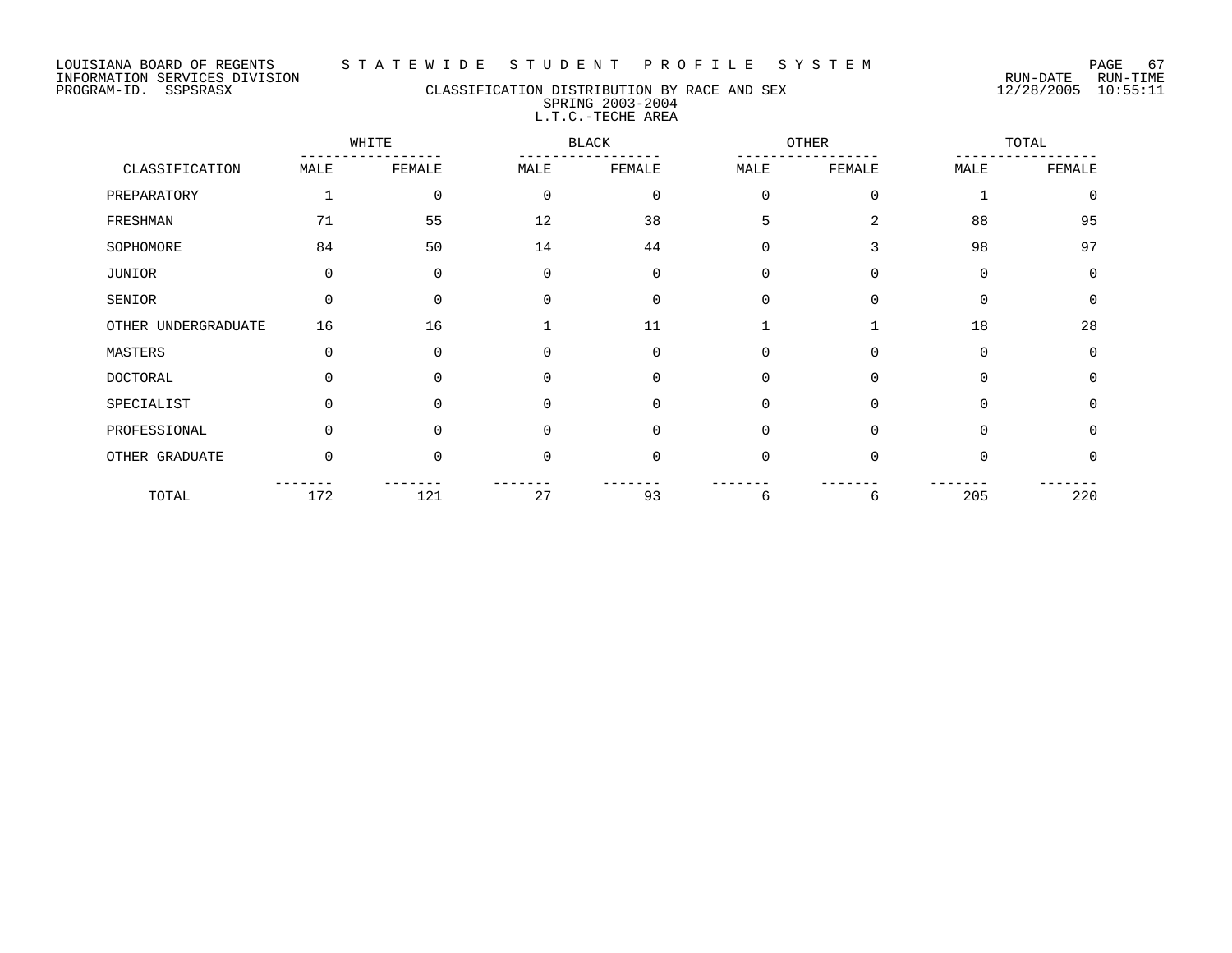LOUISIANA BOARD OF REGENTS — STATEWIDE STUDENT PROFILE SYSTEM
INFORMATION SERVICES DIVISION
PROGRAM-ID. SSPSRASX

RUN-DATE 12/28/2005 RUN-TIME 10:55:11

## CLASSIFICATION DISTRIBUTION BY RACE AND SEX
### SPRING 2003-2004
### L.T.C.-TECHE AREA

| CLASSIFICATION | WHITE | | BLACK | | OTHER | | TOTAL | |
|---|---|---|---|---|---|---|---|---|
| | MALE | FEMALE | MALE | FEMALE | MALE | FEMALE | MALE | FEMALE |
| PREPARATORY | 1 | 0 | 0 | 0 | 0 | 0 | 1 | 0 |
| FRESHMAN | 71 | 55 | 12 | 38 | 5 | 2 | 88 | 95 |
| SOPHOMORE | 84 | 50 | 14 | 44 | 0 | 3 | 98 | 97 |
| JUNIOR | 0 | 0 | 0 | 0 | 0 | 0 | 0 | 0 |
| SENIOR | 0 | 0 | 0 | 0 | 0 | 0 | 0 | 0 |
| OTHER UNDERGRADUATE | 16 | 16 | 1 | 11 | 1 | 1 | 18 | 28 |
| MASTERS | 0 | 0 | 0 | 0 | 0 | 0 | 0 | 0 |
| DOCTORAL | 0 | 0 | 0 | 0 | 0 | 0 | 0 | 0 |
| SPECIALIST | 0 | 0 | 0 | 0 | 0 | 0 | 0 | 0 |
| PROFESSIONAL | 0 | 0 | 0 | 0 | 0 | 0 | 0 | 0 |
| OTHER GRADUATE | 0 | 0 | 0 | 0 | 0 | 0 | 0 | 0 |
| TOTAL | 172 | 121 | 27 | 93 | 6 | 6 | 205 | 220 |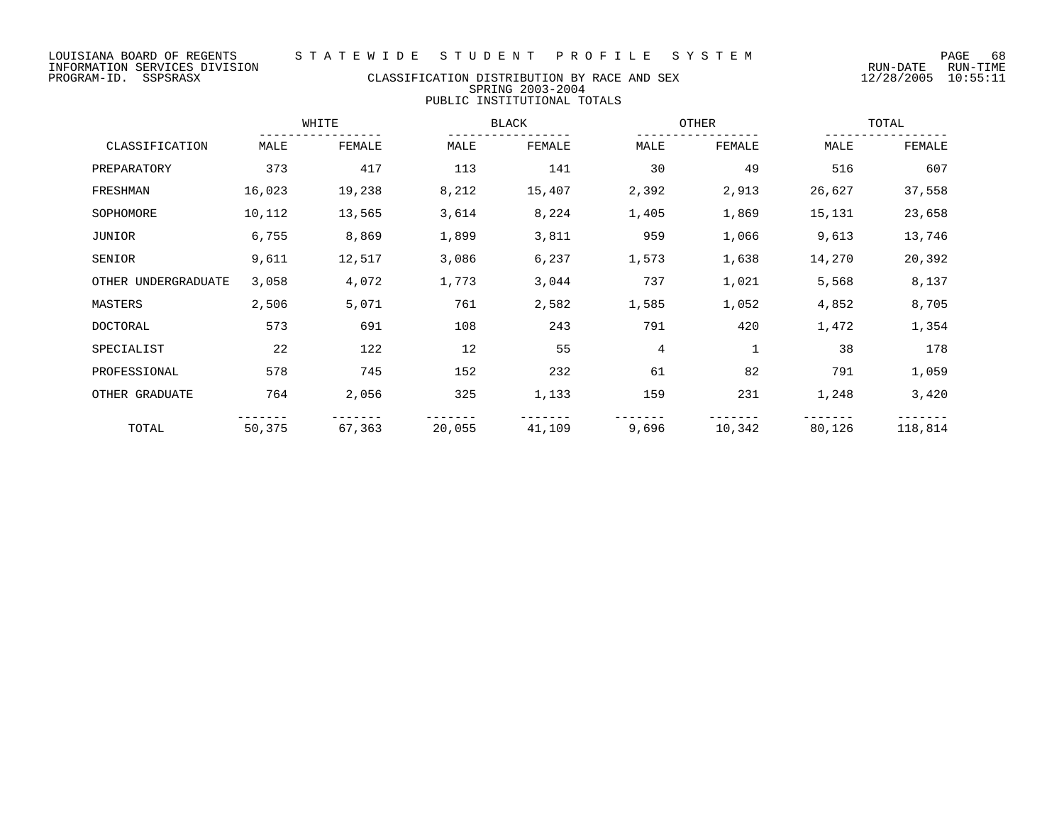LOUISIANA BOARD OF REGENTS — STATEWIDE STUDENT PROFILE SYSTEM

INFORMATION SERVICES DIVISION

PROGRAM-ID. SSPSRASX

RUN-DATE 12/28/2005 RUN-TIME 10:55:11

## CLASSIFICATION DISTRIBUTION BY RACE AND SEX
### SPRING 2003-2004
### PUBLIC INSTITUTIONAL TOTALS

| | WHITE | | BLACK | | OTHER | | TOTAL | |
|---|---|---|---|---|---|---|---|---|
| CLASSIFICATION | MALE | FEMALE | MALE | FEMALE | MALE | FEMALE | MALE | FEMALE |
| PREPARATORY | 373 | 417 | 113 | 141 | 30 | 49 | 516 | 607 |
| FRESHMAN | 16,023 | 19,238 | 8,212 | 15,407 | 2,392 | 2,913 | 26,627 | 37,558 |
| SOPHOMORE | 10,112 | 13,565 | 3,614 | 8,224 | 1,405 | 1,869 | 15,131 | 23,658 |
| JUNIOR | 6,755 | 8,869 | 1,899 | 3,811 | 959 | 1,066 | 9,613 | 13,746 |
| SENIOR | 9,611 | 12,517 | 3,086 | 6,237 | 1,573 | 1,638 | 14,270 | 20,392 |
| OTHER UNDERGRADUATE | 3,058 | 4,072 | 1,773 | 3,044 | 737 | 1,021 | 5,568 | 8,137 |
| MASTERS | 2,506 | 5,071 | 761 | 2,582 | 1,585 | 1,052 | 4,852 | 8,705 |
| DOCTORAL | 573 | 691 | 108 | 243 | 791 | 420 | 1,472 | 1,354 |
| SPECIALIST | 22 | 122 | 12 | 55 | 4 | 1 | 38 | 178 |
| PROFESSIONAL | 578 | 745 | 152 | 232 | 61 | 82 | 791 | 1,059 |
| OTHER GRADUATE | 764 | 2,056 | 325 | 1,133 | 159 | 231 | 1,248 | 3,420 |
| TOTAL | 50,375 | 67,363 | 20,055 | 41,109 | 9,696 | 10,342 | 80,126 | 118,814 |